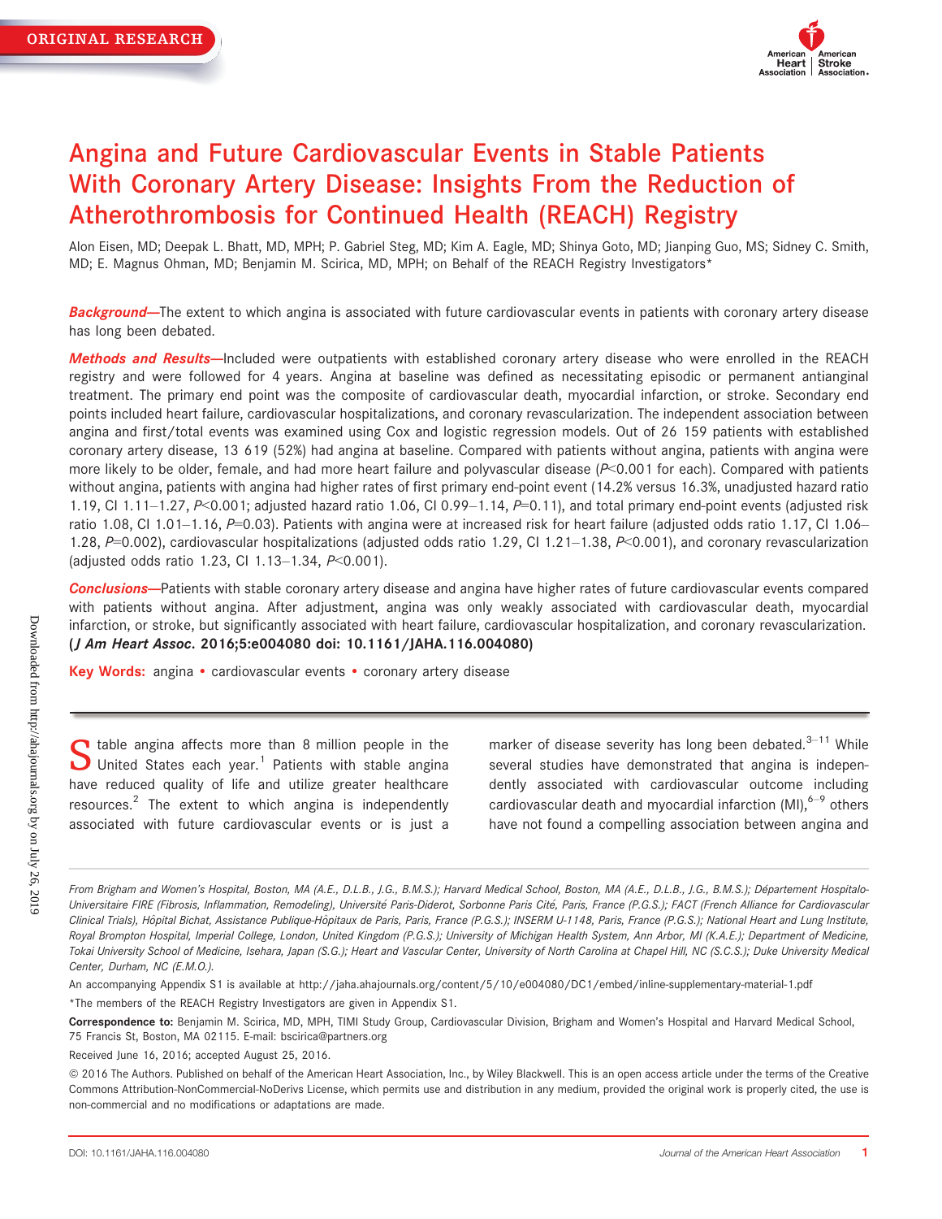ORIGINAL RESEARCH

# Angina and Future Cardiovascular Events in Stable Patients With Coronary Artery Disease: Insights From the Reduction of Atherothrombosis for Continued Health (REACH) Registry

Alon Eisen, MD; Deepak L. Bhatt, MD, MPH; P. Gabriel Steg, MD; Kim A. Eagle, MD; Shinya Goto, MD; Jianping Guo, MS; Sidney C. Smith, MD; E. Magnus Ohman, MD; Benjamin M. Scirica, MD, MPH; on Behalf of the REACH Registry Investigators*

***Background***—The extent to which angina is associated with future cardiovascular events in patients with coronary artery disease has long been debated.

***Methods and Results***—Included were outpatients with established coronary artery disease who were enrolled in the REACH registry and were followed for 4 years. Angina at baseline was defined as necessitating episodic or permanent antianginal treatment. The primary end point was the composite of cardiovascular death, myocardial infarction, or stroke. Secondary end points included heart failure, cardiovascular hospitalizations, and coronary revascularization. The independent association between angina and first/total events was examined using Cox and logistic regression models. Out of 26 159 patients with established coronary artery disease, 13 619 (52%) had angina at baseline. Compared with patients without angina, patients with angina were more likely to be older, female, and had more heart failure and polyvascular disease ($P<0.001$ for each). Compared with patients without angina, patients with angina had higher rates of first primary end-point event (14.2% versus 16.3%, unadjusted hazard ratio 1.19, CI 1.11–1.27, $P<0.001$; adjusted hazard ratio 1.06, CI 0.99–1.14, $P=0.11$), and total primary end-point events (adjusted risk ratio 1.08, CI 1.01–1.16, $P=0.03$). Patients with angina were at increased risk for heart failure (adjusted odds ratio 1.17, CI 1.06–1.28, $P=0.002$), cardiovascular hospitalizations (adjusted odds ratio 1.29, CI 1.21–1.38, $P<0.001$), and coronary revascularization (adjusted odds ratio 1.23, CI 1.13–1.34, $P<0.001$).

***Conclusions***—Patients with stable coronary artery disease and angina have higher rates of future cardiovascular events compared with patients without angina. After adjustment, angina was only weakly associated with cardiovascular death, myocardial infarction, or stroke, but significantly associated with heart failure, cardiovascular hospitalization, and coronary revascularization. **(*J Am Heart Assoc.* 2016;5:e004080 doi: 10.1161/JAHA.116.004080)**

**Key Words:** angina • cardiovascular events • coronary artery disease

Stable angina affects more than 8 million people in the United States each year.[1] Patients with stable angina have reduced quality of life and utilize greater healthcare resources.[2] The extent to which angina is independently associated with future cardiovascular events or is just a marker of disease severity has long been debated.[3–11] While several studies have demonstrated that angina is independently associated with cardiovascular outcome including cardiovascular death and myocardial infarction (MI),[6–9] others have not found a compelling association between angina and

*From Brigham and Women's Hospital, Boston, MA (A.E., D.L.B., J.G., B.M.S.); Harvard Medical School, Boston, MA (A.E., D.L.B., J.G., B.M.S.); Département Hospitalo-Universitaire FIRE (Fibrosis, Inflammation, Remodeling), Université Paris-Diderot, Sorbonne Paris Cité, Paris, France (P.G.S.); FACT (French Alliance for Cardiovascular Clinical Trials), Hôpital Bichat, Assistance Publique-Hôpitaux de Paris, Paris, France (P.G.S.); INSERM U-1148, Paris, France (P.G.S.); National Heart and Lung Institute, Royal Brompton Hospital, Imperial College, London, United Kingdom (P.G.S.); University of Michigan Health System, Ann Arbor, MI (K.A.E.); Department of Medicine, Tokai University School of Medicine, Isehara, Japan (S.G.); Heart and Vascular Center, University of North Carolina at Chapel Hill, NC (S.C.S.); Duke University Medical Center, Durham, NC (E.M.O.).*

An accompanying Appendix S1 is available at http://jaha.ahajournals.org/content/5/10/e004080/DC1/embed/inline-supplementary-material-1.pdf

*The members of the REACH Registry Investigators are given in Appendix S1.

**Correspondence to:** Benjamin M. Scirica, MD, MPH, TIMI Study Group, Cardiovascular Division, Brigham and Women's Hospital and Harvard Medical School, 75 Francis St, Boston, MA 02115. E-mail: bscirica@partners.org

Received June 16, 2016; accepted August 25, 2016.

© 2016 The Authors. Published on behalf of the American Heart Association, Inc., by Wiley Blackwell. This is an open access article under the terms of the Creative Commons Attribution-NonCommercial-NoDerivs License, which permits use and distribution in any medium, provided the original work is properly cited, the use is non-commercial and no modifications or adaptations are made.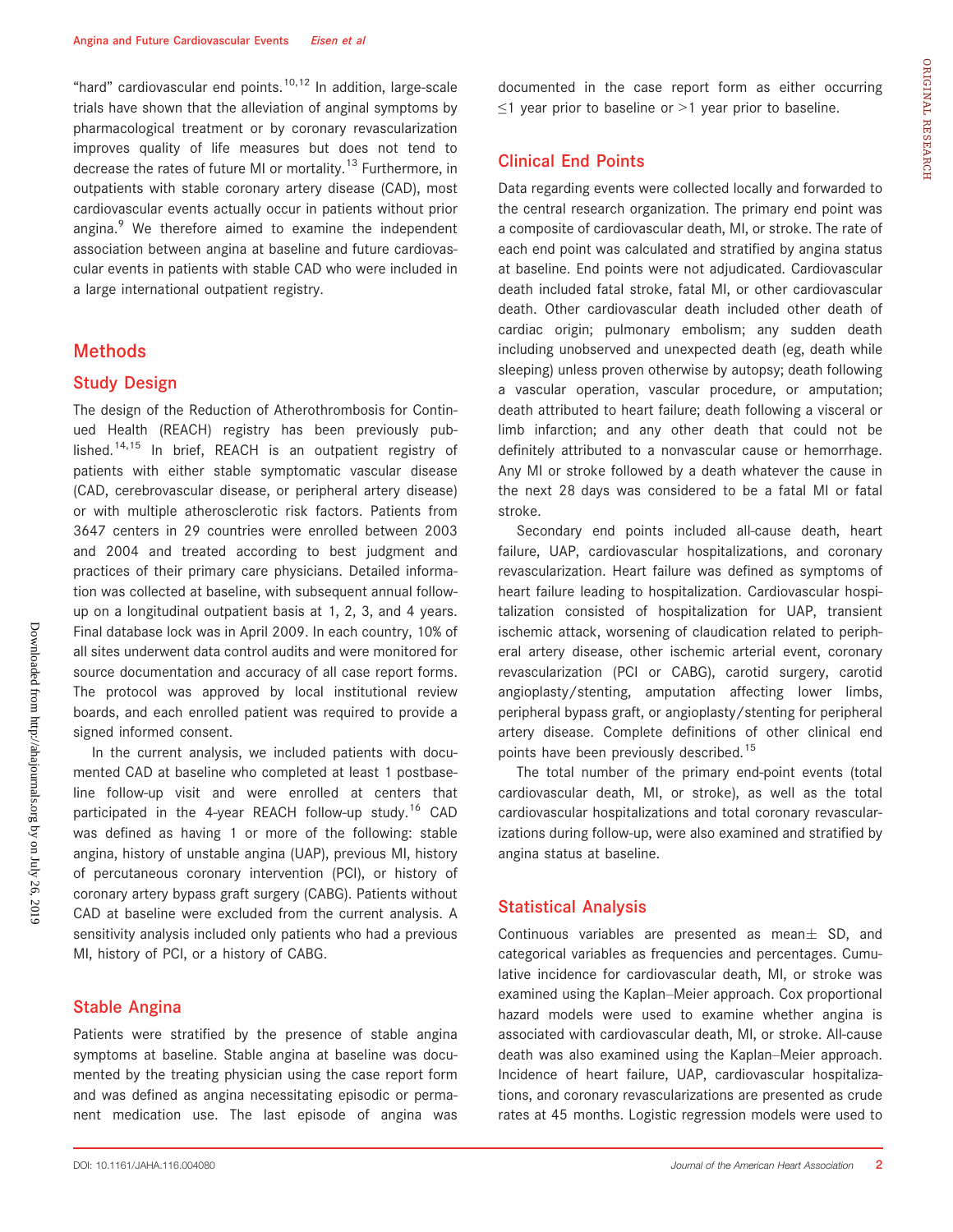"hard" cardiovascular end points.[10,12] In addition, large-scale trials have shown that the alleviation of anginal symptoms by pharmacological treatment or by coronary revascularization improves quality of life measures but does not tend to decrease the rates of future MI or mortality.[13] Furthermore, in outpatients with stable coronary artery disease (CAD), most cardiovascular events actually occur in patients without prior angina.[9] We therefore aimed to examine the independent association between angina at baseline and future cardiovascular events in patients with stable CAD who were included in a large international outpatient registry.

## Methods

### Study Design

The design of the Reduction of Atherothrombosis for Continued Health (REACH) registry has been previously published.[14,15] In brief, REACH is an outpatient registry of patients with either stable symptomatic vascular disease (CAD, cerebrovascular disease, or peripheral artery disease) or with multiple atherosclerotic risk factors. Patients from 3647 centers in 29 countries were enrolled between 2003 and 2004 and treated according to best judgment and practices of their primary care physicians. Detailed information was collected at baseline, with subsequent annual follow-up on a longitudinal outpatient basis at 1, 2, 3, and 4 years. Final database lock was in April 2009. In each country, 10% of all sites underwent data control audits and were monitored for source documentation and accuracy of all case report forms. The protocol was approved by local institutional review boards, and each enrolled patient was required to provide a signed informed consent.

In the current analysis, we included patients with documented CAD at baseline who completed at least 1 postbaseline follow-up visit and were enrolled at centers that participated in the 4-year REACH follow-up study.[16] CAD was defined as having 1 or more of the following: stable angina, history of unstable angina (UAP), previous MI, history of percutaneous coronary intervention (PCI), or history of coronary artery bypass graft surgery (CABG). Patients without CAD at baseline were excluded from the current analysis. A sensitivity analysis included only patients who had a previous MI, history of PCI, or a history of CABG.

### Stable Angina

Patients were stratified by the presence of stable angina symptoms at baseline. Stable angina at baseline was documented by the treating physician using the case report form and was defined as angina necessitating episodic or permanent medication use. The last episode of angina was documented in the case report form as either occurring ≤1 year prior to baseline or >1 year prior to baseline.

### Clinical End Points

Data regarding events were collected locally and forwarded to the central research organization. The primary end point was a composite of cardiovascular death, MI, or stroke. The rate of each end point was calculated and stratified by angina status at baseline. End points were not adjudicated. Cardiovascular death included fatal stroke, fatal MI, or other cardiovascular death. Other cardiovascular death included other death of cardiac origin; pulmonary embolism; any sudden death including unobserved and unexpected death (eg, death while sleeping) unless proven otherwise by autopsy; death following a vascular operation, vascular procedure, or amputation; death attributed to heart failure; death following a visceral or limb infarction; and any other death that could not be definitely attributed to a nonvascular cause or hemorrhage. Any MI or stroke followed by a death whatever the cause in the next 28 days was considered to be a fatal MI or fatal stroke.

Secondary end points included all-cause death, heart failure, UAP, cardiovascular hospitalizations, and coronary revascularization. Heart failure was defined as symptoms of heart failure leading to hospitalization. Cardiovascular hospitalization consisted of hospitalization for UAP, transient ischemic attack, worsening of claudication related to peripheral artery disease, other ischemic arterial event, coronary revascularization (PCI or CABG), carotid surgery, carotid angioplasty/stenting, amputation affecting lower limbs, peripheral bypass graft, or angioplasty/stenting for peripheral artery disease. Complete definitions of other clinical end points have been previously described.[15]

The total number of the primary end-point events (total cardiovascular death, MI, or stroke), as well as the total cardiovascular hospitalizations and total coronary revascularizations during follow-up, were also examined and stratified by angina status at baseline.

### Statistical Analysis

Continuous variables are presented as mean± SD, and categorical variables as frequencies and percentages. Cumulative incidence for cardiovascular death, MI, or stroke was examined using the Kaplan–Meier approach. Cox proportional hazard models were used to examine whether angina is associated with cardiovascular death, MI, or stroke. All-cause death was also examined using the Kaplan–Meier approach. Incidence of heart failure, UAP, cardiovascular hospitalizations, and coronary revascularizations are presented as crude rates at 45 months. Logistic regression models were used to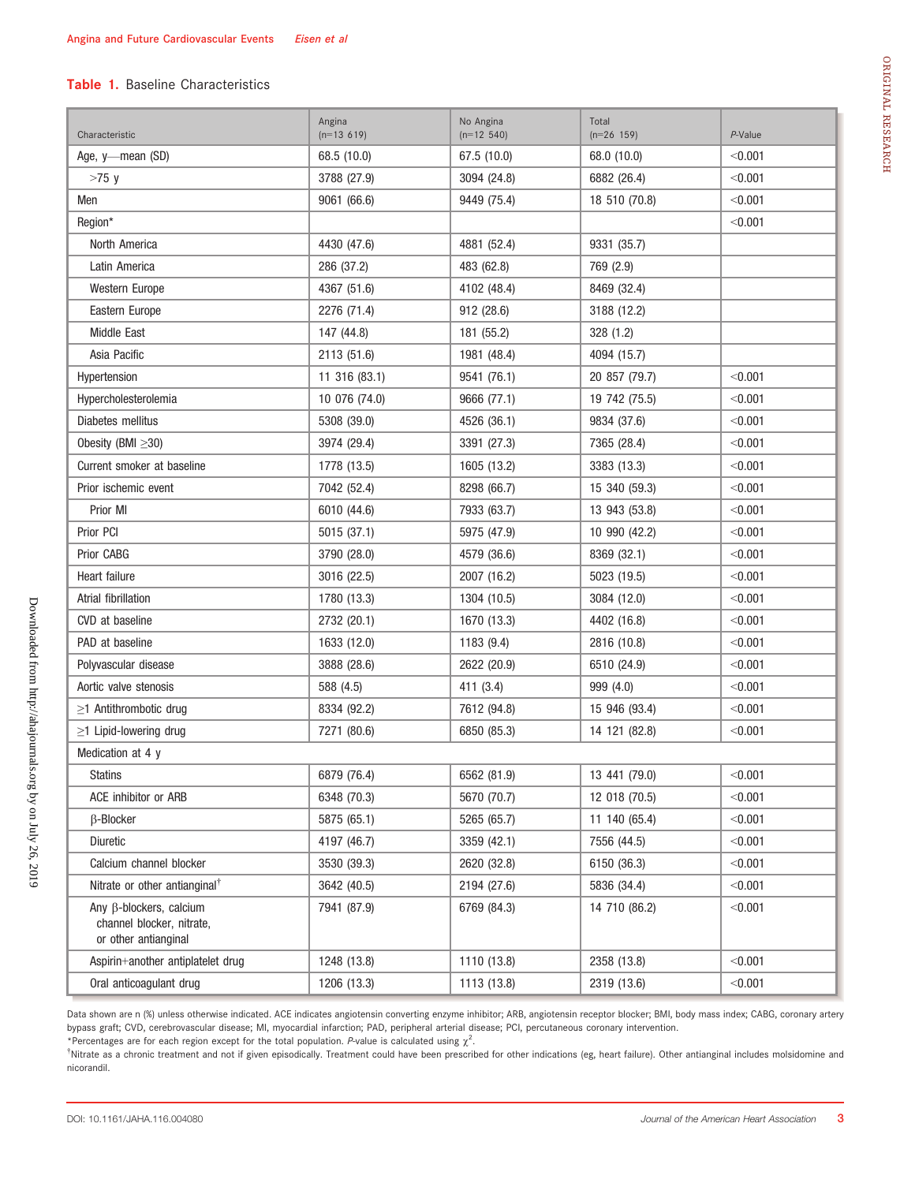**Table 1.** Baseline Characteristics

| Characteristic | Angina (n=13 619) | No Angina (n=12 540) | Total (n=26 159) | *P*-Value |
|---|---|---|---|---|
| Age, y—mean (SD) | 68.5 (10.0) | 67.5 (10.0) | 68.0 (10.0) | <0.001 |
| >75 y | 3788 (27.9) | 3094 (24.8) | 6882 (26.4) | <0.001 |
| Men | 9061 (66.6) | 9449 (75.4) | 18 510 (70.8) | <0.001 |
| Region* | | | | <0.001 |
| North America | 4430 (47.6) | 4881 (52.4) | 9331 (35.7) | |
| Latin America | 286 (37.2) | 483 (62.8) | 769 (2.9) | |
| Western Europe | 4367 (51.6) | 4102 (48.4) | 8469 (32.4) | |
| Eastern Europe | 2276 (71.4) | 912 (28.6) | 3188 (12.2) | |
| Middle East | 147 (44.8) | 181 (55.2) | 328 (1.2) | |
| Asia Pacific | 2113 (51.6) | 1981 (48.4) | 4094 (15.7) | |
| Hypertension | 11 316 (83.1) | 9541 (76.1) | 20 857 (79.7) | <0.001 |
| Hypercholesterolemia | 10 076 (74.0) | 9666 (77.1) | 19 742 (75.5) | <0.001 |
| Diabetes mellitus | 5308 (39.0) | 4526 (36.1) | 9834 (37.6) | <0.001 |
| Obesity (BMI ≥30) | 3974 (29.4) | 3391 (27.3) | 7365 (28.4) | <0.001 |
| Current smoker at baseline | 1778 (13.5) | 1605 (13.2) | 3383 (13.3) | <0.001 |
| Prior ischemic event | 7042 (52.4) | 8298 (66.7) | 15 340 (59.3) | <0.001 |
| Prior MI | 6010 (44.6) | 7933 (63.7) | 13 943 (53.8) | <0.001 |
| Prior PCI | 5015 (37.1) | 5975 (47.9) | 10 990 (42.2) | <0.001 |
| Prior CABG | 3790 (28.0) | 4579 (36.6) | 8369 (32.1) | <0.001 |
| Heart failure | 3016 (22.5) | 2007 (16.2) | 5023 (19.5) | <0.001 |
| Atrial fibrillation | 1780 (13.3) | 1304 (10.5) | 3084 (12.0) | <0.001 |
| CVD at baseline | 2732 (20.1) | 1670 (13.3) | 4402 (16.8) | <0.001 |
| PAD at baseline | 1633 (12.0) | 1183 (9.4) | 2816 (10.8) | <0.001 |
| Polyvascular disease | 3888 (28.6) | 2622 (20.9) | 6510 (24.9) | <0.001 |
| Aortic valve stenosis | 588 (4.5) | 411 (3.4) | 999 (4.0) | <0.001 |
| ≥1 Antithrombotic drug | 8334 (92.2) | 7612 (94.8) | 15 946 (93.4) | <0.001 |
| ≥1 Lipid-lowering drug | 7271 (80.6) | 6850 (85.3) | 14 121 (82.8) | <0.001 |
| Medication at 4 y | | | | |
| Statins | 6879 (76.4) | 6562 (81.9) | 13 441 (79.0) | <0.001 |
| ACE inhibitor or ARB | 6348 (70.3) | 5670 (70.7) | 12 018 (70.5) | <0.001 |
| β-Blocker | 5875 (65.1) | 5265 (65.7) | 11 140 (65.4) | <0.001 |
| Diuretic | 4197 (46.7) | 3359 (42.1) | 7556 (44.5) | <0.001 |
| Calcium channel blocker | 3530 (39.3) | 2620 (32.8) | 6150 (36.3) | <0.001 |
| Nitrate or other antianginal[†] | 3642 (40.5) | 2194 (27.6) | 5836 (34.4) | <0.001 |
| Any β-blockers, calcium channel blocker, nitrate, or other antianginal | 7941 (87.9) | 6769 (84.3) | 14 710 (86.2) | <0.001 |
| Aspirin+another antiplatelet drug | 1248 (13.8) | 1110 (13.8) | 2358 (13.8) | <0.001 |
| Oral anticoagulant drug | 1206 (13.3) | 1113 (13.8) | 2319 (13.6) | <0.001 |

Data shown are n (%) unless otherwise indicated. ACE indicates angiotensin converting enzyme inhibitor; ARB, angiotensin receptor blocker; BMI, body mass index; CABG, coronary artery bypass graft; CVD, cerebrovascular disease; MI, myocardial infarction; PAD, peripheral arterial disease; PCI, percutaneous coronary intervention.

*Percentages are for each region except for the total population. *P*-value is calculated using $\chi^2$.

[†]Nitrate as a chronic treatment and not if given episodically. Treatment could have been prescribed for other indications (eg, heart failure). Other antianginal includes molsidomine and nicorandil.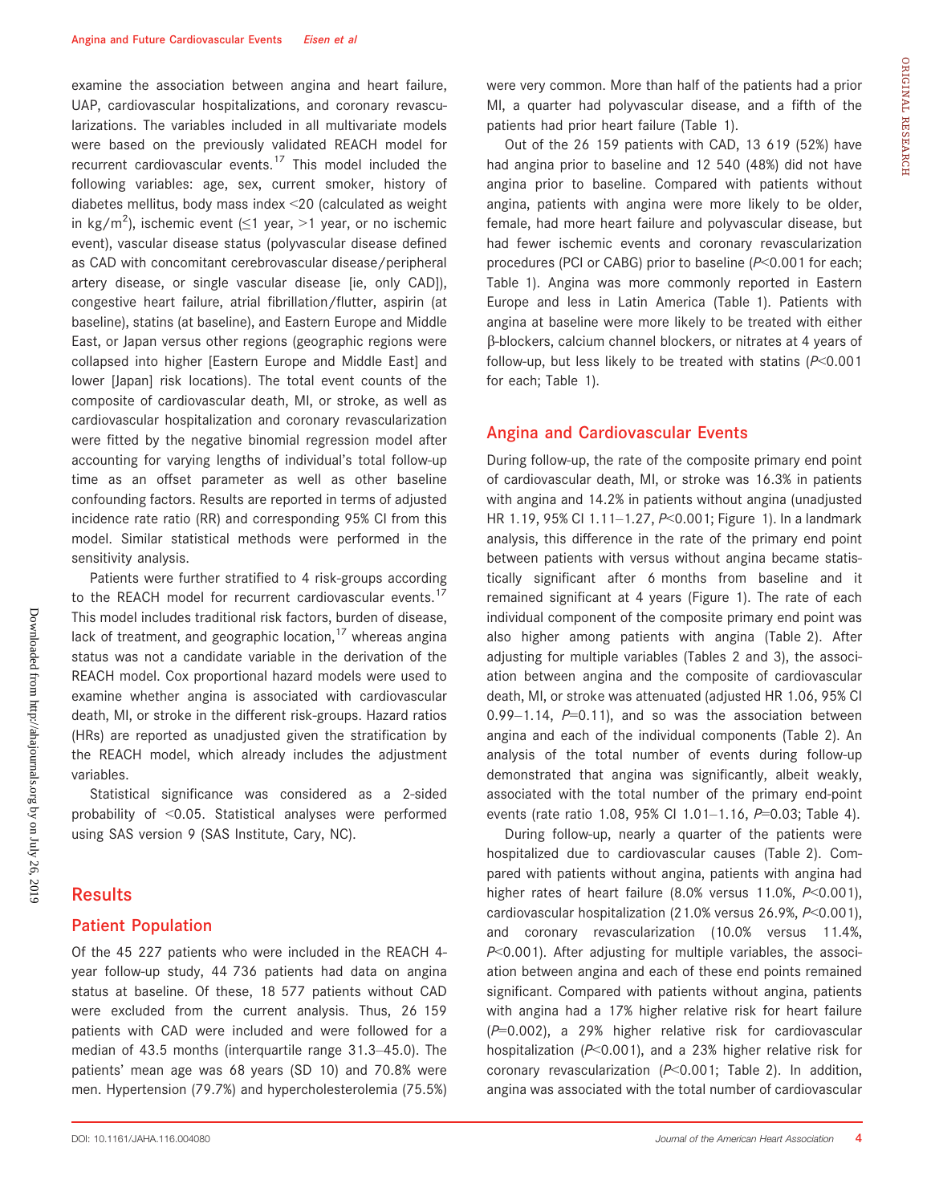examine the association between angina and heart failure, UAP, cardiovascular hospitalizations, and coronary revascularizations. The variables included in all multivariate models were based on the previously validated REACH model for recurrent cardiovascular events.[17] This model included the following variables: age, sex, current smoker, history of diabetes mellitus, body mass index <20 (calculated as weight in kg/m$^2$), ischemic event (≤1 year, >1 year, or no ischemic event), vascular disease status (polyvascular disease defined as CAD with concomitant cerebrovascular disease/peripheral artery disease, or single vascular disease [ie, only CAD]), congestive heart failure, atrial fibrillation/flutter, aspirin (at baseline), statins (at baseline), and Eastern Europe and Middle East, or Japan versus other regions (geographic regions were collapsed into higher [Eastern Europe and Middle East] and lower [Japan] risk locations). The total event counts of the composite of cardiovascular death, MI, or stroke, as well as cardiovascular hospitalization and coronary revascularization were fitted by the negative binomial regression model after accounting for varying lengths of individual's total follow-up time as an offset parameter as well as other baseline confounding factors. Results are reported in terms of adjusted incidence rate ratio (RR) and corresponding 95% CI from this model. Similar statistical methods were performed in the sensitivity analysis.

Patients were further stratified to 4 risk-groups according to the REACH model for recurrent cardiovascular events.[17] This model includes traditional risk factors, burden of disease, lack of treatment, and geographic location,[17] whereas angina status was not a candidate variable in the derivation of the REACH model. Cox proportional hazard models were used to examine whether angina is associated with cardiovascular death, MI, or stroke in the different risk-groups. Hazard ratios (HRs) are reported as unadjusted given the stratification by the REACH model, which already includes the adjustment variables.

Statistical significance was considered as a 2-sided probability of <0.05. Statistical analyses were performed using SAS version 9 (SAS Institute, Cary, NC).

## Results

### Patient Population

Of the 45 227 patients who were included in the REACH 4-year follow-up study, 44 736 patients had data on angina status at baseline. Of these, 18 577 patients without CAD were excluded from the current analysis. Thus, 26 159 patients with CAD were included and were followed for a median of 43.5 months (interquartile range 31.3–45.0). The patients' mean age was 68 years (SD 10) and 70.8% were men. Hypertension (79.7%) and hypercholesterolemia (75.5%) were very common. More than half of the patients had a prior MI, a quarter had polyvascular disease, and a fifth of the patients had prior heart failure (Table 1).

Out of the 26 159 patients with CAD, 13 619 (52%) have had angina prior to baseline and 12 540 (48%) did not have angina prior to baseline. Compared with patients without angina, patients with angina were more likely to be older, female, had more heart failure and polyvascular disease, but had fewer ischemic events and coronary revascularization procedures (PCI or CABG) prior to baseline ($P$<0.001 for each; Table 1). Angina was more commonly reported in Eastern Europe and less in Latin America (Table 1). Patients with angina at baseline were more likely to be treated with either β-blockers, calcium channel blockers, or nitrates at 4 years of follow-up, but less likely to be treated with statins ($P$<0.001 for each; Table 1).

### Angina and Cardiovascular Events

During follow-up, the rate of the composite primary end point of cardiovascular death, MI, or stroke was 16.3% in patients with angina and 14.2% in patients without angina (unadjusted HR 1.19, 95% CI 1.11–1.27, $P$<0.001; Figure 1). In a landmark analysis, this difference in the rate of the primary end point between patients with versus without angina became statistically significant after 6 months from baseline and it remained significant at 4 years (Figure 1). The rate of each individual component of the composite primary end point was also higher among patients with angina (Table 2). After adjusting for multiple variables (Tables 2 and 3), the association between angina and the composite of cardiovascular death, MI, or stroke was attenuated (adjusted HR 1.06, 95% CI 0.99–1.14, $P$=0.11), and so was the association between angina and each of the individual components (Table 2). An analysis of the total number of events during follow-up demonstrated that angina was significantly, albeit weakly, associated with the total number of the primary end-point events (rate ratio 1.08, 95% CI 1.01–1.16, $P$=0.03; Table 4).

During follow-up, nearly a quarter of the patients were hospitalized due to cardiovascular causes (Table 2). Compared with patients without angina, patients with angina had higher rates of heart failure (8.0% versus 11.0%, $P$<0.001), cardiovascular hospitalization (21.0% versus 26.9%, $P$<0.001), and coronary revascularization (10.0% versus 11.4%, $P$<0.001). After adjusting for multiple variables, the association between angina and each of these end points remained significant. Compared with patients without angina, patients with angina had a 17% higher relative risk for heart failure ($P$=0.002), a 29% higher relative risk for cardiovascular hospitalization ($P$<0.001), and a 23% higher relative risk for coronary revascularization ($P$<0.001; Table 2). In addition, angina was associated with the total number of cardiovascular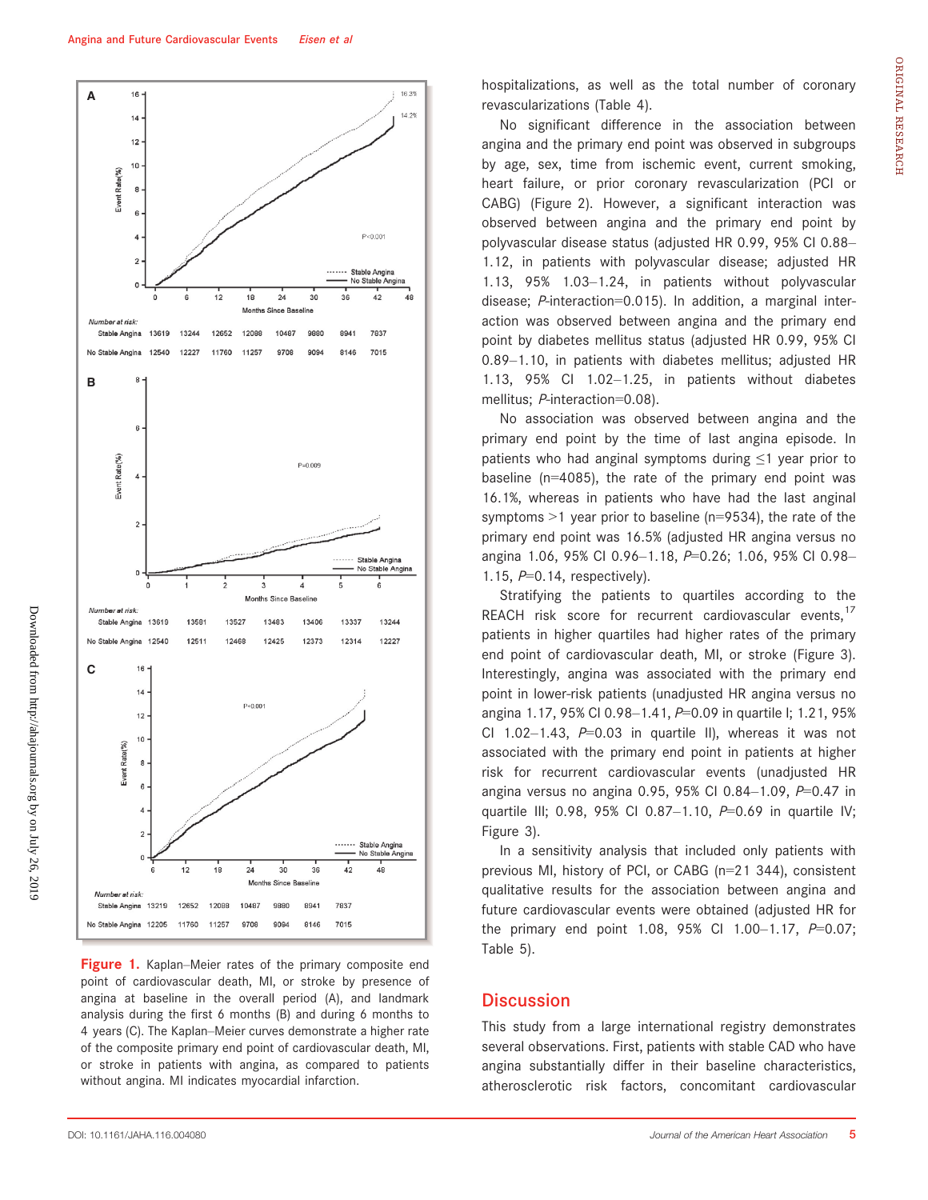Figure 1. Kaplan–Meier rates of the primary composite end point of cardiovascular death, MI, or stroke by presence of angina at baseline in the overall period (A), and landmark analysis during the first 6 months (B) and during 6 months to 4 years (C). The Kaplan–Meier curves demonstrate a higher rate of the composite primary end point of cardiovascular death, MI, or stroke in patients with angina, as compared to patients without angina. MI indicates myocardial infarction.

hospitalizations, as well as the total number of coronary revascularizations (Table 4).

No significant difference in the association between angina and the primary end point was observed in subgroups by age, sex, time from ischemic event, current smoking, heart failure, or prior coronary revascularization (PCI or CABG) (Figure 2). However, a significant interaction was observed between angina and the primary end point by polyvascular disease status (adjusted HR 0.99, 95% CI 0.88–1.12, in patients with polyvascular disease; adjusted HR 1.13, 95% 1.03–1.24, in patients without polyvascular disease; *P*-interaction=0.015). In addition, a marginal interaction was observed between angina and the primary end point by diabetes mellitus status (adjusted HR 0.99, 95% CI 0.89–1.10, in patients with diabetes mellitus; adjusted HR 1.13, 95% CI 1.02–1.25, in patients without diabetes mellitus; *P*-interaction=0.08).

No association was observed between angina and the primary end point by the time of last angina episode. In patients who had anginal symptoms during ≤1 year prior to baseline (n=4085), the rate of the primary end point was 16.1%, whereas in patients who have had the last anginal symptoms >1 year prior to baseline (n=9534), the rate of the primary end point was 16.5% (adjusted HR angina versus no angina 1.06, 95% CI 0.96–1.18, *P*=0.26; 1.06, 95% CI 0.98–1.15, *P*=0.14, respectively).

Stratifying the patients to quartiles according to the REACH risk score for recurrent cardiovascular events,[17] patients in higher quartiles had higher rates of the primary end point of cardiovascular death, MI, or stroke (Figure 3). Interestingly, angina was associated with the primary end point in lower-risk patients (unadjusted HR angina versus no angina 1.17, 95% CI 0.98–1.41, *P*=0.09 in quartile I; 1.21, 95% CI 1.02–1.43, *P*=0.03 in quartile II), whereas it was not associated with the primary end point in patients at higher risk for recurrent cardiovascular events (unadjusted HR angina versus no angina 0.95, 95% CI 0.84–1.09, *P*=0.47 in quartile III; 0.98, 95% CI 0.87–1.10, *P*=0.69 in quartile IV; Figure 3).

In a sensitivity analysis that included only patients with previous MI, history of PCI, or CABG (n=21 344), consistent qualitative results for the association between angina and future cardiovascular events were obtained (adjusted HR for the primary end point 1.08, 95% CI 1.00–1.17, *P*=0.07; Table 5).

## Discussion

This study from a large international registry demonstrates several observations. First, patients with stable CAD who have angina substantially differ in their baseline characteristics, atherosclerotic risk factors, concomitant cardiovascular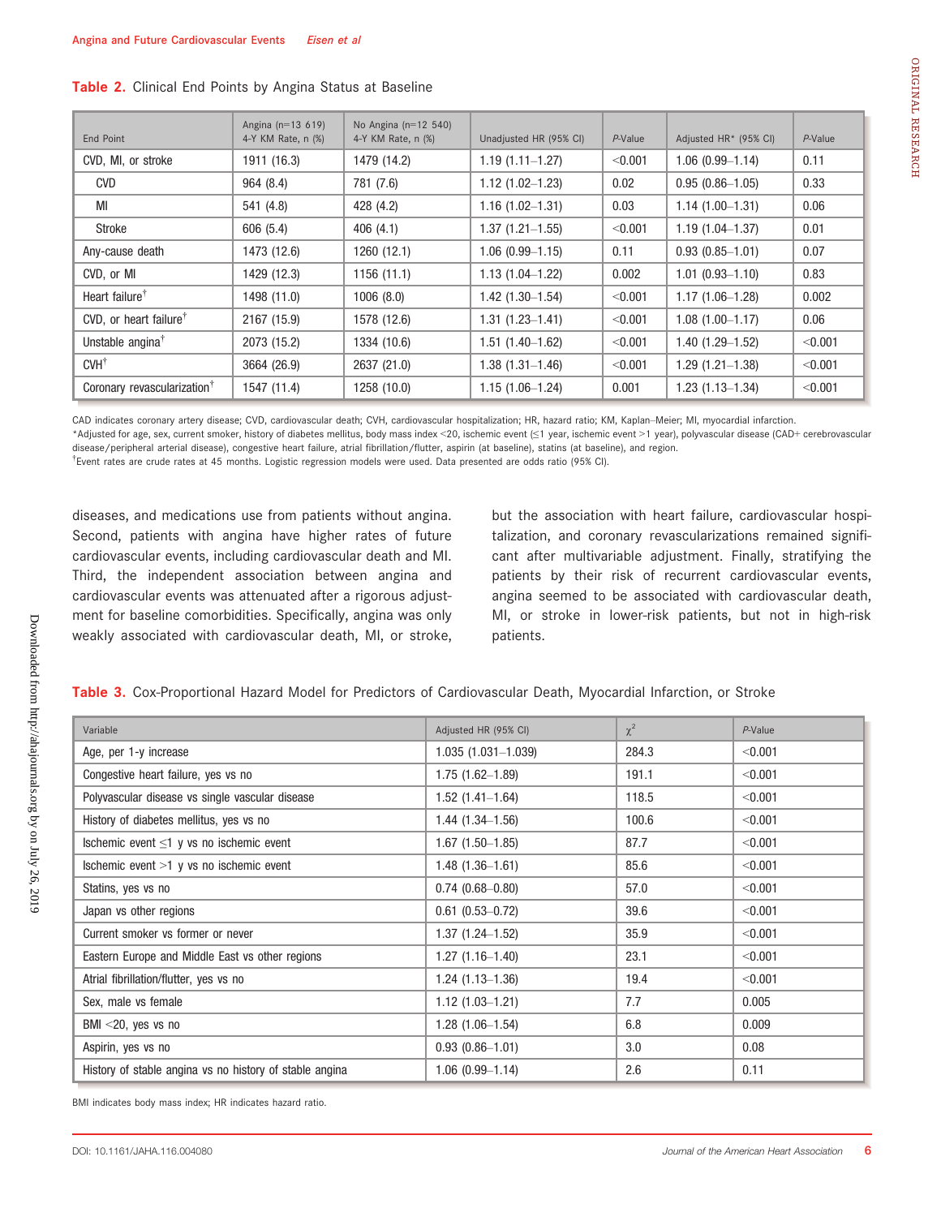**Table 2.** Clinical End Points by Angina Status at Baseline

| End Point | Angina (n=13 619) 4-Y KM Rate, n (%) | No Angina (n=12 540) 4-Y KM Rate, n (%) | Unadjusted HR (95% CI) | P-Value | Adjusted HR* (95% CI) | P-Value |
|---|---|---|---|---|---|---|
| CVD, MI, or stroke | 1911 (16.3) | 1479 (14.2) | 1.19 (1.11–1.27) | <0.001 | 1.06 (0.99–1.14) | 0.11 |
| CVD | 964 (8.4) | 781 (7.6) | 1.12 (1.02–1.23) | 0.02 | 0.95 (0.86–1.05) | 0.33 |
| MI | 541 (4.8) | 428 (4.2) | 1.16 (1.02–1.31) | 0.03 | 1.14 (1.00–1.31) | 0.06 |
| Stroke | 606 (5.4) | 406 (4.1) | 1.37 (1.21–1.55) | <0.001 | 1.19 (1.04–1.37) | 0.01 |
| Any-cause death | 1473 (12.6) | 1260 (12.1) | 1.06 (0.99–1.15) | 0.11 | 0.93 (0.85–1.01) | 0.07 |
| CVD, or MI | 1429 (12.3) | 1156 (11.1) | 1.13 (1.04–1.22) | 0.002 | 1.01 (0.93–1.10) | 0.83 |
| Heart failure† | 1498 (11.0) | 1006 (8.0) | 1.42 (1.30–1.54) | <0.001 | 1.17 (1.06–1.28) | 0.002 |
| CVD, or heart failure† | 2167 (15.9) | 1578 (12.6) | 1.31 (1.23–1.41) | <0.001 | 1.08 (1.00–1.17) | 0.06 |
| Unstable angina† | 2073 (15.2) | 1334 (10.6) | 1.51 (1.40–1.62) | <0.001 | 1.40 (1.29–1.52) | <0.001 |
| CVH† | 3664 (26.9) | 2637 (21.0) | 1.38 (1.31–1.46) | <0.001 | 1.29 (1.21–1.38) | <0.001 |
| Coronary revascularization† | 1547 (11.4) | 1258 (10.0) | 1.15 (1.06–1.24) | 0.001 | 1.23 (1.13–1.34) | <0.001 |

CAD indicates coronary artery disease; CVD, cardiovascular death; CVH, cardiovascular hospitalization; HR, hazard ratio; KM, Kaplan–Meier; MI, myocardial infarction.
*Adjusted for age, sex, current smoker, history of diabetes mellitus, body mass index <20, ischemic event (≤1 year, ischemic event >1 year), polyvascular disease (CAD+ cerebrovascular disease/peripheral arterial disease), congestive heart failure, atrial fibrillation/flutter, aspirin (at baseline), statins (at baseline), and region.
†Event rates are crude rates at 45 months. Logistic regression models were used. Data presented are odds ratio (95% CI).

diseases, and medications use from patients without angina. Second, patients with angina have higher rates of future cardiovascular events, including cardiovascular death and MI. Third, the independent association between angina and cardiovascular events was attenuated after a rigorous adjustment for baseline comorbidities. Specifically, angina was only weakly associated with cardiovascular death, MI, or stroke, but the association with heart failure, cardiovascular hospitalization, and coronary revascularizations remained significant after multivariable adjustment. Finally, stratifying the patients by their risk of recurrent cardiovascular events, angina seemed to be associated with cardiovascular death, MI, or stroke in lower-risk patients, but not in high-risk patients.

**Table 3.** Cox-Proportional Hazard Model for Predictors of Cardiovascular Death, Myocardial Infarction, or Stroke

| Variable | Adjusted HR (95% CI) | $\chi^2$ | P-Value |
|---|---|---|---|
| Age, per 1-y increase | 1.035 (1.031–1.039) | 284.3 | <0.001 |
| Congestive heart failure, yes vs no | 1.75 (1.62–1.89) | 191.1 | <0.001 |
| Polyvascular disease vs single vascular disease | 1.52 (1.41–1.64) | 118.5 | <0.001 |
| History of diabetes mellitus, yes vs no | 1.44 (1.34–1.56) | 100.6 | <0.001 |
| Ischemic event ≤1 y vs no ischemic event | 1.67 (1.50–1.85) | 87.7 | <0.001 |
| Ischemic event >1 y vs no ischemic event | 1.48 (1.36–1.61) | 85.6 | <0.001 |
| Statins, yes vs no | 0.74 (0.68–0.80) | 57.0 | <0.001 |
| Japan vs other regions | 0.61 (0.53–0.72) | 39.6 | <0.001 |
| Current smoker vs former or never | 1.37 (1.24–1.52) | 35.9 | <0.001 |
| Eastern Europe and Middle East vs other regions | 1.27 (1.16–1.40) | 23.1 | <0.001 |
| Atrial fibrillation/flutter, yes vs no | 1.24 (1.13–1.36) | 19.4 | <0.001 |
| Sex, male vs female | 1.12 (1.03–1.21) | 7.7 | 0.005 |
| BMI <20, yes vs no | 1.28 (1.06–1.54) | 6.8 | 0.009 |
| Aspirin, yes vs no | 0.93 (0.86–1.01) | 3.0 | 0.08 |
| History of stable angina vs no history of stable angina | 1.06 (0.99–1.14) | 2.6 | 0.11 |

BMI indicates body mass index; HR indicates hazard ratio.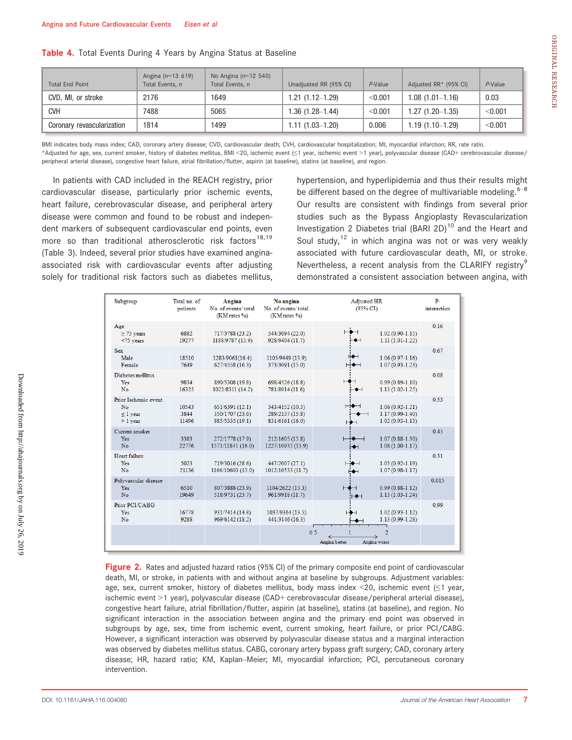**Table 4.** Total Events During 4 Years by Angina Status at Baseline

| Total End Point | Angina (n=13 619) Total Events, n | No Angina (n=12 540) Total Events, n | Unadjusted RR (95% CI) | *P*-Value | Adjusted RR* (95% CI) | *P*-Value |
|---|---|---|---|---|---|---|
| CVD, MI, or stroke | 2176 | 1649 | 1.21 (1.12–1.29) | <0.001 | 1.08 (1.01–1.16) | 0.03 |
| CVH | 7488 | 5065 | 1.36 (1.28–1.44) | <0.001 | 1.27 (1.20–1.35) | <0.001 |
| Coronary revascularization | 1814 | 1499 | 1.11 (1.03–1.20) | 0.006 | 1.19 (1.10–1.29) | <0.001 |

BMI indicates body mass index; CAD, coronary artery disease; CVD, cardiovascular death; CVH, cardiovascular hospitalization; MI, myocardial infarction; RR, rate ratio.
*Adjusted for age, sex, current smoker, history of diabetes mellitus, BMI <20, ischemic event (≤1 year, ischemic event >1 year), polyvascular disease (CAD+ cerebrovascular disease/peripheral arterial disease), congestive heart failure, atrial fibrillation/flutter, aspirin (at baseline), statins (at baseline), and region.

In patients with CAD included in the REACH registry, prior cardiovascular disease, particularly prior ischemic events, heart failure, cerebrovascular disease, and peripheral artery disease were common and found to be robust and independent markers of subsequent cardiovascular end points, even more so than traditional atherosclerotic risk factors[18,19] (Table 3). Indeed, several prior studies have examined angina-associated risk with cardiovascular events after adjusting solely for traditional risk factors such as diabetes mellitus, hypertension, and hyperlipidemia and thus their results might be different based on the degree of multivariable modeling.[6–8] Our results are consistent with findings from several prior studies such as the Bypass Angioplasty Revascularization Investigation 2 Diabetes trial (BARI 2D)[10] and the Heart and Soul study,[12] in which angina was not or was very weakly associated with future cardiovascular death, MI, or stroke. Nevertheless, a recent analysis from the CLARIFY registry[9] demonstrated a consistent association between angina, with

| Subgroup | Total no. of patients | Angina No. of events/total (KM rates %) | No angina No. of events/total (KM rates %) | Adjusted HR (95% CI) | P-interaction |
|---|---|---|---|---|---|
| **Age** | | | | | 0.16 |
| ≥ 75 years | 6882 | 717/3788 (23.2) | 544/3094 (22.0) | 1.02 (0.90-1.15) | |
| <75 years | 19277 | 1188/9787 (13.9) | 928/9404 (11.7) | 1.11 (1.01-1.22) | |
| **Sex** | | | | | 0.67 |
| Male | 18510 | 1283/9061(16.4) | 1105/9449 (13.9) | 1.06 (0.97-1.16) | |
| Female | 7649 | 627/4558 (16.3) | 373/3091 (15.0) | 1.07 (0.93-1.23) | |
| **Diabetes mellitus** | | | | | 0.08 |
| Yes | 9834 | 890/5308 (19.8) | 698/4526 (18.8) | 0.99 (0.89-1.10) | |
| No | 16325 | 1021/8311 (14.2) | 781/8014 (11.6) | 1.13 (1.02-1.25) | |
| **Prior Ischemic event** | | | | | 0.53 |
| No | 10543 | 651/6391 (12.1) | 343/4152 (10.3) | 1.06 (0.92-1.21) | |
| ≤ 1 year | 3844 | 350/1707 (23.6) | 289/2137 (15.8) | 1.17 (0.99-1.40) | |
| > 1 year | 11496 | 885/5335 (19.1) | 831/6161 (16.0) | 1.02 (0.93-1.13) | |
| **Current smoker** | | | | | 0.45 |
| Yes | 3383 | 272/1778 (17.9) | 212/1605 (15.8) | 1.07 (0.88-1.30) | |
| No | 22776 | 1571/11841 (16.0) | 1227/10935 (13.9) | 1.08 (1.00-1.17) | |
| **Heart failure** | | | | | 0.31 |
| Yes | 5023 | 719/3016 (28.6) | 447/2007 (27.1) | 1.05 (0.92-1.19) | |
| No | 21136 | 1166/10603 (13.0) | 1012/10533 (11.7) | 1.07 (0.98-1.17) | |
| **Polyvascular disease** | | | | | 0.015 |
| Yes | 6510 | 807/3888 (23.9) | 1104/2622 (13.3) | 0.99 (0.88-1.12) | |
| No | 19649 | 518/9731 (23.7) | 961/9918 (11.7) | 1.13 (1.03-1.24) | |
| **Prior PCI/CABG** | | | | | 0.99 |
| Yes | 16778 | 931/7414 (14.8) | 1037/9364 (13.5) | 1.02 (0.93-1.12) | |
| No | 9288 | 969/6142 (18.2) | 441/3146 (16.3) | 1.13 (0.99-1.28) | |

(Forest plot axis: 0.5, 1, 2; ← Angina better | Angina worse →)

**Figure 2.** Rates and adjusted hazard ratios (95% CI) of the primary composite end point of cardiovascular death, MI, or stroke, in patients with and without angina at baseline by subgroups. Adjustment variables: age, sex, current smoker, history of diabetes mellitus, body mass index <20, ischemic event (≤1 year), ischemic event >1 year), polyvascular disease (CAD+ cerebrovascular disease/peripheral arterial disease), congestive heart failure, atrial fibrillation/flutter, aspirin (at baseline), statins (at baseline), and region. No significant interaction in the association between angina and the primary end point was observed in subgroups by age, sex, time from ischemic event, current smoking, heart failure, or prior PCI/CABG. However, a significant interaction was observed by polyvascular disease status and a marginal interaction was observed by diabetes mellitus status. CABG, coronary artery bypass graft surgery; CAD, coronary artery disease; HR, hazard ratio; KM, Kaplan–Meier; MI, myocardial infarction; PCI, percutaneous coronary intervention.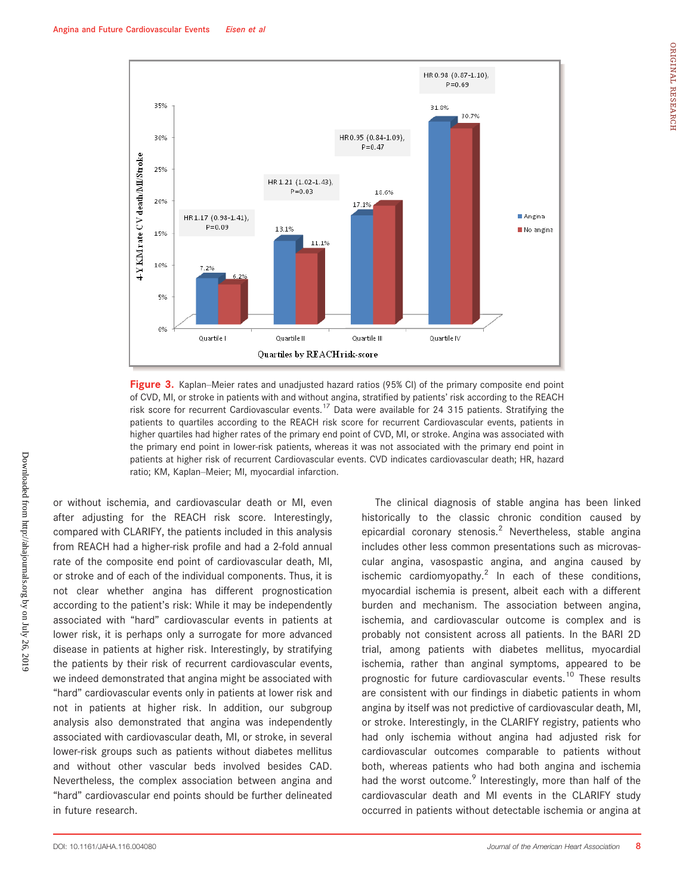HR 0.98 (0.87-1.10), P=0.69

35%
30%
25%
20%
15%
10%
5%
0%

4-Y KM rate CV death/MI/Stroke

HR 1.17 (0.98-1.41), P=0.09

HR 1.21 (1.02-1.43), P=0.03

HR 0.95 (0.84-1.09), P=0.47

7.2%
6.2%
13.1%
11.1%
17.1%
18.6%
31.8%
30.7%

Angina
No angina

Quartile I
Quartile II
Quartile III
Quartile IV

Quartiles by REACH risk-score

**Figure 3.** Kaplan–Meier rates and unadjusted hazard ratios (95% CI) of the primary composite end point of CVD, MI, or stroke in patients with and without angina, stratified by patients' risk according to the REACH risk score for recurrent Cardiovascular events.[17] Data were available for 24 315 patients. Stratifying the patients to quartiles according to the REACH risk score for recurrent Cardiovascular events, patients in higher quartiles had higher rates of the primary end point of CVD, MI, or stroke. Angina was associated with the primary end point in lower-risk patients, whereas it was not associated with the primary end point in patients at higher risk of recurrent Cardiovascular events. CVD indicates cardiovascular death; HR, hazard ratio; KM, Kaplan–Meier; MI, myocardial infarction.

or without ischemia, and cardiovascular death or MI, even after adjusting for the REACH risk score. Interestingly, compared with CLARIFY, the patients included in this analysis from REACH had a higher-risk profile and had a 2-fold annual rate of the composite end point of cardiovascular death, MI, or stroke and of each of the individual components. Thus, it is not clear whether angina has different prognostication according to the patient's risk: While it may be independently associated with "hard" cardiovascular events in patients at lower risk, it is perhaps only a surrogate for more advanced disease in patients at higher risk. Interestingly, by stratifying the patients by their risk of recurrent cardiovascular events, we indeed demonstrated that angina might be associated with "hard" cardiovascular events only in patients at lower risk and not in patients at higher risk. In addition, our subgroup analysis also demonstrated that angina was independently associated with cardiovascular death, MI, or stroke, in several lower-risk groups such as patients without diabetes mellitus and without other vascular beds involved besides CAD. Nevertheless, the complex association between angina and "hard" cardiovascular end points should be further delineated in future research.

The clinical diagnosis of stable angina has been linked historically to the classic chronic condition caused by epicardial coronary stenosis.[2] Nevertheless, stable angina includes other less common presentations such as microvascular angina, vasospastic angina, and angina caused by ischemic cardiomyopathy.[2] In each of these conditions, myocardial ischemia is present, albeit each with a different burden and mechanism. The association between angina, ischemia, and cardiovascular outcome is complex and is probably not consistent across all patients. In the BARI 2D trial, among patients with diabetes mellitus, myocardial ischemia, rather than anginal symptoms, appeared to be prognostic for future cardiovascular events.[10] These results are consistent with our findings in diabetic patients in whom angina by itself was not predictive of cardiovascular death, MI, or stroke. Interestingly, in the CLARIFY registry, patients who had only ischemia without angina had adjusted risk for cardiovascular outcomes comparable to patients without both, whereas patients who had both angina and ischemia had the worst outcome.[9] Interestingly, more than half of the cardiovascular death and MI events in the CLARIFY study occurred in patients without detectable ischemia or angina at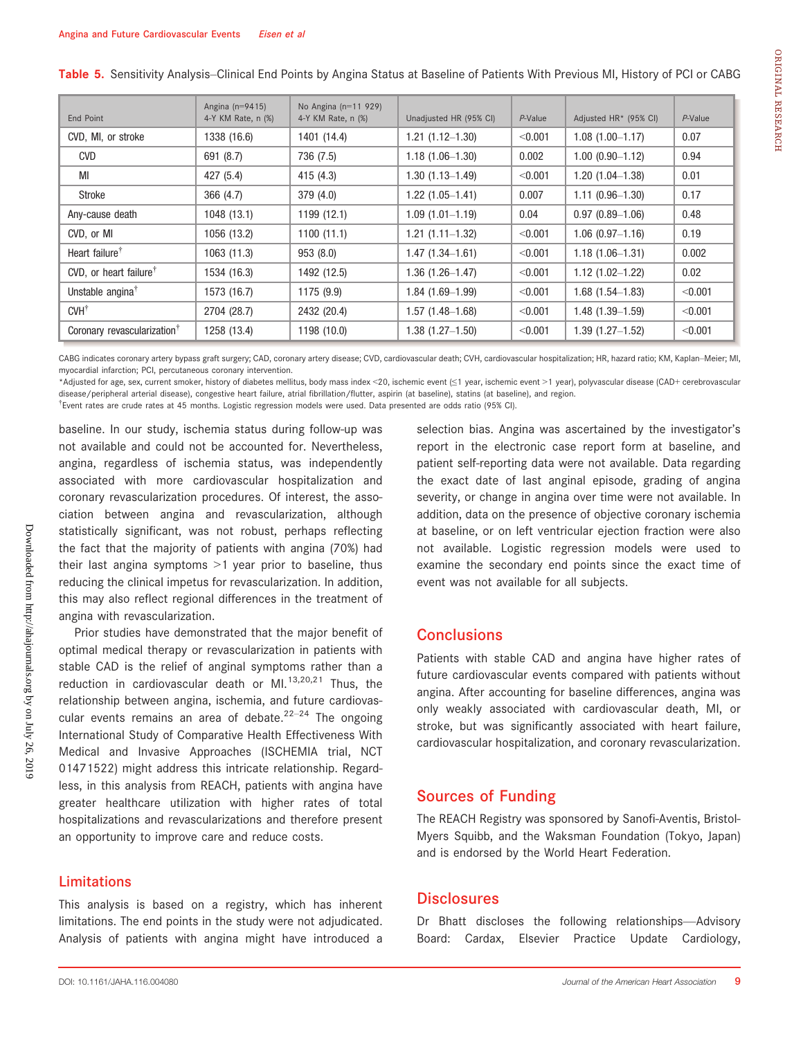**Table 5.** Sensitivity Analysis–Clinical End Points by Angina Status at Baseline of Patients With Previous MI, History of PCI or CABG

| End Point | Angina (n=9415) 4-Y KM Rate, n (%) | No Angina (n=11 929) 4-Y KM Rate, n (%) | Unadjusted HR (95% CI) | P-Value | Adjusted HR* (95% CI) | P-Value |
|---|---|---|---|---|---|---|
| CVD, MI, or stroke | 1338 (16.6) | 1401 (14.4) | 1.21 (1.12–1.30) | <0.001 | 1.08 (1.00–1.17) | 0.07 |
| CVD | 691 (8.7) | 736 (7.5) | 1.18 (1.06–1.30) | 0.002 | 1.00 (0.90–1.12) | 0.94 |
| MI | 427 (5.4) | 415 (4.3) | 1.30 (1.13–1.49) | <0.001 | 1.20 (1.04–1.38) | 0.01 |
| Stroke | 366 (4.7) | 379 (4.0) | 1.22 (1.05–1.41) | 0.007 | 1.11 (0.96–1.30) | 0.17 |
| Any-cause death | 1048 (13.1) | 1199 (12.1) | 1.09 (1.01–1.19) | 0.04 | 0.97 (0.89–1.06) | 0.48 |
| CVD, or MI | 1056 (13.2) | 1100 (11.1) | 1.21 (1.11–1.32) | <0.001 | 1.06 (0.97–1.16) | 0.19 |
| Heart failure† | 1063 (11.3) | 953 (8.0) | 1.47 (1.34–1.61) | <0.001 | 1.18 (1.06–1.31) | 0.002 |
| CVD, or heart failure† | 1534 (16.3) | 1492 (12.5) | 1.36 (1.26–1.47) | <0.001 | 1.12 (1.02–1.22) | 0.02 |
| Unstable angina† | 1573 (16.7) | 1175 (9.9) | 1.84 (1.69–1.99) | <0.001 | 1.68 (1.54–1.83) | <0.001 |
| CVH† | 2704 (28.7) | 2432 (20.4) | 1.57 (1.48–1.68) | <0.001 | 1.48 (1.39–1.59) | <0.001 |
| Coronary revascularization† | 1258 (13.4) | 1198 (10.0) | 1.38 (1.27–1.50) | <0.001 | 1.39 (1.27–1.52) | <0.001 |

CABG indicates coronary artery bypass graft surgery; CAD, coronary artery disease; CVD, cardiovascular death; CVH, cardiovascular hospitalization; HR, hazard ratio; KM, Kaplan–Meier; MI, myocardial infarction; PCI, percutaneous coronary intervention.

*Adjusted for age, sex, current smoker, history of diabetes mellitus, body mass index <20, ischemic event (≤1 year, ischemic event >1 year), polyvascular disease (CAD+ cerebrovascular disease/peripheral arterial disease), congestive heart failure, atrial fibrillation/flutter, aspirin (at baseline), statins (at baseline), and region.

†Event rates are crude rates at 45 months. Logistic regression models were used. Data presented are odds ratio (95% CI).

baseline. In our study, ischemia status during follow-up was not available and could not be accounted for. Nevertheless, angina, regardless of ischemia status, was independently associated with more cardiovascular hospitalization and coronary revascularization procedures. Of interest, the association between angina and revascularization, although statistically significant, was not robust, perhaps reflecting the fact that the majority of patients with angina (70%) had their last angina symptoms >1 year prior to baseline, thus reducing the clinical impetus for revascularization. In addition, this may also reflect regional differences in the treatment of angina with revascularization.

Prior studies have demonstrated that the major benefit of optimal medical therapy or revascularization in patients with stable CAD is the relief of anginal symptoms rather than a reduction in cardiovascular death or MI.[13,20,21] Thus, the relationship between angina, ischemia, and future cardiovascular events remains an area of debate.[22–24] The ongoing International Study of Comparative Health Effectiveness With Medical and Invasive Approaches (ISCHEMIA trial, NCT 01471522) might address this intricate relationship. Regardless, in this analysis from REACH, patients with angina have greater healthcare utilization with higher rates of total hospitalizations and revascularizations and therefore present an opportunity to improve care and reduce costs.

## Limitations

This analysis is based on a registry, which has inherent limitations. The end points in the study were not adjudicated. Analysis of patients with angina might have introduced a selection bias. Angina was ascertained by the investigator's report in the electronic case report form at baseline, and patient self-reporting data were not available. Data regarding the exact date of last anginal episode, grading of angina severity, or change in angina over time were not available. In addition, data on the presence of objective coronary ischemia at baseline, or on left ventricular ejection fraction were also not available. Logistic regression models were used to examine the secondary end points since the exact time of event was not available for all subjects.

## Conclusions

Patients with stable CAD and angina have higher rates of future cardiovascular events compared with patients without angina. After accounting for baseline differences, angina was only weakly associated with cardiovascular death, MI, or stroke, but was significantly associated with heart failure, cardiovascular hospitalization, and coronary revascularization.

## Sources of Funding

The REACH Registry was sponsored by Sanofi-Aventis, Bristol-Myers Squibb, and the Waksman Foundation (Tokyo, Japan) and is endorsed by the World Heart Federation.

## Disclosures

Dr Bhatt discloses the following relationships—Advisory Board: Cardax, Elsevier Practice Update Cardiology,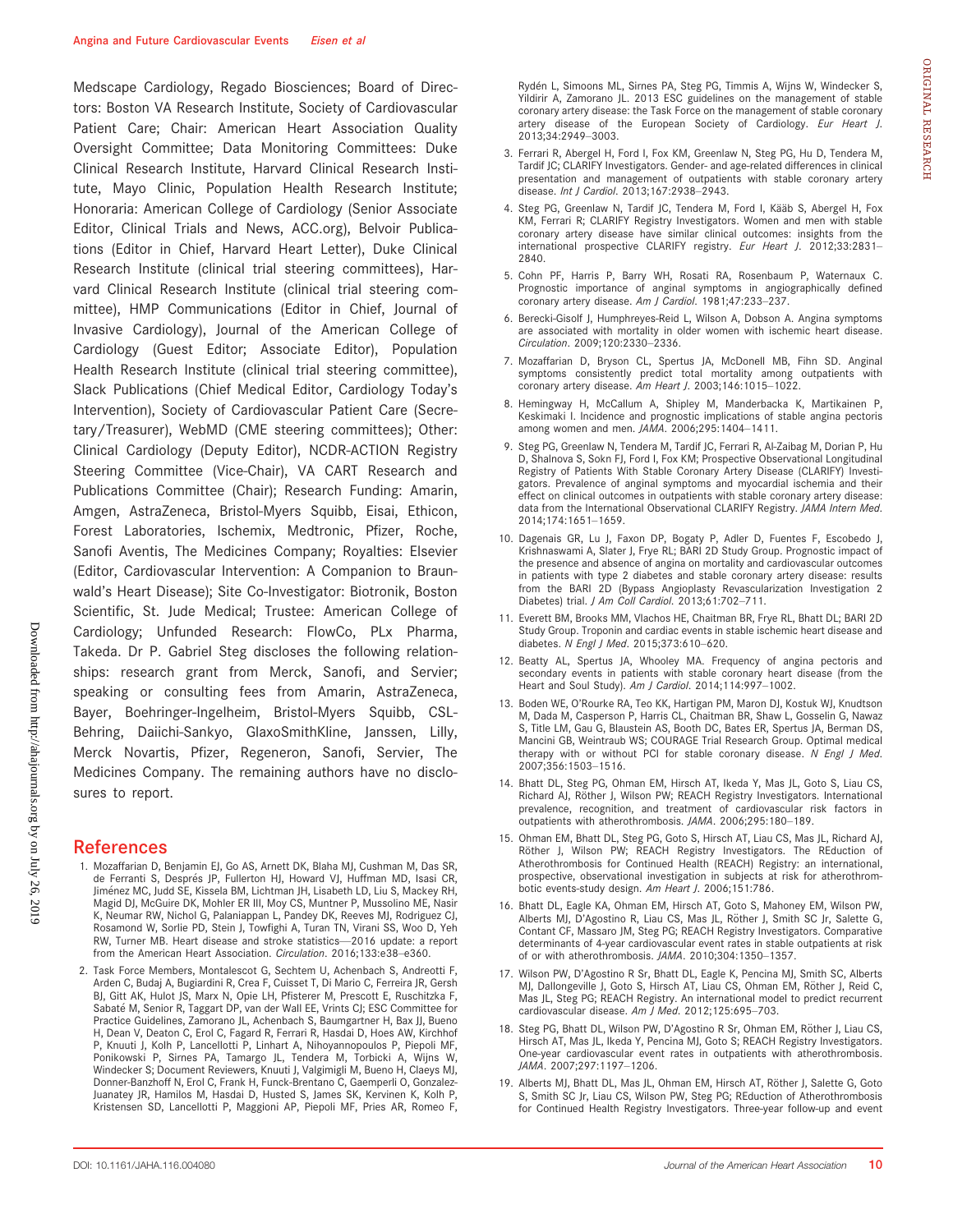Medscape Cardiology, Regado Biosciences; Board of Directors: Boston VA Research Institute, Society of Cardiovascular Patient Care; Chair: American Heart Association Quality Oversight Committee; Data Monitoring Committees: Duke Clinical Research Institute, Harvard Clinical Research Institute, Mayo Clinic, Population Health Research Institute; Honoraria: American College of Cardiology (Senior Associate Editor, Clinical Trials and News, ACC.org), Belvoir Publications (Editor in Chief, Harvard Heart Letter), Duke Clinical Research Institute (clinical trial steering committees), Harvard Clinical Research Institute (clinical trial steering committee), HMP Communications (Editor in Chief, Journal of Invasive Cardiology), Journal of the American College of Cardiology (Guest Editor; Associate Editor), Population Health Research Institute (clinical trial steering committee), Slack Publications (Chief Medical Editor, Cardiology Today's Intervention), Society of Cardiovascular Patient Care (Secretary/Treasurer), WebMD (CME steering committees); Other: Clinical Cardiology (Deputy Editor), NCDR-ACTION Registry Steering Committee (Vice-Chair), VA CART Research and Publications Committee (Chair); Research Funding: Amarin, Amgen, AstraZeneca, Bristol-Myers Squibb, Eisai, Ethicon, Forest Laboratories, Ischemix, Medtronic, Pfizer, Roche, Sanofi Aventis, The Medicines Company; Royalties: Elsevier (Editor, Cardiovascular Intervention: A Companion to Braunwald's Heart Disease); Site Co-Investigator: Biotronik, Boston Scientific, St. Jude Medical; Trustee: American College of Cardiology; Unfunded Research: FlowCo, PLx Pharma, Takeda. Dr P. Gabriel Steg discloses the following relationships: research grant from Merck, Sanofi, and Servier; speaking or consulting fees from Amarin, AstraZeneca, Bayer, Boehringer-Ingelheim, Bristol-Myers Squibb, CSL-Behring, Daiichi-Sankyo, GlaxoSmithKline, Janssen, Lilly, Merck Novartis, Pfizer, Regeneron, Sanofi, Servier, The Medicines Company. The remaining authors have no disclosures to report.

## References

1. Mozaffarian D, Benjamin EJ, Go AS, Arnett DK, Blaha MJ, Cushman M, Das SR, de Ferranti S, Després JP, Fullerton HJ, Howard VJ, Huffman MD, Isasi CR, Jiménez MC, Judd SE, Kissela BM, Lichtman JH, Lisabeth LD, Liu S, Mackey RH, Magid DJ, McGuire DK, Mohler ER III, Moy CS, Muntner P, Mussolino ME, Nasir K, Neumar RW, Nichol G, Palaniappan L, Pandey DK, Reeves MJ, Rodriguez CJ, Rosamond W, Sorlie PD, Stein J, Towfighi A, Turan TN, Virani SS, Woo D, Yeh RW, Turner MB. Heart disease and stroke statistics—2016 update: a report from the American Heart Association. *Circulation*. 2016;133:e38–e360.
2. Task Force Members, Montalescot G, Sechtem U, Achenbach S, Andreotti F, Arden C, Budaj A, Bugiardini R, Crea F, Cuisset T, Di Mario C, Ferreira JR, Gersh BJ, Gitt AK, Hulot JS, Marx N, Opie LH, Pfisterer M, Prescott E, Ruschitzka F, Sabaté M, Senior R, Taggart DP, van der Wall EE, Vrints CJ; ESC Committee for Practice Guidelines, Zamorano JL, Achenbach S, Baumgartner H, Bax JJ, Bueno H, Dean V, Deaton C, Erol C, Fagard R, Ferrari R, Hasdai D, Hoes AW, Kirchhof P, Knuuti J, Kolh P, Lancellotti P, Linhart A, Nihoyannopoulos P, Piepoli MF, Ponikowski P, Sirnes PA, Tamargo JL, Tendera M, Torbicki A, Wijns W, Windecker S; Document Reviewers, Knuuti J, Valgimigli M, Bueno H, Claeys MJ, Donner-Banzhoff N, Erol C, Frank H, Funck-Brentano C, Gaemperli O, Gonzalez-Juanatey JR, Hamilos M, Hasdai D, Husted S, James SK, Kervinen K, Kolh P, Kristensen SD, Lancellotti P, Maggioni AP, Piepoli MF, Pries AR, Romeo F, Rydén L, Simoons ML, Sirnes PA, Steg PG, Timmis A, Wijns W, Windecker S, Yildirir A, Zamorano JL. 2013 ESC guidelines on the management of stable coronary artery disease: the Task Force on the management of stable coronary artery disease of the European Society of Cardiology. *Eur Heart J*. 2013;34:2949–3003.
3. Ferrari R, Abergel H, Ford I, Fox KM, Greenlaw N, Steg PG, Hu D, Tendera M, Tardif JC; CLARIFY Investigators. Gender- and age-related differences in clinical presentation and management of outpatients with stable coronary artery disease. *Int J Cardiol*. 2013;167:2938–2943.
4. Steg PG, Greenlaw N, Tardif JC, Tendera M, Ford I, Kääb S, Abergel H, Fox KM, Ferrari R; CLARIFY Registry Investigators. Women and men with stable coronary artery disease have similar clinical outcomes: insights from the international prospective CLARIFY registry. *Eur Heart J*. 2012;33:2831–2840.
5. Cohn PF, Harris P, Barry WH, Rosati RA, Rosenbaum P, Waternaux C. Prognostic importance of anginal symptoms in angiographically defined coronary artery disease. *Am J Cardiol*. 1981;47:233–237.
6. Berecki-Gisolf J, Humphreyes-Reid L, Wilson A, Dobson A. Angina symptoms are associated with mortality in older women with ischemic heart disease. *Circulation*. 2009;120:2330–2336.
7. Mozaffarian D, Bryson CL, Spertus JA, McDonell MB, Fihn SD. Anginal symptoms consistently predict total mortality among outpatients with coronary artery disease. *Am Heart J*. 2003;146:1015–1022.
8. Hemingway H, McCallum A, Shipley M, Manderbacka K, Martikainen P, Keskimaki I. Incidence and prognostic implications of stable angina pectoris among women and men. *JAMA*. 2006;295:1404–1411.
9. Steg PG, Greenlaw N, Tendera M, Tardif JC, Ferrari R, Al-Zaibag M, Dorian P, Hu D, Shalnova S, Sokn FJ, Ford I, Fox KM; Prospective Observational Longitudinal Registry of Patients With Stable Coronary Artery Disease (CLARIFY) Investigators. Prevalence of anginal symptoms and myocardial ischemia and their effect on clinical outcomes in outpatients with stable coronary artery disease: data from the International Observational CLARIFY Registry. *JAMA Intern Med*. 2014;174:1651–1659.
10. Dagenais GR, Lu J, Faxon DP, Bogaty P, Adler D, Fuentes F, Escobedo J, Krishnaswami A, Slater J, Frye RL; BARI 2D Study Group. Prognostic impact of the presence and absence of angina on mortality and cardiovascular outcomes in patients with type 2 diabetes and stable coronary artery disease: results from the BARI 2D (Bypass Angioplasty Revascularization Investigation 2 Diabetes) trial. *J Am Coll Cardiol*. 2013;61:702–711.
11. Everett BM, Brooks MM, Vlachos HE, Chaitman BR, Frye RL, Bhatt DL; BARI 2D Study Group. Troponin and cardiac events in stable ischemic heart disease and diabetes. *N Engl J Med*. 2015;373:610–620.
12. Beatty AL, Spertus JA, Whooley MA. Frequency of angina pectoris and secondary events in patients with stable coronary heart disease (from the Heart and Soul Study). *Am J Cardiol*. 2014;114:997–1002.
13. Boden WE, O'Rourke RA, Teo KK, Hartigan PM, Maron DJ, Kostuk WJ, Knudtson M, Dada M, Casperson P, Harris CL, Chaitman BR, Shaw L, Gosselin G, Nawaz S, Title LM, Gau G, Blaustein AS, Booth DC, Bates ER, Spertus JA, Berman DS, Mancini GB, Weintraub WS; COURAGE Trial Research Group. Optimal medical therapy with or without PCI for stable coronary disease. *N Engl J Med*. 2007;356:1503–1516.
14. Bhatt DL, Steg PG, Ohman EM, Hirsch AT, Ikeda Y, Mas JL, Goto S, Liau CS, Richard AJ, Röther J, Wilson PW; REACH Registry Investigators. International prevalence, recognition, and treatment of cardiovascular risk factors in outpatients with atherothrombosis. *JAMA*. 2006;295:180–189.
15. Ohman EM, Bhatt DL, Steg PG, Goto S, Hirsch AT, Liau CS, Mas JL, Richard AJ, Röther J, Wilson PW; REACH Registry Investigators. The REduction of Atherothrombosis for Continued Health (REACH) Registry: an international, prospective, observational investigation in subjects at risk for atherothrombotic events-study design. *Am Heart J*. 2006;151:786.
16. Bhatt DL, Eagle KA, Ohman EM, Hirsch AT, Goto S, Mahoney EM, Wilson PW, Alberts MJ, D'Agostino R, Liau CS, Mas JL, Röther J, Smith SC Jr, Salette G, Contant CF, Massaro JM, Steg PG; REACH Registry Investigators. Comparative determinants of 4-year cardiovascular event rates in stable outpatients at risk of or with atherothrombosis. *JAMA*. 2010;304:1350–1357.
17. Wilson PW, D'Agostino R Sr, Bhatt DL, Eagle K, Pencina MJ, Smith SC, Alberts MJ, Dallongeville J, Goto S, Hirsch AT, Liau CS, Ohman EM, Röther J, Reid C, Mas JL, Steg PG; REACH Registry. An international model to predict recurrent cardiovascular disease. *Am J Med*. 2012;125:695–703.
18. Steg PG, Bhatt DL, Wilson PW, D'Agostino R Sr, Ohman EM, Röther J, Liau CS, Hirsch AT, Mas JL, Ikeda Y, Pencina MJ, Goto S; REACH Registry Investigators. One-year cardiovascular event rates in outpatients with atherothrombosis. *JAMA*. 2007;297:1197–1206.
19. Alberts MJ, Bhatt DL, Mas JL, Ohman EM, Hirsch AT, Röther J, Salette G, Goto S, Smith SC Jr, Liau CS, Wilson PW, Steg PG; REduction of Atherothrombosis for Continued Health Registry Investigators. Three-year follow-up and event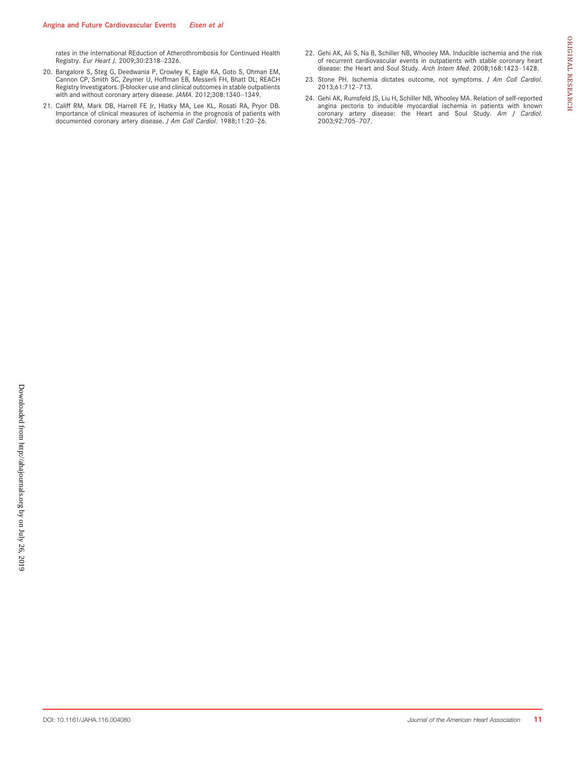rates in the international REduction of Atherothrombosis for Continued Health Registry. *Eur Heart J*. 2009;30:2318–2326.

20. Bangalore S, Steg G, Deedwania P, Crowley K, Eagle KA, Goto S, Ohman EM, Cannon CP, Smith SC, Zeymer U, Hoffman EB, Messerli FH, Bhatt DL; REACH Registry Investigators. β-blocker use and clinical outcomes in stable outpatients with and without coronary artery disease. *JAMA*. 2012;308:1340–1349.
21. Califf RM, Mark DB, Harrell FE Jr, Hlatky MA, Lee KL, Rosati RA, Pryor DB. Importance of clinical measures of ischemia in the prognosis of patients with documented coronary artery disease. *J Am Coll Cardiol*. 1988;11:20–26.
22. Gehi AK, Ali S, Na B, Schiller NB, Whooley MA. Inducible ischemia and the risk of recurrent cardiovascular events in outpatients with stable coronary heart disease: the Heart and Soul Study. *Arch Intern Med*. 2008;168:1423–1428.
23. Stone PH. Ischemia dictates outcome, not symptoms. *J Am Coll Cardiol*. 2013;61:712–713.
24. Gehi AK, Rumsfeld JS, Liu H, Schiller NB, Whooley MA. Relation of self-reported angina pectoris to inducible myocardial ischemia in patients with known coronary artery disease: the Heart and Soul Study. *Am J Cardiol*. 2003;92:705–707.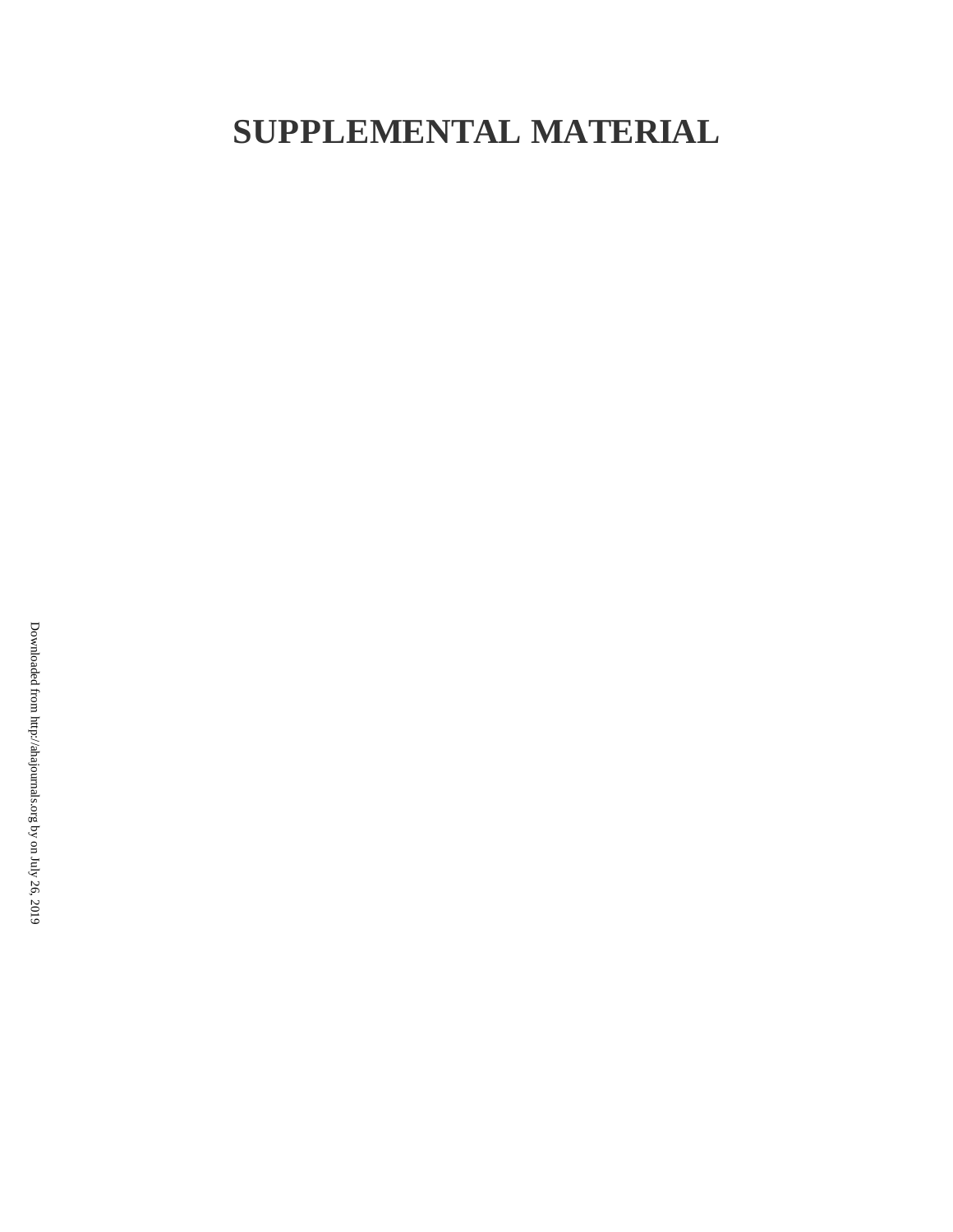# SUPPLEMENTAL MATERIAL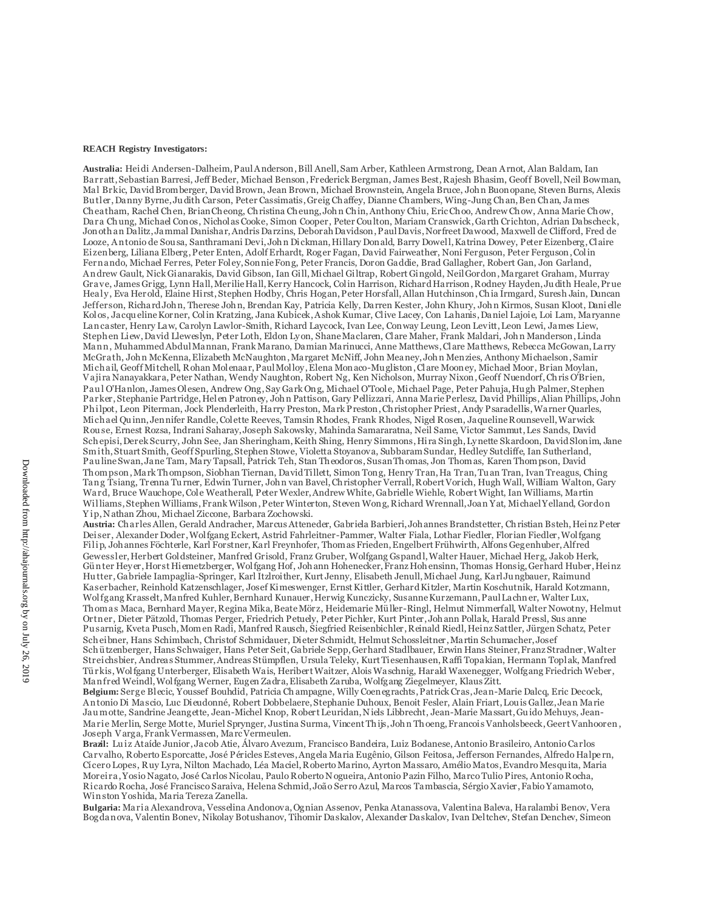**REACH Registry Investigators:**

**Australia:** Heidi Andersen-Dalheim, Paul Anderson, Bill Anell, Sam Arber, Kathleen Armstrong, Dean Arnot, Alan Baldam, Ian Barratt, Sebastian Barresi, Jeff Beder, Michael Benson, Frederick Bergman, James Best, Rajesh Bhasim, Geoff Bovell, Neil Bowman, Mal Brkic, David Bromberger, David Brown, Jean Brown, Michael Brownstein, Angela Bruce, John Buonopane, Steven Burns, Alexis Butler, Danny Byrne, Judith Carson, Peter Cassimatis, Greig Chaffey, Dianne Chambers, Wing-Jung Chan, Ben Chan, James Cheatham, Rachel Chen, Brian Cheong, Christina Cheung, John Chin, Anthony Chiu, Eric Choo, Andrew Chow, Anna Marie Chow, Dara Chung, Michael Conos, Nicholas Cooke, Simon Cooper, Peter Coulton, Mariam Cranswick, Garth Crichton, Adrian Dabscheck, Jonothan Dalitz, Jammal Danishar, Andris Darzins, Deborah Davidson, Paul Davis, Norfreet Dawood, Maxwell de Clifford, Fred de Looze, Antonio de Sousa, Santhramani Devi, John Dickman, Hillary Donald, Barry Dowell, Katrina Dowey, Peter Eizenberg, Claire Eizenberg, Liliana Elberg, Peter Enten, Adolf Erhardt, Roger Fagan, David Fairweather, Noni Ferguson, Peter Ferguson, Colin Fernando, Michael Ferres, Peter Foley, Sonnie Fong, Peter Francis, Doron Gaddie, Brad Gallagher, Robert Gan, Jon Garland, Andrew Gault, Nick Gianarakis, David Gibson, Ian Gill, Michael Giltrap, Robert Gingold, Neil Gordon, Margaret Graham, Murray Grave, James Grigg, Lynn Hall, Merilie Hall, Kerry Hancock, Colin Harrison, Richard Harrison, Rodney Hayden, Judith Heale, Prue Healy, Eva Herold, Elaine Hirst, Stephen Hodby, Chris Hogan, Peter Horsfall, Allan Hutchinson, Chia Irmgard, Suresh Jain, Duncan Jefferson, Richard John, Therese John, Brendan Kay, Patricia Kelly, Darren Kester, John Khury, John Kirmos, Susan Kloot, Danielle Kolos, Jacqueline Korner, Colin Kratzing, Jana Kubicek, Ashok Kumar, Clive Lacey, Con Lahanis, Daniel Lajoie, Loi Lam, Maryanne Lancaster, Henry Law, Carolyn Lawlor-Smith, Richard Laycock, Ivan Lee, Conway Leung, Leon Levitt, Leon Lewi, James Liew, Stephen Liew, David Llewelyn, Peter Loth, Eldon Lyon, Shane Maclaren, Clare Maher, Frank Maldari, John Manderson, Linda Mann, Muhammed Abdul Mannan, Frank Marano, Damian Marinucci, Anne Matthews, Clare Matthews, Rebecca McGowan, Larry McGrath, John McKenna, Elizabeth McNaughton, Margaret McNiff, John Meaney, John Menzies, Anthony Michaelson, Samir Michail, Geoff Mitchell, Rohan Molenaar, Paul Molloy, Elena Monaco-Mugliston, Clare Mooney, Michael Moor, Brian Moylan, Vajira Nanayakkara, Peter Nathan, Wendy Naughton, Robert Ng, Ken Nicholson, Murray Nixon, Geoff Nuendorf, Chris O'Brien, Paul O'Hanlon, James Olesen, Andrew Ong, Say Gark Ong, Michael O'Toole, Michael Page, Peter Pahuja, Hugh Palmer, Stephen Parker, Stephanie Partridge, Helen Patroney, John Pattison, Gary Pellizzari, Anna Marie Perlesz, David Phillips, Alian Phillips, John Philpot, Leon Piterman, Jock Plenderleith, Harry Preston, Mark Preston, Christopher Priest, Andy Psaradellis, Warner Quarles, Michael Quinn, Jennifer Randle, Colette Reeves, Tamsin Rhodes, Frank Rhodes, Nigel Rosen, Jaqueline Rounsevell, Warwick Rouse, Ernest Rozsa, Indrani Saharay, Joseph Sakowsky, Mahinda Samararatna, Neil Same, Victor Sammut, Les Sands, David Schepisi, Derek Scurry, John See, Jan Sheringham, Keith Shing, Henry Simmons, Hira Singh, Lynette Skardoon, David Slonim, Jane Smith, Stuart Smith, Geoff Spurling, Stephen Stowe, Violetta Stoyanova, Subbaram Sundar, Hedley Sutcliffe, Ian Sutherland, Pauline Swan, Jane Tam, Mary Tapsall, Patrick Teh, Stan Theodoros, Susan Thomas, Jon Thomas, Karen Thompson, David Thompson, Mark Thompson, Siobhan Tiernan, David Tillett, Simon Tong, Henry Tran, Ha Tran, Tuan Tran, Ivan Treagus, Ching Tang Tsiang, Trenna Turner, Edwin Turner, John van Bavel, Christopher Verrall, Robert Vorich, Hugh Wall, William Walton, Gary Ward, Bruce Wauchope, Cole Weatherall, Peter Wexler, Andrew White, Gabrielle Wiehle, Robert Wight, Ian Williams, Martin Williams, Stephen Williams, Frank Wilson, Peter Winterton, Steven Wong, Richard Wrennall, Joan Yat, Michael Yelland, Gordon Yip, Nathan Zhou, Michael Ziccone, Barbara Zochowski.

**Austria:** Charles Allen, Gerald Andracher, Marcus Atteneder, Gabriela Barbieri, Johannes Brandstetter, Christian Bsteh, Heinz Peter Deiser, Alexander Doder, Wolfgang Eckert, Astrid Fahrleitner-Pammer, Walter Fiala, Lothar Fiedler, Florian Fiedler, Wolfgang Filip, Johannes Föchterle, Karl Forstner, Karl Freynhofer, Thomas Frieden, Engelbert Frühwirth, Alfons Gegenhuber, Alfred Gewessler, Herbert Goldsteiner, Manfred Grisold, Franz Gruber, Wolfgang Gspandl, Walter Hauer, Michael Herg, Jakob Herk, Günter Heyer, Horst Hiemetzberger, Wolfgang Hof, Johann Hohenecker, Franz Hohensinn, Thomas Honsig, Gerhard Huber, Heinz Hutter, Gabriele Iampaglia-Springer, Karl Itzlroither, Kurt Jenny, Elisabeth Jenull, Michael Jung, Karl Jungbauer, Raimund Kaserbacher, Reinhold Katzenschlager, Josef Kimeswenger, Ernst Kittler, Gerhard Kitzler, Martin Koschutnik, Harald Kotzmann, Wolfgang Krasselt, Manfred Kuhler, Bernhard Kunauer, Herwig Kunczicky, Susanne Kurzemann, Paul Lachner, Walter Lux, Thomas Maca, Bernhard Mayer, Regina Mika, Beate Mörz, Heidemarie Müller-Ringl, Helmut Nimmerfall, Walter Nowotny, Helmut Ortner, Dieter Pätzold, Thomas Perger, Friedrich Petuely, Peter Pichler, Kurt Pinter, Johann Pollak, Harald Pressl, Susanne Pusarnig, Kveta Pusch, Momen Radi, Manfred Rausch, Siegfried Reisenbichler, Reinald Riedl, Heinz Sattler, Jürgen Schatz, Peter Scheibner, Hans Schimbach, Christof Schmidauer, Dieter Schmidt, Helmut Schossleitner, Martin Schumacher, Josef Schützenberger, Hans Schwaiger, Hans Peter Seit, Gabriele Sepp, Gerhard Stadlbauer, Erwin Hans Steiner, Franz Stradner, Walter Streichsbier, Andreas Stummer, Andreas Stümpflen, Ursula Teleky, Kurt Tiesenhausen, Raffi Topakian, Hermann Toplak, Manfred Türkis, Wolfgang Unterberger, Elisabeth Wais, Heribert Waitzer, Alois Waschnig, Harald Waxenegger, Wolfgang Friedrich Weber, Manfred Weindl, Wolfgang Werner, Eugen Zadra, Elisabeth Zaruba, Wolfgang Ziegelmeyer, Klaus Zitt.

**Belgium:** Serge Blecic, Youssef Bouhdid, Patricia Champagne, Willy Coenegrachts, Patrick Cras, Jean-Marie Dalcq, Eric Decock, Antonio Di Mascio, Luc Dieudonné, Robert Dobbelaere, Stephanie Duhoux, Benoit Fesler, Alain Friart, Louis Gallez, Jean Marie Jaumotte, Sandrine Jeangette, Jean-Michel Knop, Robert Leuridan, Niels Libbrecht, Jean-Marie Massart, Guido Mehuys, Jean-Marie Merlin, Serge Motte, Muriel Sprynger, Justina Surma, Vincent Thijs, John Thoeng, Francois Vanholsbeeck, Geert Vanhooren, Joseph Varga, Frank Vermassen, Marc Vermeulen.

**Brazil:** Luiz Ataíde Junior, Jacob Atie, Álvaro Avezum, Francisco Bandeira, Luiz Bodanese, Antonio Brasileiro, Antonio Carlos Carvalho, Roberto Esporcatte, José Péricles Esteves, Angela Maria Eugênio, Gilson Feitosa, Jefferson Fernandes, Alfredo Halpern, Cícero Lopes, Ruy Lyra, Nilton Machado, Léa Maciel, Roberto Marino, Ayrton Massaro, Amélio Matos, Evandro Mesquita, Maria Moreira, Yosio Nagato, José Carlos Nicolau, Paulo Roberto Nogueira, Antonio Pazin Filho, Marco Tulio Pires, Antonio Rocha, Ricardo Rocha, José Francisco Saraiva, Helena Schmid, João Serro Azul, Marcos Tambascia, Sérgio Xavier, Fabio Yamamoto, Winston Yoshida, Maria Tereza Zanella.

**Bulgaria:** Maria Alexandrova, Vesselina Andonova, Ognian Assenov, Penka Atanassova, Valentina Baleva, Haralambi Benov, Vera Bogdanova, Valentin Bonev, Nikolay Botushanov, Tihomir Daskalov, Alexander Daskalov, Ivan Deltchev, Stefan Denchev, Simeon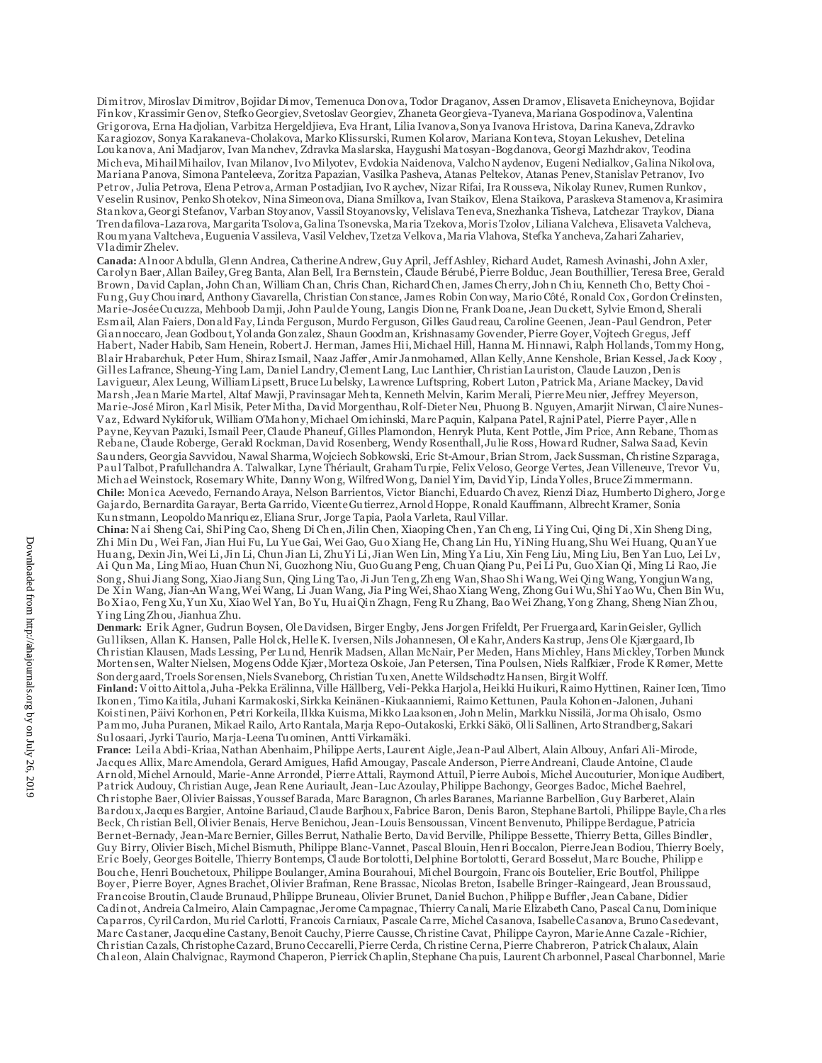Dimitrov, Miroslav Dimitrov, Bojidar Dimov, Temenuca Donova, Todor Draganov, Assen Dramov, Elisaveta Enicheynova, Bojidar Finkov, Krassimir Genov, Stefko Georgiev, Svetoslav Georgiev, Zhaneta Georgieva-Tyaneva, Mariana Gospodinova, Valentina Grigorova, Erna Hadjolian, Varbitza Hergeldjieva, Eva Hrant, Lilia Ivanova, Sonya Ivanova Hristova, Darina Kaneva, Zdravko Karagiozov, Sonya Karakaneva-Cholakova, Marko Klissurski, Rumen Kolarov, Mariana Konteva, Stoyan Lekushev, Detelina Loukanova, Ani Madjarov, Ivan Manchev, Zdravka Maslarska, Haygushi Matosyan-Bogdanova, Georgi Mazhdrakov, Teodina Micheva, Mihail Mihailov, Ivan Milanov, Ivo Milyotev, Evdokia Naidenova, Valcho Naydenov, Eugeni Nedialkov, Galina Nikolova, Mariana Panova, Simona Panteleeva, Zoritza Papazian, Vasilka Pasheva, Atanas Peltekov, Atanas Penev, Stanislav Petranov, Ivo Petrov, Julia Petrova, Elena Petrova, Arman Postadjian, Ivo Raychev, Nizar Rifai, Ira Rousseva, Nikolay Runev, Rumen Runkov, Veselin Rusinov, Penko Shotekov, Nina Simeonova, Diana Smilkova, Ivan Staikov, Elena Staikova, Paraskeva Stamenova, Krasimira Stankova, Georgi Stefanov, Varban Stoyanov, Vassil Stoyanovsky, Velislava Teneva, Snezhanka Tisheva, Latchezar Traykov, Diana Trendafilova-Lazarova, Margarita Tsolova, Galina Tsonevska, Maria Tzekova, Moris Tzolov, Liliana Valcheva, Elisaveta Valcheva, Roumyana Valtcheva, Euguenia Vassileva, Vasil Velchev, Tzetza Velkova, Maria Vlahova, Stefka Yancheva, Zahari Zahariev, Vladimir Zhelev.

**Canada:** Alnoor Abdulla, Glenn Andrea, Catherine Andrew, Guy April, Jeff Ashley, Richard Audet, Ramesh Avinashi, John Axler, Carolyn Baer, Allan Bailey, Greg Banta, Alan Bell, Ira Bernstein, Claude Bérubé, Pierre Bolduc, Jean Bouthillier, Teresa Bree, Gerald Brown, David Caplan, John Chan, William Chan, Chris Chan, Richard Chen, James Cherry, John Chiu, Kenneth Cho, Betty Choi-Fung, Guy Chouinard, Anthony Ciavarella, Christian Constance, James Robin Conway, Mario Côté, Ronald Cox, Gordon Crelinsten, Marie-Josée Cucuzza, Mehboob Damji, John Paul de Young, Langis Dionne, Frank Doane, Jean Duckett, Sylvie Emond, Sherali Esmail, Alan Faiers, Donald Fay, Linda Ferguson, Murdo Ferguson, Gilles Gaudreau, Caroline Geenen, Jean-Paul Gendron, Peter Giannoccaro, Jean Godbout, Yolanda Gonzalez, Shaun Goodman, Krishnasamy Govender, Pierre Goyer, Vojtech Gregus, Jeff Habert, Nader Habib, Sam Henein, Robert J. Herman, James Hii, Michael Hill, Hanna M. Hinnawi, Ralph Hollands, Tommy Hong, Blair Hrabarchuk, Peter Hum, Shiraz Ismail, Naaz Jaffer, Amir Janmohamed, Allan Kelly, Anne Kenshole, Brian Kessel, Jack Kooy, Gilles Lafrance, Sheung-Ying Lam, Daniel Landry, Clement Lang, Luc Lanthier, Christian Lauriston, Claude Lauzon, Denis Lavigueur, Alex Leung, William Lipsett, Bruce Lubelsky, Lawrence Luftspring, Robert Luton, Patrick Ma, Ariane Mackey, David Marsh, Jean Marie Martel, Altaf Mawji, Pravinsagar Mehta, Kenneth Melvin, Karim Merali, Pierre Meunier, Jeffrey Meyerson, Marie-José Miron, Karl Misik, Peter Mitha, David Morgenthau, Rolf-Dieter Neu, Phuong B. Nguyen, Amarjit Nirwan, Claire Nunes-Vaz, Edward Nykiforuk, William O'Mahony, Michael Omichinski, Marc Paquin, Kalpana Patel, Rajni Patel, Pierre Payer, Allen Payne, Keyvan Pazuki, Ismail Peer, Claude Phaneuf, Gilles Plamondon, Henryk Pluta, Kent Pottle, Jim Price, Ann Rebane, Thomas Rebane, Claude Roberge, Gerald Rockman, David Rosenberg, Wendy Rosenthall, Julie Ross, Howard Rudner, Salwa Saad, Kevin Saunders, Georgia Savvidou, Nawal Sharma, Wojciech Sobkowski, Eric St-Amour, Brian Strom, Jack Sussman, Christine Szparaga, Paul Talbot, Prafullchandra A. Talwalkar, Lyne Thériault, Graham Turpie, Felix Veloso, George Vertes, Jean Villeneuve, Trevor Vu, Michael Weinstock, Rosemary White, Danny Wong, Wilfred Wong, Daniel Yim, David Yip, Linda Yolles, Bruce Zimmermann.

**Chile:** Monica Acevedo, Fernando Araya, Nelson Barrientos, Victor Bianchi, Eduardo Chavez, Rienzi Diaz, Humberto Dighero, Jorge Gajardo, Bernardita Garayar, Berta Garrido, Vicente Gutierrez, Arnold Hoppe, Ronald Kauffmann, Albrecht Kramer, Sonia Kunstmann, Leopoldo Manriquez, Eliana Srur, Jorge Tapia, Paola Varleta, Raul Villar.

**China:** Nai Sheng Cai, Shi Ping Cao, Sheng Di Chen, Jilin Chen, Xiaoping Chen, Yan Cheng, Li Ying Cui, Qing Di, Xin Sheng Ding, Zhi Min Du, Wei Fan, Jian Hui Fu, Lu Yue Gai, Wei Gao, Guo Xiang He, Chang Lin Hu, Yi Ning Huang, Shu Wei Huang, Quan Yue Huang, Dexin Jin, Wei Li, Jin Li, Chun Jian Li, Zhu Yi Li, Jian Wen Lin, Ming Ya Liu, Xin Feng Liu, Ming Liu, Ben Yan Luo, Lei Lv, Ai Qun Ma, Ling Miao, Huan Chun Ni, Guozhong Niu, Guo Guang Peng, Chuan Qiang Pu, Pei Li Pu, Guo Xian Qi, Ming Li Rao, Jie Song, Shui Jiang Song, Xiao Jiang Sun, Qing Ling Tao, Ji Jun Teng, Zheng Wan, Shao Shi Wang, Wei Qing Wang, Yongjun Wang, De Xin Wang, Jian-An Wang, Wei Wang, Li Juan Wang, Jia Ping Wei, Shao Xiang Weng, Zhong Gui Wu, Shi Yao Wu, Chen Bin Wu, Bo Xiao, Feng Xu, Yun Xu, Xiao Wel Yan, Bo Yu, Huai Qin Zhagn, Feng Ru Zhang, Bao Wei Zhang, Yong Zhang, Sheng Nian Zhou, Ying Ling Zhou, Jianhua Zhu.

**Denmark:** Erik Agner, Gudrun Boysen, Ole Davidsen, Birger Engby, Jens Jorgen Frifeldt, Per Fruergaard, Karin Geisler, Gyllich Gulliksen, Allan K. Hansen, Palle Holck, Helle K. Iversen, Nils Johannesen, Ole Kahr, Anders Kastrup, Jens Ole Kjærgaard, Ib Christian Klausen, Mads Lessing, Per Lund, Henrik Madsen, Allan McNair, Per Meden, Hans Michley, Hans Mickley, Torben Munck Mortensen, Walter Nielsen, Mogens Odde Kjær, Morteza Oskoie, Jan Petersen, Tina Poulsen, Niels Ralfkiær, Frode K Rømer, Mette Sondergaard, Troels Sorensen, Niels Svaneborg, Christian Tuxen, Anette Wildschødtz Hansen, Birgit Wolff.

**Finland:** Voitto Aittola, Juha-Pekka Erälinna, Ville Hällberg, Veli-Pekka Harjola, Heikki Huikuri, Raimo Hyttinen, Rainer Icen, Timo Ikonen, Timo Kaitila, Juhani Karmakoski, Sirkka Keinänen-Kiukaanniemi, Raimo Kettunen, Paula Kohonen-Jalonen, Juhani Koistinen, Päivi Korhonen, Petri Korkeila, Ilkka Kuisma, Mikko Laaksonen, John Melin, Markku Nissilä, Jorma Ohisalo, Osmo Pammo, Juha Puranen, Mikael Railo, Arto Rantala, Marja Repo-Outakoski, Erkki Säkö, Olli Sallinen, Arto Strandberg, Sakari Sulosaari, Jyrki Taurio, Marja-Leena Tuominen, Antti Virkamäki.

**France:** Leila Abdi-Kriaa, Nathan Abenhaim, Philippe Aerts, Laurent Aigle, Jean-Paul Albert, Alain Albouy, Anfari Ali-Mirode, Jacques Allix, Marc Amendola, Gerard Amigues, Hafid Amougay, Pascale Anderson, Pierre Andreani, Claude Antoine, Claude Arnold, Michel Arnould, Marie-Anne Arrondel, Pierre Attali, Raymond Attuil, Pierre Aubois, Michel Aucouturier, Monique Audibert, Patrick Audouy, Christian Auge, Jean Rene Auriault, Jean-Luc Azoulay, Philippe Bachongy, Georges Badoc, Michel Baehrel, Christophe Baer, Olivier Baissas, Youssef Barada, Marc Baragnon, Charles Baranes, Marianne Barbellion, Guy Barberet, Alain Bardoux, Jacques Bargier, Antoine Bariaud, Claude Barjhoux, Fabrice Baron, Denis Baron, Stephane Bartoli, Philippe Bayle, Charles Beck, Christian Bell, Olivier Benais, Herve Benichou, Jean-Louis Bensoussan, Vincent Benvenuto, Philippe Berdague, Patricia Bernet-Bernady, Jean-Marc Bernier, Gilles Berrut, Nathalie Berto, David Berville, Philippe Bessette, Thierry Betta, Gilles Bindler, Guy Birry, Olivier Bisch, Michel Bismuth, Philippe Blanc-Vannet, Pascal Blouin, Henri Boccalon, Pierre Jean Bodiou, Thierry Boely, Eric Boely, Georges Boitelle, Thierry Bontemps, Claude Bortolotti, Delphine Bortolotti, Gerard Bosselut, Marc Bouche, Philippe Bouche, Henri Bouchetoux, Philippe Boulanger, Amina Bourahoui, Michel Bourgoin, Francois Boutelier, Eric Boutfol, Philippe Boyer, Pierre Boyer, Agnes Brachet, Olivier Brafman, Rene Brassac, Nicolas Breton, Isabelle Bringer-Raingeard, Jean Broussaud, Francoise Broutin, Claude Brunaud, Philippe Bruneau, Olivier Brunet, Daniel Buchon, Philippe Buffler, Jean Cabane, Didier Cadinot, Andreia Calmeiro, Alain Campagnac, Jerome Campagnac, Thierry Canali, Marie Elizabeth Cano, Pascal Canu, Dominique Caparros, Cyril Cardon, Muriel Carlotti, Francois Carniaux, Pascale Carre, Michel Casanova, Isabelle Casanova, Bruno Casedevant, Marc Castaner, Jacqueline Castany, Benoit Cauchy, Pierre Causse, Christine Cavat, Philippe Cayron, Marie Anne Cazale-Richier, Christian Cazals, Christophe Cazard, Bruno Ceccarelli, Pierre Cerda, Christine Cerna, Pierre Chabreron, Patrick Chalaux, Alain Chaleon, Alain Chalvignac, Raymond Chaperon, Pierrick Chaplin, Stephane Chapuis, Laurent Charbonnel, Pascal Charbonnel, Marie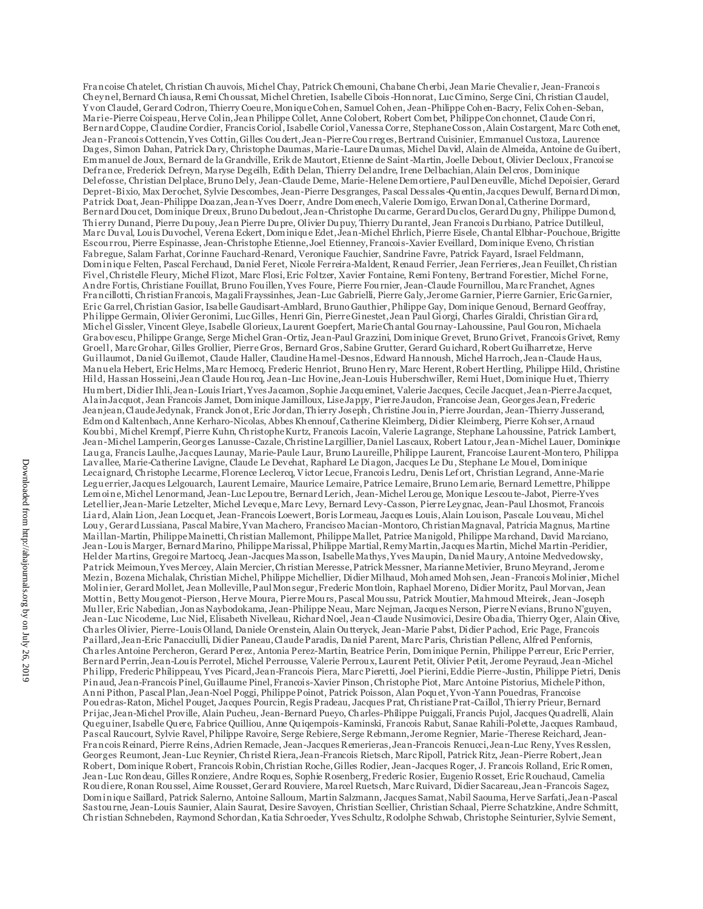Francoise Chatelet, Christian Chauvois, Michel Chay, Patrick Chemouni, Chabane Cherbi, Jean Marie Chevalier, Jean-Francois Cheynel, Bernard Chiausa, Remi Choussat, Michel Chretien, Isabelle Cibois-Honnorat, Luc Cimino, Serge Cini, Christian Claudel, Yvon Claudel, Gerard Codron, Thierry Coeure, Monique Cohen, Samuel Cohen, Jean-Philippe Cohen-Bacry, Felix Cohen-Seban, Marie-Pierre Coispeau, Herve Colin, Jean Philippe Collet, Anne Colobert, Robert Combet, Philippe Conchonnet, Claude Conri, Bernard Coppe, Claudine Cordier, Francis Coriol, Isabelle Coriol, Vanessa Corre, Stephane Cosson, Alain Costargent, Marc Cothenet, Jean-Francois Cottencin, Yves Cottin, Gilles Coudert, Jean-Pierre Courreges, Bertrand Cuisinier, Emmanuel Custoza, Laurence Dages, Simon Dahan, Patrick Dary, Christophe Daumas, Marie-Laure Daumas, Michel David, Alain de Almeida, Antoine de Guibert, Emmanuel de Joux, Bernard de la Grandville, Erik de Mautort, Etienne de Saint-Martin, Joelle Debout, Olivier Decloux, Francoise Defrance, Frederick Defreyn, Maryse Degeilh, Edith Delan, Thierry Delandre, Irene Delbachian, Alain Delcros, Dominique Delefosse, Christian Delplace, Bruno Dely, Jean-Claude Deme, Marie-Helene Demortiere, Paul Deneuville, Michel Depoisier, Gerard Depret-Bixio, Max Derochet, Sylvie Descombes, Jean-Pierre Desgranges, Pascal Dessales-Quentin, Jacques Dewulf, Bernard Dimon, Patrick Doat, Jean-Philippe Doazan, Jean-Yves Doerr, Andre Domenech, Valerie Domigo, Erwan Donal, Catherine Dormard, Bernard Doucet, Dominique Dreux, Bruno Dubedout, Jean-Christophe Ducarme, Gerard Duclos, Gerard Dugny, Philippe Dumond, Thierry Dunand, Pierre Dupouy, Jean Pierre Dupre, Olivier Dupuy, Thierry Durantel, Jean Francois Durbiano, Patrice Dutilleul, Marc Duval, Louis Duvochel, Verena Eckert, Dominique Edet, Jean-Michel Ehrlich, Pierre Eisele, Chantal Elbhar-Pouchoue, Brigitte Escourrou, Pierre Espinasse, Jean-Christophe Etienne, Joel Etienney, Francois-Xavier Eveillard, Dominique Eveno, Christian Fabregue, Salam Farhat, Corinne Fauchard-Renard, Veronique Fauchier, Sandrine Favre, Patrick Fayard, Israel Feldmann, Dominique Felten, Pascal Ferchaud, Daniel Feret, Nicole Ferreira-Maldent, Renaud Ferrier, Jean Ferrieres, Jean Feuillet, Christian Fivel, Christelle Fleury, Michel Flizot, Marc Flosi, Eric Foltzer, Xavier Fontaine, Remi Fonteny, Bertrand Forestier, Michel Forne, Andre Fortis, Christiane Fouillat, Bruno Fouillen, Yves Foure, Pierre Fournier, Jean-Claude Fournillou, Marc Franchet, Agnes Francillotti, Christian Francois, Magali Frayssinhes, Jean-Luc Gabrielli, Pierre Galy, Jerome Garnier, Pierre Garnier, Eric Garnier, Eric Garrel, Christian Gasior, Isabelle Gaudisart-Amblard, Bruno Gauthier, Philippe Gay, Dominique Genoud, Bernard Geoffray, Philippe Germain, Olivier Geronimi, Luc Gilles, Henri Gin, Pierre Ginestet, Jean Paul Giorgi, Charles Giraldi, Christian Girard, Michel Gissler, Vincent Gleye, Isabelle Glorieux, Laurent Goepfert, Marie Chantal Gournay-Lahoussine, Paul Gouron, Michaela Grabovescu, Philippe Grange, Serge Michel Gran-Ortiz, Jean-Paul Grazzini, Dominique Grevet, Bruno Grivet, Francois Grivet, Remy Groell, Marc Grohar, Gilles Grollier, Pierre Gros, Bernard Gros, Sabine Grutter, Gerard Guichard, Robert Guilharretze, Herve Guillaumot, Daniel Guillemot, Claude Haller, Claudine Hamel-Desnos, Edward Hannoush, Michel Harroch, Jean-Claude Haus, Manuela Hebert, Eric Helms, Marc Hemocq, Frederic Henriot, Bruno Henry, Marc Herent, Robert Hertling, Philippe Hild, Christine Hild, Hassan Hosseini, Jean Claude Hourcq, Jean-Luc Hovine, Jean-Louis Huberschwiller, Remi Huet, Dominique Huet, Thierry Humbert, Didier Ihli, Jean-Louis Iriart, Yves Jacamon, Sophie Jacqueminet, Valerie Jacques, Cecile Jacquet, Jean-Pierre Jacquet, Alain Jacquot, Jean Francois Jamet, Dominique Jamilloux, Lise Jappy, Pierre Jaudon, Francoise Jean, Georges Jean, Frederic Jeanjean, Claude Jedynak, Franck Jonot, Eric Jordan, Thierry Joseph, Christine Jouin, Pierre Jourdan, Jean-Thierry Jusserand, Edmond Kaltenbach, Anne Kerharo-Nicolas, Abbes Khennouf, Catherine Kleimberg, Didier Kleimberg, Pierre Kohser, Arnaud Koubbi, Michel Krempf, Pierre Kuhn, Christophe Kurtz, Francois Lacoin, Valerie Lagrange, Stephane Lahoussine, Patrick Lambert, Jean-Michel Lamperin, Georges Lanusse-Cazale, Christine Largillier, Daniel Lascaux, Robert Latour, Jean-Michel Lauer, Dominique Lauga, Francis Laulhe, Jacques Launay, Marie-Paule Laur, Bruno Laureille, Philippe Laurent, Francoise Laurent-Montero, Philippa Lavallee, Marie-Catherine Lavigne, Claude Le Devehat, Rapharel Le Diagon, Jacques Le Du, Stephane Le Mouel, Dominique Lecaignard, Christophe Lecarme, Florence Leclercq, Victor Lecue, Francois Ledru, Denis Lefort, Christian Legrand, Anne-Marie Leguerrier, Jacques Lelgouarch, Laurent Lemaire, Maurice Lemaire, Patrice Lemaire, Bruno Lemarie, Bernard Lemettre, Philippe Lemoine, Michel Lenormand, Jean-Luc Lepoutre, Bernard Lerich, Jean-Michel Lerouge, Monique Lescoute-Jabot, Pierre-Yves Letellier, Jean-Marie Letzelter, Michel Leveque, Marc Levy, Bernard Levy-Casson, Pierre Leygnac, Jean-Paul Lhosmot, Francois Liard, Alain Lion, Jean Locquet, Jean-Francois Loewert, Boris Lormeau, Jacques Louis, Alain Louison, Pascale Louveau, Michel Louy, Gerard Lussiana, Pascal Mabire, Yvan Machero, Francisco Macian-Montoro, Christian Magnaval, Patricia Magnus, Martine Maillan-Martin, Philippe Mainetti, Christian Mallemont, Philippe Mallet, Patrice Manigold, Philippe Marchand, David Marciano, Jean-Louis Marger, Bernard Marino, Philippe Marissal, Philippe Martial, Remy Martin, Jacques Martin, Michel Martin-Peridier, Helder Martins, Gregoire Martocq, Jean-Jacques Masson, Isabelle Mathys, Yves Maupin, Daniel Maury, Antoine Medvedowsky, Patrick Meimoun, Yves Mercey, Alain Mercier, Christian Meresse, Patrick Messner, Marianne Metivier, Bruno Meyrand, Jerome Mezin, Bozena Michalak, Christian Michel, Philippe Michellier, Didier Milhaud, Mohamed Mohsen, Jean-Francois Molinier, Michel Molinier, Gerard Mollet, Jean Molleville, Paul Monsegur, Frederic Montloin, Raphael Moreno, Didier Moritz, Paul Morvan, Jean Mottin, Betty Mougenot-Pierson, Herve Moura, Pierre Mours, Pascal Moussu, Patrick Moutier, Mahmoud Mteirek, Jean-Joseph Muller, Eric Nabedian, Jonas Naybodokama, Jean-Philippe Neau, Marc Nejman, Jacques Nerson, Pierre Nevians, Bruno N'guyen, Jean-Luc Nicodeme, Luc Niel, Elisabeth Nivelleau, Richard Noel, Jean-Claude Nusimovici, Desire Obadia, Thierry Oger, Alain Olive, Charles Olivier, Pierre-Louis Olland, Daniele Orenstein, Alain Outteryck, Jean-Marie Pabst, Didier Pachod, Eric Page, Francois Paillard, Jean-Eric Panacciulli, Didier Paneau, Claude Paradis, Daniel Parent, Marc Paris, Christian Pellenc, Alfred Penfornis, Charles Antoine Percheron, Gerard Perez, Antonia Perez-Martin, Beatrice Perin, Dominique Pernin, Philippe Perreur, Eric Perrier, Bernard Perrin, Jean-Louis Perrotel, Michel Perrousse, Valerie Perroux, Laurent Petit, Olivier Petit, Jerome Peyraud, Jean-Michel Philipp, Frederic Philippeau, Yves Picard, Jean-Francois Piera, Marc Pieretti, Joel Pierini, Eddie Pierre-Justin, Philippe Pietri, Denis Pinaud, Jean-Francois Pinel, Guillaume Pinel, Francois-Xavier Pinson, Christophe Piot, Marc Antoine Pistorius, Michele Pithon, Anni Pithon, Pascal Plan, Jean-Noel Poggi, Philippe Poinot, Patrick Poisson, Alan Poquet, Yvon-Yann Pouedras, Francoise Pouedras-Raton, Michel Pouget, Jacques Pourcin, Regis Pradeau, Jacques Prat, Christiane Prat-Caillol, Thierry Prieur, Bernard Prijac, Jean-Michel Proville, Alain Pucheu, Jean-Bernard Pueyo, Charles-Philippe Puiggali, Francis Pujol, Jacques Quadrelli, Alain Queguiner, Isabelle Quere, Fabrice Quilliou, Anne Quiqempois-Kaminski, Francois Rabut, Sanae Rahili-Polette, Jacques Rambaud, Pascal Raucourt, Sylvie Ravel, Philippe Ravoire, Serge Rebiere, Serge Rebmann, Jerome Regnier, Marie-Therese Reichard, Jean-Francois Reinard, Pierre Reins, Adrien Remacle, Jean-Jacques Remerieras, Jean-Francois Renucci, Jean-Luc Reny, Yves Resslen, Georges Reumont, Jean-Luc Reynier, Christel Riera, Jean-Francois Rietsch, Marc Ripoll, Patrick Ritz, Jean-Pierre Robert, Jean Robert, Dominique Robert, Francois Robin, Christian Roche, Gilles Rodier, Jean-Jacques Roger, J. Francois Rolland, Eric Romen, Jean-Luc Rondeau, Gilles Ronziere, Andre Roques, Sophie Rosenberg, Frederic Rosier, Eugenio Rosset, Eric Rouchaud, Camelia Roudiere, Ronan Roussel, Aime Rousset, Gerard Rouviere, Marcel Ruetsch, Marc Ruivard, Didier Sacareau, Jean-Francois Sagez, Dominique Saillard, Patrick Salerno, Antoine Salloum, Martin Salzmann, Jacques Samat, Nabil Saouma, Herve Sarfati, Jean-Pascal Sastourne, Jean-Louis Saunier, Alain Saurat, Desire Savoyen, Christian Scellier, Christian Schaal, Pierre Schatzkine, Andre Schmitt, Christian Schnebelen, Raymond Schordan, Katia Schroeder, Yves Schultz, Rodolphe Schwab, Christophe Seinturier, Sylvie Sement,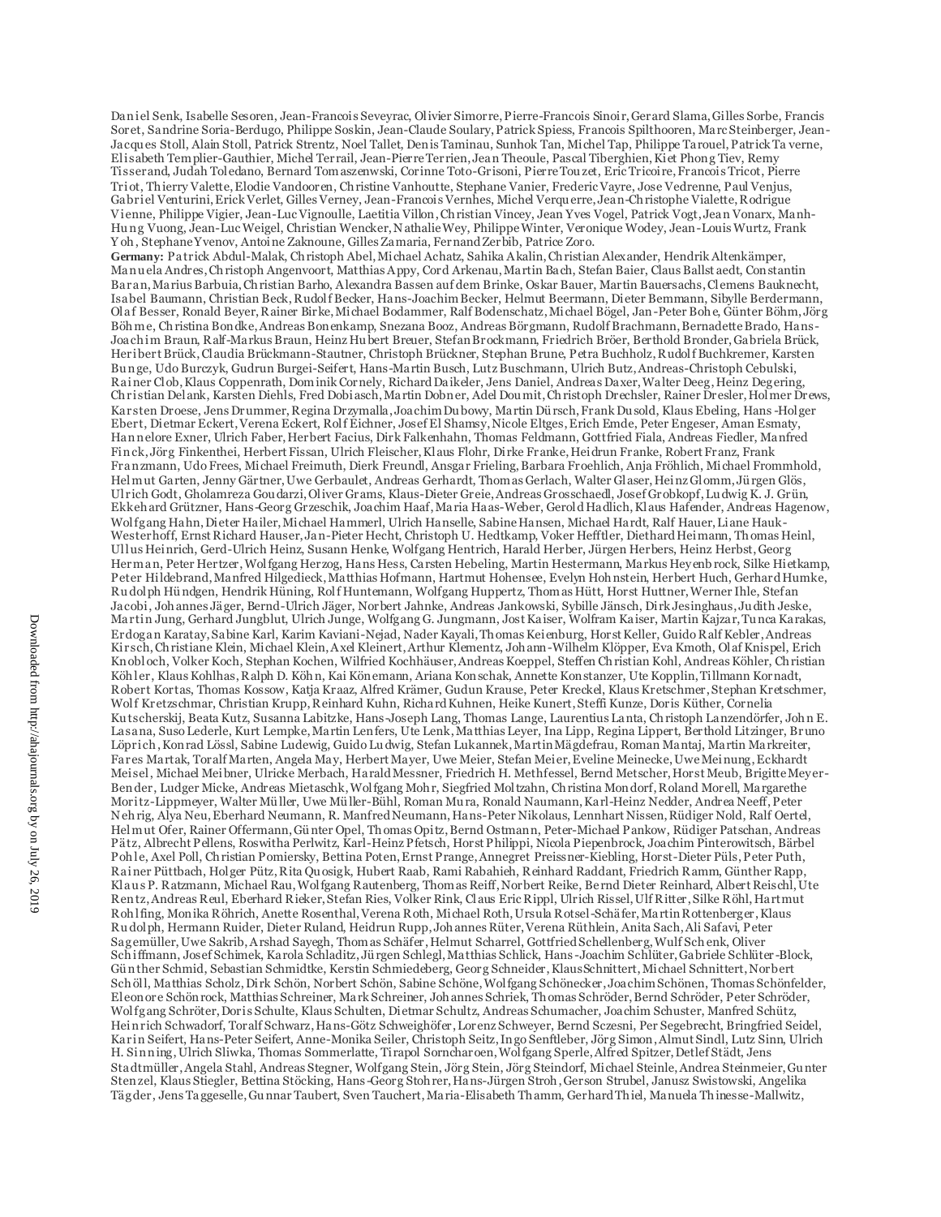Daniel Senk, Isabelle Sesoren, Jean-Francois Seveyrac, Olivier Simorre, Pierre-Francois Sinoir, Gerard Slama, Gilles Sorbe, Francis Soret, Sandrine Soria-Berdugo, Philippe Soskin, Jean-Claude Soulary, Patrick Spiess, Francois Spilthooren, Marc Steinberger, Jean-Jacques Stoll, Alain Stoll, Patrick Strentz, Noel Tallet, Denis Taminau, Sunhok Tan, Michel Tap, Philippe Tarouel, Patrick Taverne, Elisabeth Templier-Gauthier, Michel Terrail, Jean-Pierre Terrien, Jean Theoule, Pascal Tiberghien, Kiet Phong Tiev, Remy Tisserand, Judah Toledano, Bernard Tomaszenwski, Corinne Toto-Grisoni, Pierre Touzet, Eric Tricoire, Francois Tricot, Pierre Triot, Thierry Valette, Elodie Vandooren, Christine Vanhoutte, Stephane Vanier, Frederic Vayre, Jose Vedrenne, Paul Venjus, Gabriel Venturini, Erick Verlet, Gilles Verney, Jean-Francois Vernhes, Michel Verquerre, Jean-Christophe Vialette, Rodrigue Vienne, Philippe Vigier, Jean-Luc Vignoulle, Laetitia Villon, Christian Vincey, Jean Yves Vogel, Patrick Vogt, Jean Vonarx, Manh-Hung Vuong, Jean-Luc Weigel, Christian Wencker, Nathalie Wey, Philippe Winter, Veronique Wodey, Jean-Louis Wurtz, Frank Yoh, Stephane Yvenov, Antoine Zaknoune, Gilles Zamaria, Fernand Zerbib, Patrice Zoro.

**Germany:** Patrick Abdul-Malak, Christoph Abel, Michael Achatz, Sahika Akalin, Christian Alexander, Hendrik Altenkämper, Manuela Andres, Christoph Angenvoort, Matthias Appy, Cord Arkenau, Martin Bach, Stefan Baier, Claus Ballstaedt, Constantin Baran, Marius Barbuia, Christian Barho, Alexandra Bassen auf dem Brinke, Oskar Bauer, Martin Bauersachs, Clemens Bauknecht, Isabel Baumann, Christian Beck, Rudolf Becker, Hans-Joachim Becker, Helmut Beermann, Dieter Bemmann, Sibylle Berdermann, Olaf Besser, Ronald Beyer, Rainer Birke, Michael Bodammer, Ralf Bodenschatz, Michael Bögel, Jan-Peter Bohe, Günter Böhm, Jörg Böhme, Christina Bondke, Andreas Bonenkamp, Snezana Booz, Andreas Börgmann, Rudolf Brachmann, Bernadette Brado, Hans-Joachim Braun, Ralf-Markus Braun, Heinz Hubert Breuer, Stefan Brockmann, Friedrich Bröer, Berthold Bronder, Gabriela Brück, Heribert Brück, Claudia Brückmann-Stautner, Christoph Brückner, Stephan Brune, Petra Buchholz, Rudolf Buchkremer, Karsten Bunge, Udo Burczyk, Gudrun Burgei-Seifert, Hans-Martin Busch, Lutz Buschmann, Ulrich Butz, Andreas-Christoph Cebulski, Rainer Clob, Klaus Coppenrath, Dominik Cornely, Richard Daikeler, Jens Daniel, Andreas Daxer, Walter Deeg, Heinz Degering, Christian Delank, Karsten Diehls, Fred Dobiasch, Martin Dobner, Adel Doumit, Christoph Drechsler, Rainer Dresler, Holmer Drews, Karsten Droese, Jens Drummer, Regina Drzymalla, Joachim Dubowy, Martin Dürsch, Frank Dusold, Klaus Ebeling, Hans-Holger Ebert, Dietmar Eckert, Verena Eckert, Rolf Eichner, Josef El Shamsy, Nicole Eltges, Erich Emde, Peter Engeser, Aman Esmaty, Hannelore Exner, Ulrich Faber, Herbert Facius, Dirk Falkenhahn, Thomas Feldmann, Gottfried Fiala, Andreas Fiedler, Manfred Finck, Jörg Finkenthei, Herbert Fissan, Ulrich Fleischer, Klaus Flohr, Dirke Franke, Heidrun Franke, Robert Franz, Frank Franzmann, Udo Frees, Michael Freimuth, Dierk Freundl, Ansgar Frieling, Barbara Froehlich, Anja Fröhlich, Michael Frommhold, Helmut Garten, Jenny Gärtner, Uwe Gerbaulet, Andreas Gerhardt, Thomas Gerlach, Walter Glaser, Heinz Glomm, Jürgen Glös, Ulrich Godt, Gholamreza Goudarzi, Oliver Grams, Klaus-Dieter Greie, Andreas Grosschaedl, Josef Grobkopf, Ludwig K. J. Grün, Ekkehard Grützner, Hans-Georg Grzeschik, Joachim Haaf, Maria Haas-Weber, Gerold Hadlich, Klaus Hafender, Andreas Hagenow, Wolfgang Hahn, Dieter Hailer, Michael Hammerl, Ulrich Hanselle, Sabine Hansen, Michael Hardt, Ralf Hauer, Liane Hauk-Westerhoff, Ernst Richard Hauser, Jan-Pieter Hecht, Christoph U. Hedtkamp, Voker Hefftler, Diethard Heimann, Thomas Heinl, Ullus Heinrich, Gerd-Ulrich Heinz, Susann Henke, Wolfgang Hentrich, Harald Herber, Jürgen Herbers, Heinz Herbst, Georg Herman, Peter Hertzer, Wolfgang Herzog, Hans Hess, Carsten Hebeling, Martin Hestermann, Markus Heyenbrock, Silke Hietkamp, Peter Hildebrand, Manfred Hilgedieck, Matthias Hofmann, Hartmut Hohensee, Evelyn Hohnstein, Herbert Huch, Gerhard Humke, Rudolph Hündgen, Hendrik Hüning, Rolf Huntemann, Wolfgang Huppertz, Thomas Hütt, Horst Huttner, Werner Ihle, Stefan Jacobi, Johannes Jäger, Bernd-Ulrich Jäger, Norbert Jahnke, Andreas Jankowski, Sybille Jänsch, Dirk Jesinghaus, Judith Jeske, Martin Jung, Gerhard Jungblut, Ulrich Junge, Wolfgang G. Jungmann, Jost Kaiser, Wolfram Kaiser, Martin Kajzar, Tunca Karakas, Erdogan Karatay, Sabine Karl, Karim Kaviani-Nejad, Nader Kayali, Thomas Keienburg, Horst Keller, Guido Ralf Kebler, Andreas Kirsch, Christiane Klein, Michael Klein, Axel Kleinert, Arthur Klementz, Johann-Wilhelm Klöpper, Eva Kmoth, Olaf Knispel, Erich Knobloch, Volker Koch, Stephan Kochen, Wilfried Kochhäuser, Andreas Koeppel, Steffen Christian Kohl, Andreas Köhler, Christian Köhler, Klaus Kohlhas, Ralph D. Köhn, Kai Könemann, Ariana Konschak, Annette Konstanzer, Ute Kopplin, Tillmann Kornadt, Robert Kortas, Thomas Kossow, Katja Kraaz, Alfred Krämer, Gudun Krause, Peter Kreckel, Klaus Kretschmer, Stephan Kretschmer, Wolf Kretzschmar, Christian Krupp, Reinhard Kuhn, Richard Kuhnen, Heike Kunert, Steffi Kunze, Doris Küther, Cornelia Kutscherskij, Beata Kutz, Susanna Labitzke, Hans-Joseph Lang, Thomas Lange, Laurentius Lanta, Christoph Lanzendörfer, John E. Lasana, Suso Lederle, Kurt Lempke, Martin Lenfers, Ute Lenk, Matthias Leyer, Ina Lipp, Regina Lippert, Berthold Litzinger, Bruno Löprich, Konrad Lössl, Sabine Ludewig, Guido Ludwig, Stefan Lukannek, Martin Mägdefrau, Roman Mantaj, Martin Markreiter, Fares Martak, Toralf Marten, Angela May, Herbert Mayer, Uwe Meier, Stefan Meier, Eveline Meinecke, Uwe Meinung, Eckhardt Meisel, Michael Meibner, Ulricke Merbach, Harald Messner, Friedrich H. Methfessel, Bernd Metscher, Horst Meub, Brigitte Meyer-Bender, Ludger Micke, Andreas Mietaschk, Wolfgang Mohr, Siegfried Moltzahn, Christina Mondorf, Roland Morell, Margarethe Moritz-Lippmeyer, Walter Müller, Uwe Müller-Bühl, Roman Mura, Ronald Naumann, Karl-Heinz Nedder, Andrea Neeff, Peter Nehrig, Alya Neu, Eberhard Neumann, R. Manfred Neumann, Hans-Peter Nikolaus, Lennhart Nissen, Rüdiger Nold, Ralf Oertel, Helmut Ofer, Rainer Offermann, Günter Opel, Thomas Opitz, Bernd Ostmann, Peter-Michael Pankow, Rüdiger Patschan, Andreas Pätz, Albrecht Pellens, Roswitha Perlwitz, Karl-Heinz Pfetsch, Horst Philippi, Nicola Piepenbrock, Joachim Pinterowitsch, Bärbel Pohle, Axel Poll, Christian Pomiersky, Bettina Poten, Ernst Prange, Annegret Preissner-Kiebling, Horst-Dieter Püls, Peter Puth, Rainer Püttbach, Holger Pütz, Rita Quosigk, Hubert Raab, Rami Rabahieh, Reinhard Raddant, Friedrich Ramm, Günther Rapp, Klaus P. Ratzmann, Michael Rau, Wolfgang Rautenberg, Thomas Reiff, Norbert Reike, Bernd Dieter Reinhard, Albert Reischl, Ute Rentz, Andreas Reul, Eberhard Rieker, Stefan Ries, Volker Rink, Claus Eric Rippl, Ulrich Rissel, Ulf Ritter, Silke Röhl, Hartmut Rohlfing, Monika Röhrich, Anette Rosenthal, Verena Roth, Michael Roth, Ursula Rotsel-Schäfer, Martin Rottenberger, Klaus Rudolph, Hermann Ruider, Dieter Ruland, Heidrun Rupp, Johannes Rüter, Verena Rüthlein, Anita Sach, Ali Safavi, Peter Sagemüller, Uwe Sakrib, Arshad Sayegh, Thomas Schäfer, Helmut Scharrel, Gottfried Schellenberg, Wulf Schenk, Oliver Schiffmann, Josef Schimek, Karola Schladitz, Jürgen Schlegl, Matthias Schlick, Hans-Joachim Schlüter, Gabriele Schlüter-Block, Günther Schmid, Sebastian Schmidtke, Kerstin Schmiedeberg, Georg Schneider, Klaus Schnittert, Michael Schnittert, Norbert Schöll, Matthias Scholz, Dirk Schön, Norbert Schön, Sabine Schöne, Wolfgang Schönecker, Joachim Schönen, Thomas Schönfelder, Eleonore Schönrock, Matthias Schreiner, Mark Schreiner, Johannes Schriek, Thomas Schröder, Bernd Schröder, Peter Schröder, Wolfgang Schröter, Doris Schulte, Klaus Schulten, Dietmar Schultz, Andreas Schumacher, Joachim Schuster, Manfred Schütz, Heinrich Schwadorf, Toralf Schwarz, Hans-Götz Schweighöfer, Lorenz Schweyer, Bernd Sczesni, Per Segebrecht, Bringfried Seidel, Karin Seifert, Hans-Peter Seifert, Anne-Monika Seiler, Christoph Seitz, Ingo Senftleber, Jörg Simon, Almut Sindl, Lutz Sinn, Ulrich H. Sinning, Ulrich Sliwka, Thomas Sommerlatte, Tirapol Sorncharoen, Wolfgang Sperle, Alfred Spitzer, Detlef Städt, Jens Stadtmüller, Angela Stahl, Andreas Stegner, Wolfgang Stein, Jörg Stein, Jörg Steindorf, Michael Steinle, Andrea Steinmeier, Gunter Stenzel, Klaus Stiegler, Bettina Stöcking, Hans-Georg Stohrer, Hans-Jürgen Stroh, Gerson Strubel, Janusz Swistowski, Angelika Tägder, Jens Taggeselle, Gunnar Taubert, Sven Tauchert, Maria-Elisabeth Thamm, Gerhard Thiel, Manuela Thinesse-Mallwitz,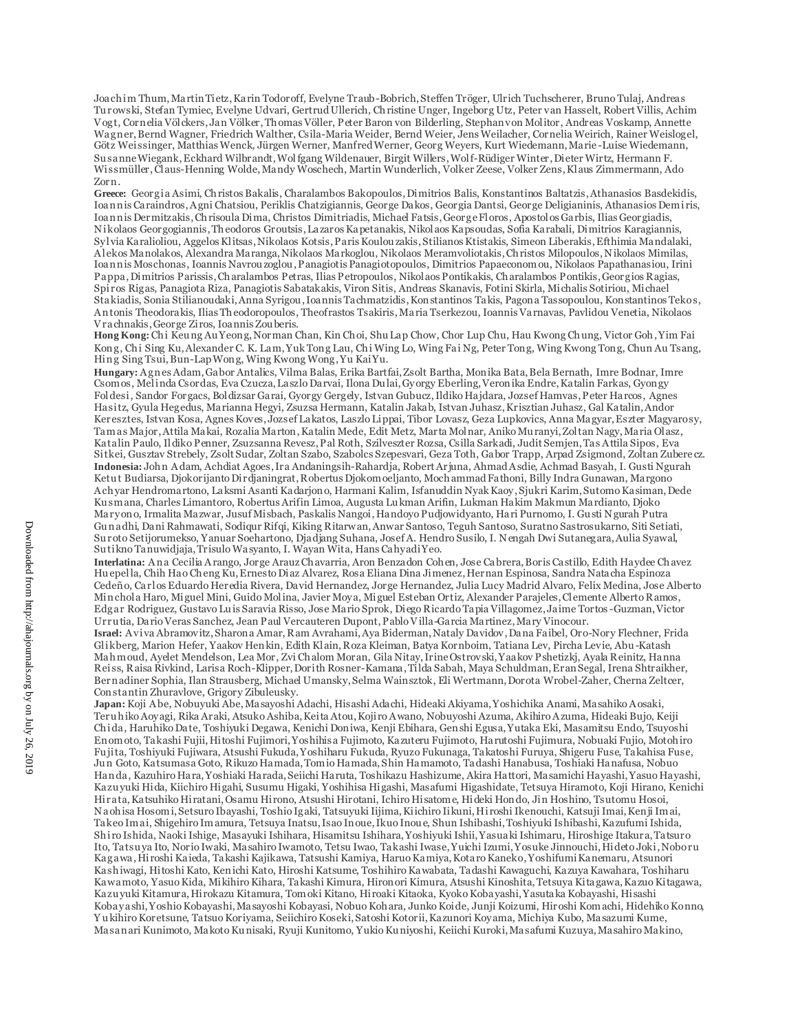Joachim Thum, Martin Tietz, Karin Todoroff, Evelyne Traub-Bobrich, Steffen Tröger, Ulrich Tuchscherer, Bruno Tulaj, Andreas Turowski, Stefan Tymiec, Evelyne Udvari, Gertrud Ullerich, Christine Unger, Ingeborg Utz, Peter van Hasselt, Robert Villis, Achim Vogt, Cornelia Völckers, Jan Völker, Thomas Völler, Peter Baron von Bilderling, Stephan von Molitor, Andreas Voskamp, Annette Wagner, Bernd Wagner, Friedrich Walther, Csila-Maria Weider, Bernd Weier, Jens Weilacher, Cornelia Weirich, Rainer Weislogel, Götz Weissinger, Matthias Wenck, Jürgen Werner, Manfred Werner, Georg Weyers, Kurt Wiedemann, Marie-Luise Wiedemann, Susanne Wiegank, Eckhard Wilbrandt, Wolfgang Wildenauer, Birgit Willers, Wolf-Rüdiger Winter, Dieter Wirtz, Hermann F. Wissmüller, Claus-Henning Wolde, Mandy Woschech, Martin Wunderlich, Volker Zeese, Volker Zens, Klaus Zimmermann, Ado Zorn.

**Greece:** Georgia Asimi, Christos Bakalis, Charalambos Bakopoulos, Dimitrios Balis, Konstantinos Baltatzis, Athanasios Basdekidis, Ioannis Caraindros, Agni Chatsiou, Periklis Chatzigiannis, George Dakos, Georgia Dantsi, George Deligianinis, Athanasios Demiris, Ioannis Dermitzakis, Chrisoula Dima, Christos Dimitriadis, Michael Fatsis, George Floros, Apostolos Garbis, Ilias Georgiadis, Nikolaos Georgogiannis, Theodoros Groutsis, Lazaros Kapetanakis, Nikolaos Kapsoudas, Sofia Karabali, Dimitrios Karagiannis, Sylvia Karalioliou, Aggelos Klitsas, Nikolaos Kotsis, Paris Koulouzakis, Stilianos Ktistakis, Simeon Liberakis, Efthimia Mandalaki, Alekos Manolakos, Alexandra Maranga, Nikolaos Markoglou, Nikolaos Meramvoliotakis, Christos Milopoulos, Nikolaos Mimilas, Ioannis Moschonas, Ioannis Navrouzoglou, Panagiotis Panagiotopoulos, Dimitrios Papaeconomou, Nikolaos Papathanasiou, Irini Pappa, Dimitrios Parissis, Charalambos Petras, Ilias Petropoulos, Nikolaos Pontikakis, Charalambos Pontikis, Georgios Ragias, Spiros Rigas, Panagiota Riza, Panagiotis Sabatakakis, Viron Sitis, Andreas Skanavis, Fotini Skirla, Michalis Sotiriou, Michael Stakiadis, Sonia Stilianoudaki, Anna Syrigou, Ioannis Tachmatzidis, Konstantinos Takis, Pagona Tassopoulou, Konstantinos Tekos, Antonis Theodorakis, Ilias Theodoropoulos, Theofrastos Tsakiris, Maria Tserkezou, Ioannis Varnavas, Pavlidou Venetia, Nikolaos Vrachnakis, George Ziros, Ioannis Zouberis.

**Hong Kong:** Chi Keung Au Yeong, Norman Chan, Kin Choi, Shu Lap Chow, Chor Lup Chu, Hau Kwong Chung, Victor Goh, Yim Fai Kong, Chi Sing Ku, Alexander C. K. Lam, Yuk Tong Lau, Chi Wing Lo, Wing Fai Ng, Peter Tong, Wing Kwong Tong, Chun Au Tsang, Hing Sing Tsui, Bun-Lap Wong, Wing Kwong Wong, Yu Kai Yu.

**Hungary:** Agnes Adam, Gabor Antalics, Vilma Balas, Erika Bartfai, Zsolt Bartha, Monika Bata, Bela Bernath, Imre Bodnar, Imre Csomos, Melinda Csordas, Eva Czucza, Laszlo Darvai, Ilona Dulai, Gyorgy Eberling, Veronika Endre, Katalin Farkas, Gyongy Foldesi, Sandor Forgacs, Boldizsar Garai, Gyorgy Gergely, Istvan Gubucz, Ildiko Hajdara, Jozsef Hamvas, Peter Harcos, Agnes Hasitz, Gyula Hegedus, Marianna Hegyi, Zsuzsa Hermann, Katalin Jakab, Istvan Juhasz, Krisztian Juhasz, Gal Katalin, Andor Keresztes, Istvan Kosa, Agnes Koves, Jozsef Lakatos, Laszlo Lippai, Tibor Lovasz, Geza Lupkovics, Anna Magyar, Eszter Magyarosy, Tamas Major, Attila Makai, Rozalia Marton, Katalin Mede, Edit Metz, Marta Molnar, Aniko Muranyi, Zoltan Nagy, Maria Olasz, Katalin Paulo, Ildiko Penner, Zsuzsanna Revesz, Pal Roth, Szilveszter Rozsa, Csilla Sarkadi, Judit Semjen, Tas Attila Sipos, Eva Sitkei, Gusztav Strebely, Zsolt Sudar, Zoltan Szabo, Szabolcs Szepesvari, Geza Toth, Gabor Trapp, Arpad Zsigmond, Zoltan Zuberecz.

**Indonesia:** John Adam, Achdiat Agoes, Ira Andaningsih-Rahardja, Robert Arjuna, Ahmad Asdie, Achmad Basyah, I. Gusti Ngurah Ketut Budiarsa, Djokorijanto Dirdjaningrat, Robertus Djokomoeljanto, Mochammad Fathoni, Billy Indra Gunawan, Margono Achyar Hendromartono, Laksmi Asanti Kadarjono, Harmani Kalim, Isfanuddin Nyak Kaoy, Sjukri Karim, Sutomo Kasiman, Dede Kusmana, Charles Limantoro, Robertus Arifin Limoa, Augusta Lukman Arifin, Lukman Hakim Makmun Mardianto, Djoko Maryono, Irmalita Mazwar, Jusuf Misbach, Paskalis Nangoi, Handoyo Pudjowidyanto, Hari Purnomo, I. Gusti Ngurah Putra Gunadhi, Dani Rahmawati, Sodiqur Rifqi, Kiking Ritarwan, Anwar Santoso, Teguh Santoso, Suratno Sastrosukarno, Siti Setiati, Suroto Setijorumekso, Yanuar Soehartono, Djadjang Suhana, Josef A. Hendro Susilo, I. Nengah Dwi Sutanegara, Aulia Syawal, Sutikno Tanuwidjaja, Trisulo Wasyanto, I. Wayan Wita, Hans Cahyadi Yeo.

**Interlatina:** Ana Cecilia Arango, Jorge Arauz Chavarria, Aron Benzadon Cohen, Jose Cabrera, Boris Castillo, Edith Haydee Chavez Huepella, Chih Hao Cheng Ku, Ernesto Diaz Alvarez, Rosa Eliana Dina Jimenez, Hernan Espinosa, Sandra Natacha Espinoza Cedeño, Carlos Eduardo Heredia Rivera, David Hernandez, Jorge Hernandez, Julia Lucy Madrid Alvaro, Felix Medina, Jose Alberto Minchola Haro, Miguel Mini, Guido Molina, Javier Moya, Miguel Esteban Ortiz, Alexander Parajeles, Clemente Alberto Ramos, Edgar Rodriguez, Gustavo Luis Saravia Risso, Jose Mario Sprok, Diego Ricardo Tapia Villagomez, Jaime Tortos-Guzman, Victor Urrutia, Dario Veras Sanchez, Jean Paul Vercauteren Dupont, Pablo Villa-Garcia Martinez, Mary Vinocour.

**Israel:** Aviva Abramovitz, Sharona Amar, Ram Avrahami, Aya Biderman, Nataly Davidov, Dana Faibel, Oro-Nory Flechner, Frida Glikberg, Marion Hefer, Yaakov Henkin, Edith Klain, Roza Kleiman, Batya Kornboim, Tatiana Lev, Pircha Levie, Abu-Katash Mahmoud, Ayelet Mendelson, Lea Mor, Zvi Chalom Moran, Gila Nitay, Irine Ostrovski, Yaakov Pshetizkj, Ayala Reinitz, Hanna Reiss, Raisa Rivkind, Larisa Roch-Klipper, Dorith Rosner-Kamana, Tilda Sabah, Maya Schuldman, Eran Segal, Irena Shtraikher, Bernadiner Sophia, Ilan Strausberg, Michael Umansky, Selma Wainsztok, Eli Wertmann, Dorota Wrobel-Zaher, Cherna Zeltcer, Constantin Zhuravlove, Grigory Zibuleusky.

**Japan:** Koji Abe, Nobuyuki Abe, Masayoshi Adachi, Hisashi Adachi, Hideaki Akiyama, Yoshichika Anami, Masahiko Aosaki, Teruhiko Aoyagi, Rika Araki, Atsuko Ashiba, Keita Atou, Kojiro Awano, Nobuyoshi Azuma, Akihiro Azuma, Hideaki Bujo, Keiji Chida, Haruhiko Date, Toshiyuki Degawa, Kenichi Doniwa, Kenji Ebihara, Genshi Egusa, Yutaka Eki, Masamitsu Endo, Tsuyoshi Enomoto, Takashi Fujii, Hitoshi Fujimori, Yoshihisa Fujimoto, Kazuteru Fujimoto, Harutoshi Fujimura, Nobuaki Fujio, Motohiro Fujita, Toshiyuki Fujiwara, Atsushi Fukuda, Yoshiharu Fukuda, Ryuzo Fukunaga, Takatoshi Furuya, Shigeru Fuse, Takahisa Fuse, Jun Goto, Katsumasa Goto, Rikuzo Hamada, Tomio Hamada, Shin Hamamoto, Tadashi Hanabusa, Toshiaki Hanafusa, Nobuo Handa, Kazuhiro Hara, Yoshiaki Harada, Seiichi Haruta, Toshikazu Hashizume, Akira Hattori, Masamichi Hayashi, Yasuo Hayashi, Kazuyuki Hida, Kiichiro Higahi, Susumu Higaki, Yoshihisa Higashi, Masafumi Higashidate, Tetsuya Hiramoto, Koji Hirano, Kenichi Hirata, Katsuhiko Hiratani, Osamu Hirono, Atsushi Hirotani, Ichiro Hisatome, Hideki Hondo, Jin Hoshino, Tsutomu Hosoi, Naohisa Hosomi, Setsuro Ibayashi, Toshio Igaki, Tatsuyuki Iijima, Kiichiro Iikuni, Hiroshi Ikenouchi, Katsuji Imai, Kenji Imai, Takeo Imai, Shigehiro Imamura, Tetsuya Inatsu, Isao Inoue, Ikuo Inoue, Shun Ishibashi, Toshiyuki Ishibashi, Kazufumi Ishida, Shiro Ishida, Naoki Ishige, Masayuki Ishihara, Hisamitsu Ishihara, Yoshiyuki Ishii, Yasuaki Ishimaru, Hiroshige Itakura, Tatsuro Ito, Tatsuya Ito, Norio Iwaki, Masahiro Iwamoto, Tetsu Iwao, Takashi Iwase, Yuichi Izumi, Yosuke Jinnouchi, Hideto Joki, Noboru Kagawa, Hiroshi Kaieda, Takashi Kajikawa, Tatsushi Kamiya, Haruo Kamiya, Kotaro Kaneko, Yoshifumi Kanemaru, Atsunori Kashiwagi, Hitoshi Kato, Kenichi Kato, Hiroshi Katsume, Toshihiro Kawabata, Tadashi Kawaguchi, Kazuya Kawahara, Toshiharu Kawamoto, Yasuo Kida, Mikihiro Kihara, Takashi Kimura, Hironori Kimura, Atsushi Kinoshita, Tetsuya Kitagawa, Kazuo Kitagawa, Kazuyuki Kitamura, Hirokazu Kitamura, Tomoki Kitano, Hiroaki Kitaoka, Kyoko Kobayashi, Yasutaka Kobayashi, Hisashi Kobayashi, Yoshio Kobayashi, Masayoshi Kobayasi, Nobuo Kohara, Junko Koide, Junji Koizumi, Hiroshi Komachi, Hidehiko Konno, Yukihiro Koretsune, Tatsuo Koriyama, Seiichiro Koseki, Satoshi Kotorii, Kazunori Koyama, Michiya Kubo, Masazumi Kume, Masanari Kunimoto, Makoto Kunisaki, Ryuji Kunitomo, Yukio Kuniyoshi, Keiichi Kuroki, Masafumi Kuzuya, Masahiro Makino,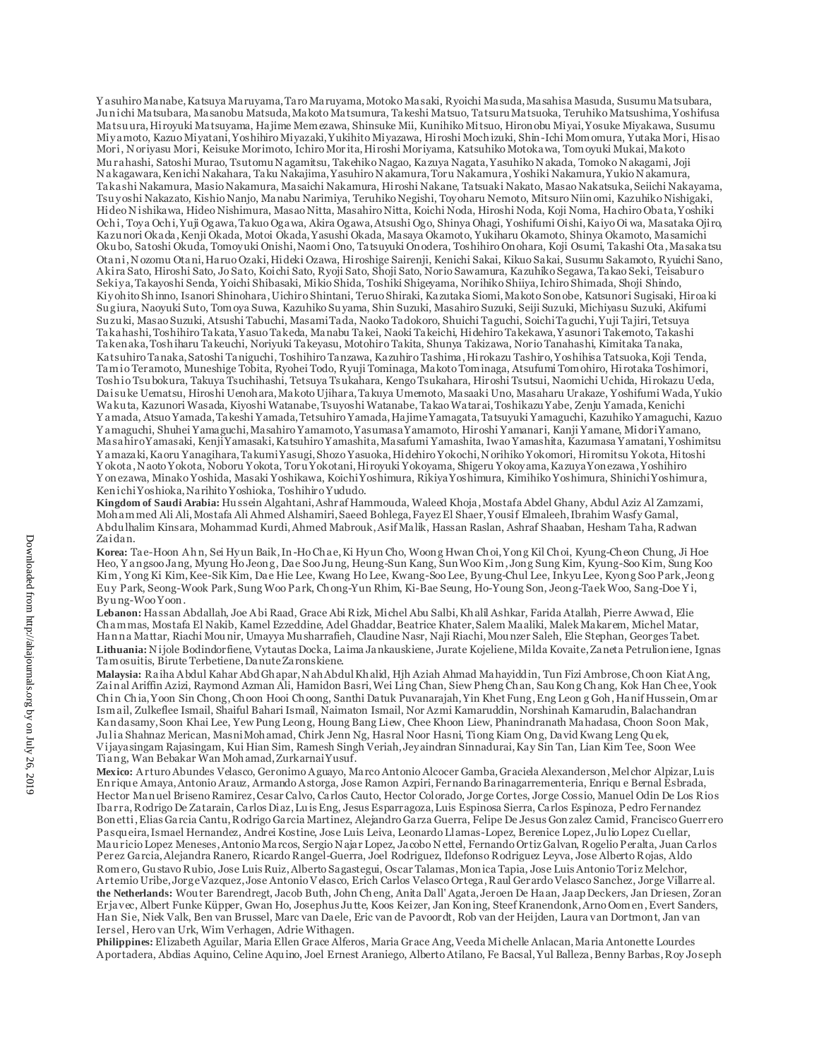Yasuhiro Manabe, Katsuya Maruyama, Taro Maruyama, Motoko Masaki, Ryoichi Masuda, Masahisa Masuda, Susumu Matsubara, Junichi Matsubara, Masanobu Matsuda, Makoto Matsumura, Takeshi Matsuo, Tatsuru Matsuoka, Teruhiko Matsushima, Yoshifusa Matsuura, Hiroyuki Matsuyama, Hajime Memezawa, Shinsuke Mii, Kunihiko Mitsuo, Hironobu Miyai, Yosuke Miyakawa, Susumu Miyamoto, Kazuo Miyatani, Yoshihiro Miyazaki, Yukihito Miyazawa, Hiroshi Mochizuki, Shin-Ichi Momomura, Yutaka Mori, Hisao Mori, Noriyasu Mori, Keisuke Morimoto, Ichiro Morita, Hiroshi Moriyama, Katsuhiko Motokawa, Tomoyuki Mukai, Makoto Murahashi, Satoshi Murao, Tsutomu Nagamitsu, Takehiko Nagao, Kazuya Nagata, Yasuhiko Nakada, Tomoko Nakagami, Joji Nakagawara, Kenichi Nakahara, Taku Nakajima, Yasuhiro Nakamura, Toru Nakamura, Yoshiki Nakamura, Yukio Nakamura, Takashi Nakamura, Masio Nakamura, Masaichi Nakamura, Hiroshi Nakane, Tatsuaki Nakato, Masao Nakatsuka, Seiichi Nakayama, Tsuyoshi Nakazato, Kishio Nanjo, Manabu Narimiya, Teruhiko Negishi, Toyoharu Nemoto, Mitsuro Niinomi, Kazuhiko Nishigaki, Hideo Nishikawa, Hideo Nishimura, Masao Nitta, Masahiro Nitta, Koichi Noda, Hiroshi Noda, Koji Noma, Hachiro Obata, Yoshiki Ochi, Toya Ochi, Yuji Ogawa, Takuo Ogawa, Akira Ogawa, Atsushi Ogo, Shinya Ohagi, Yoshifumi Oishi, Kaiyo Oiwa, Masataka Ojiro, Kazunori Okada, Kenji Okada, Motoi Okada, Yasushi Okada, Masaya Okamoto, Yukiharu Okamoto, Shinya Okamoto, Masamichi Okubo, Satoshi Okuda, Tomoyuki Onishi, Naomi Ono, Tatsuyuki Onodera, Toshihiro Onohara, Koji Osumi, Takashi Ota, Masakatsu Otani, Nozomu Otani, Haruo Ozaki, Hideki Ozawa, Hiroshige Sairenji, Kenichi Sakai, Kikuo Sakai, Susumu Sakamoto, Ryuichi Sano, Akira Sato, Hiroshi Sato, Jo Sato, Koichi Sato, Ryoji Sato, Shoji Sato, Norio Sawamura, Kazuhiko Segawa, Takao Seki, Teisaburo Sekiya, Takayoshi Senda, Yoichi Shibasaki, Mikio Shida, Toshiki Shigeyama, Norihiko Shiiya, Ichiro Shimada, Shoji Shindo, Kiyohito Shinno, Isanori Shinohara, Uichiro Shintani, Teruo Shiraki, Kazutaka Siomi, Makoto Sonobe, Katsunori Sugisaki, Hiroaki Sugiura, Naoyuki Suto, Tomoya Suwa, Kazuhiko Suyama, Shin Suzuki, Masahiro Suzuki, Seiji Suzuki, Michiyasu Suzuki, Akifumi Suzuki, Masao Suzuki, Atsushi Tabuchi, Masami Tada, Naoko Tadokoro, Shuichi Taguchi, Soichi Taguchi, Yuji Tajiri, Tetsuya Takahashi, Toshihiro Takata, Yasuo Takeda, Manabu Takei, Naoki Takeichi, Hidehiro Takekawa, Yasunori Takemoto, Takashi Takenaka, Toshiharu Takeuchi, Noriyuki Takeyasu, Motohiro Takita, Shunya Takizawa, Norio Tanahashi, Kimitaka Tanaka, Katsuhiro Tanaka, Satoshi Taniguchi, Toshihiro Tanzawa, Kazuhiro Tashima, Hirokazu Tashiro, Yoshihisa Tatsuoka, Koji Tenda, Tamio Teramoto, Muneshige Tobita, Ryohei Todo, Ryuji Tominaga, Makoto Tominaga, Atsufumi Tomohiro, Hirotaka Toshimori, Toshio Tsubokura, Takuya Tsuchihashi, Tetsuya Tsukahara, Kengo Tsukahara, Hiroshi Tsutsui, Naomichi Uchida, Hirokazu Ueda, Daisuke Uematsu, Hiroshi Uenohara, Makoto Ujihara, Takuya Umemoto, Masaaki Uno, Masaharu Urakaze, Yoshifumi Wada, Yukio Wakuta, Kazunori Wasada, Kiyoshi Watanabe, Tsuyoshi Watanabe, Takao Watarai, Toshikazu Yabe, Zenju Yamada, Kenichi Yamada, Atsuo Yamada, Takeshi Yamada, Tetsuhiro Yamada, Hajime Yamagata, Tatsuyuki Yamaguchi, Kazuhiko Yamaguchi, Kazuo Yamaguchi, Shuhei Yamaguchi, Masahiro Yamamoto, Yasumasa Yamamoto, Hiroshi Yamanari, Kanji Yamane, Midori Yamano, Masahiro Yamasaki, Kenji Yamasaki, Katsuhiro Yamashita, Masafumi Yamashita, Iwao Yamashita, Kazumasa Yamatani, Yoshimitsu Yamazaki, Kaoru Yanagihara, Takumi Yasugi, Shozo Yasuoka, Hidehiro Yokochi, Norihiko Yokomori, Hiromitsu Yokota, Hitoshi Yokota, Naoto Yokota, Noboru Yokota, Toru Yokotani, Hiroyuki Yokoyama, Shigeru Yokoyama, Kazuya Yonezawa, Yoshihiro Yonezawa, Minako Yoshida, Masaki Yoshikawa, Koichi Yoshimura, Rikiya Yoshimura, Kimihiko Yoshimura, Shinichi Yoshimura, Kenichi Yoshioka, Narihito Yoshioka, Toshihiro Yududo.

**Kingdom of Saudi Arabia:** Hussein Algahtani, Ashraf Hammouda, Waleed Khoja, Mostafa Abdel Ghany, Abdul Aziz Al Zamzami, Mohammed Ali Ali, Mostafa Ali Ahmed Alshamiri, Saeed Bohlega, Fayez El Shaer, Yousif Elmaleeh, Ibrahim Wasfy Gamal, Abdulhalim Kinsara, Mohammad Kurdi, Ahmed Mabrouk, Asif Malik, Hassan Raslan, Ashraf Shaaban, Hesham Taha, Radwan Zaidan.

**Korea:** Tae-Hoon Ahn, Sei Hyun Baik, In-Ho Chae, Ki Hyun Cho, Woong Hwan Choi, Yong Kil Choi, Kyung-Cheon Chung, Ji Hoe Heo, Yangsoo Jang, Myung Ho Jeong, Dae Soo Jung, Heung-Sun Kang, Sun Woo Kim, Jong Sung Kim, Kyung-Soo Kim, Sung Koo Kim, Yong Ki Kim, Kee-Sik Kim, Dae Hie Lee, Kwang Ho Lee, Kwang-Soo Lee, Byung-Chul Lee, Inkyu Lee, Kyong Soo Park, Jeong Euy Park, Seong-Wook Park, Sung Woo Park, Chong-Yun Rhim, Ki-Bae Seung, Ho-Young Son, Jeong-Taek Woo, Sang-Doe Yi, Byung-Woo Yoon.

**Lebanon:** Hassan Abdallah, Joe Abi Raad, Grace Abi Rizk, Michel Abu Salbi, Khalil Ashkar, Farida Atallah, Pierre Awwad, Elie Chammas, Mostafa El Nakib, Kamel Ezzeddine, Adel Ghaddar, Beatrice Khater, Salem Maaliki, Malek Makarem, Michel Matar, Hanna Mattar, Riachi Mounir, Umayya Musharrafieh, Claudine Nasr, Naji Riachi, Mounzer Saleh, Elie Stephan, Georges Tabet.

**Lithuania:** Nijole Bodindorfiene, Vytautas Docka, Laima Jankauskiene, Jurate Kojeliene, Milda Kovaite, Zaneta Petrulioniene, Ignas Tamosuitis, Birute Terbetiene, Danute Zaronskiene.

**Malaysia:** Raiha Abdul Kahar Abd Ghapar, Nah Abdul Khalid, Hjh Aziah Ahmad Mahayiddin, Tun Fizi Ambrose, Choon Kiat Ang, Zainal Ariffin Azizi, Raymond Azman Ali, Hamidon Basri, Wei Ling Chan, Siew Pheng Chan, Sau Kong Chang, Kok Han Chee, Yook Chin Chia, Yoon Sin Chong, Choon Hooi Choong, Santhi Datuk Puvanarajah, Yin Khet Fung, Eng Leong Goh, Hanif Hussein, Omar Ismail, Zulkeflee Ismail, Shaiful Bahari Ismail, Naimaton Ismail, Nor Azmi Kamaruddin, Norshinah Kamarudin, Balachandran Kandasamy, Soon Khai Lee, Yew Pung Leong, Houng Bang Liew, Chee Khoon Liew, Phanindranath Mahadasa, Choon Soon Mak, Julia Shahnaz Merican, Masni Mohamad, Chirk Jenn Ng, Hasral Noor Hasni, Tiong Kiam Ong, David Kwang Leng Quek, Vijayasingam Rajasingam, Kui Hian Sim, Ramesh Singh Veriah, Jeyaindran Sinnadurai, Kay Sin Tan, Lian Kim Tee, Soon Wee Tiang, Wan Bebakar Wan Mohamad, Zurkarnai Yusuf.

**Mexico:** Arturo Abundes Velasco, Geronimo Aguayo, Marco Antonio Alcocer Gamba, Graciela Alexanderson, Melchor Alpizar, Luis Enrique Amaya, Antonio Arauz, Armando Astorga, Jose Ramon Azpiri, Fernando Barinagarrementeria, Enrique Bernal Esbrada, Hector Manuel Briseno Ramirez, Cesar Calvo, Carlos Cauto, Hector Colorado, Jorge Cortes, Jorge Cossio, Manuel Odin De Los Rios Ibarra, Rodrigo De Zatarain, Carlos Diaz, Luis Eng, Jesus Esparragoza, Luis Espinosa Sierra, Carlos Espinoza, Pedro Fernandez Bonetti, Elias Garcia Cantu, Rodrigo Garcia Martinez, Alejandro Garza Guerra, Felipe De Jesus Gonzalez Camid, Francisco Guerrero Pasqueira, Ismael Hernandez, Andrei Kostine, Jose Luis Leiva, Leonardo Llamas-Lopez, Berenice Lopez, Julio Lopez Cuellar, Mauricio Lopez Meneses, Antonio Marcos, Sergio Najar Lopez, Jacobo Nettel, Fernando Ortiz Galvan, Rogelio Peralta, Juan Carlos Perez Garcia, Alejandra Ranero, Ricardo Rangel-Guerra, Joel Rodriguez, Ildefonso Rodriguez Leyva, Jose Alberto Rojas, Aldo Romero, Gustavo Rubio, Jose Luis Ruiz, Alberto Sagastegui, Oscar Talamas, Monica Tapia, Jose Luis Antonio Toriz Melchor, Artemio Uribe, Jorge Vazquez, Jose Antonio Velasco, Erich Carlos Velasco Ortega, Raul Gerardo Velasco Sanchez, Jorge Villarreal.

**the Netherlands:** Wouter Barendregt, Jacob Buth, John Cheng, Anita Dall' Agata, Jeroen De Haan, Jaap Deckers, Jan Driesen, Zoran Erjavec, Albert Funke Küpper, Gwan Ho, Josephus Jutte, Koos Keizer, Jan Koning, Steef Kranendonk, Arno Oomen, Evert Sanders, Han Sie, Niek Valk, Ben van Brussel, Marc van Daele, Eric van de Pavoordt, Rob van der Heijden, Laura van Dortmont, Jan van Iersel, Hero van Urk, Wim Verhagen, Adrie Withagen.

**Philippines:** Elizabeth Aguilar, Maria Ellen Grace Alferos, Maria Grace Ang, Veeda Michelle Anlacan, Maria Antonette Lourdes Aportadera, Abdias Aquino, Celine Aquino, Joel Ernest Araniego, Alberto Atilano, Fe Bacsal, Yul Balleza, Benny Barbas, Roy Joseph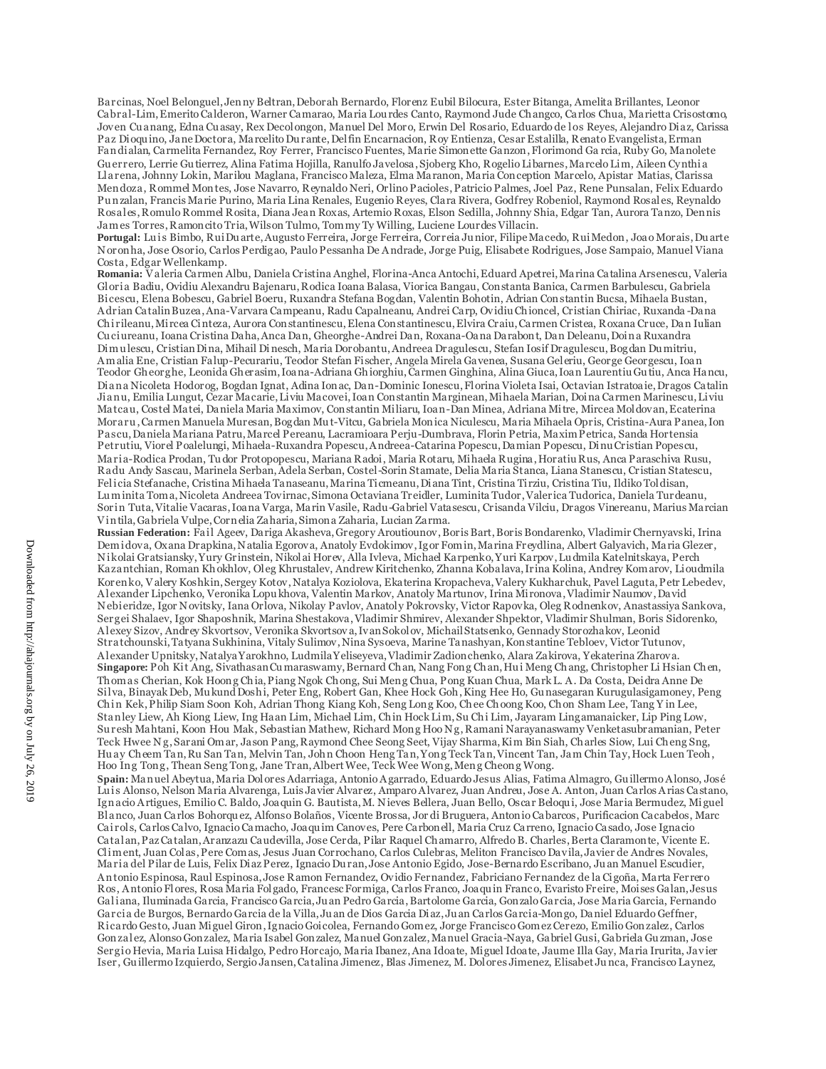Barcinas, Noel Belonguel, Jenny Beltran, Deborah Bernardo, Florenz Eubil Bilocura, Ester Bitanga, Amelita Brillantes, Leonor Cabral-Lim, Emerito Calderon, Warner Camarao, Maria Lourdes Canto, Raymond Jude Changco, Carlos Chua, Marietta Crisostomo, Joven Cuanang, Edna Cuasay, Rex Decolongon, Manuel Del Moro, Erwin Del Rosario, Eduardo de los Reyes, Alejandro Diaz, Carissa Paz Dioquino, Jane Doctora, Marcelito Durante, Delfin Encarnacion, Roy Entienza, Cesar Estalilla, Renato Evangelista, Erman Fandialan, Carmelita Fernandez, Roy Ferrer, Francisco Fuentes, Marie Simonette Ganzon, Florimond Garcia, Ruby Go, Manolete Guerrero, Lerrie Gutierrez, Alina Fatima Hojilla, Ranulfo Javelosa, Sjoberg Kho, Rogelio Libarnes, Marcelo Lim, Aileen Cynthia Llarena, Johnny Lokin, Marilou Maglana, Francisco Maleza, Elma Maranon, Maria Conception Marcelo, Apistar Matias, Clarissa Mendoza, Rommel Montes, Jose Navarro, Reynaldo Neri, Orlino Pacioles, Patricio Palmes, Joel Paz, Rene Punsalan, Felix Eduardo Punzalan, Francis Marie Purino, Maria Lina Renales, Eugenio Reyes, Clara Rivera, Godfrey Robeniol, Raymond Rosales, Reynaldo Rosales, Romulo Rommel Rosita, Diana Jean Roxas, Artemio Roxas, Elson Sedilla, Johnny Shia, Edgar Tan, Aurora Tanzo, Dennis James Torres, Ramoncito Tria, Wilson Tulmo, Tommy Ty Willing, Luciene Lourdes Villacin.

**Portugal:** Luis Bimbo, Rui Duarte, Augusto Ferreira, Jorge Ferreira, Correia Junior, Filipe Macedo, Rui Medon, Joao Morais, Duarte Noronha, Jose Osorio, Carlos Perdigao, Paulo Pessanha De Andrade, Jorge Puig, Elisabete Rodrigues, Jose Sampaio, Manuel Viana Costa, Edgar Wellenkamp.

**Romania:** Valeria Carmen Albu, Daniela Cristina Anghel, Florina-Anca Antochi, Eduard Apetrei, Marina Catalina Arsenescu, Valeria Gloria Badiu, Ovidiu Alexandru Bajenaru, Rodica Ioana Balasa, Viorica Bangau, Constanta Banica, Carmen Barbulescu, Gabriela Bicescu, Elena Bobescu, Gabriel Boeru, Ruxandra Stefana Bogdan, Valentin Bohotin, Adrian Constantin Bucsa, Mihaela Bustan, Adrian Catalin Buzea, Ana-Varvara Campeanu, Radu Capalneanu, Andrei Carp, Ovidiu Chioncel, Cristian Chiriac, Ruxanda-Dana Chirileanu, Mircea Cinteza, Aurora Constantinescu, Elena Constantinescu, Elvira Craiu, Carmen Cristea, Roxana Cruce, Dan Iulian Cuciureanu, Ioana Cristina Daha, Anca Dan, Gheorghe-Andrei Dan, Roxana-Oana Darabont, Dan Deleanu, Doina Ruxandra Dimulescu, Cristian Dina, Mihail Dinesch, Maria Dorobantu, Andreea Dragulescu, Stefan Iosif Dragulescu, Bogdan Dumitriu, Amalia Ene, Cristian Falup-Pecurariu, Teodor Stefan Fischer, Angela Mirela Gavenea, Susana Geleriu, George Georgescu, Ioan Teodor Gheorghe, Leonida Gherasim, Ioana-Adriana Ghiorghiu, Carmen Ginghina, Alina Giuca, Ioan Laurentiu Gutiu, Anca Hancu, Diana Nicoleta Hodorog, Bogdan Ignat, Adina Ionac, Dan-Dominic Ionescu, Florina Violeta Isai, Octavian Istratoaie, Dragos Catalin Jianu, Emilia Lungut, Cezar Macarie, Liviu Macovei, Ioan Constantin Marginean, Mihaela Marian, Doina Carmen Marinescu, Liviu Matcau, Costel Matei, Daniela Maria Maximov, Constantin Miliaru, Ioan-Dan Minea, Adriana Mitre, Mircea Moldovan, Ecaterina Moraru, Carmen Manuela Muresan, Bogdan Mut-Vitcu, Gabriela Monica Niculescu, Maria Mihaela Opris, Cristina-Aura Panea, Ion Pascu, Daniela Mariana Patru, Marcel Pereanu, Lacramioara Perju-Dumbrava, Florin Petria, Maxim Petrica, Sanda Hortensia Petrutiu, Viorel Poalelungi, Mihaela-Ruxandra Popescu, Andreea-Catarina Popescu, Damian Popescu, Dinu Cristian Popescu, Maria-Rodica Prodan, Tudor Protopopescu, Mariana Radoi, Maria Rotaru, Mihaela Rugina, Horatiu Rus, Anca Paraschiva Rusu, Radu Andy Sascau, Marinela Serban, Adela Serban, Costel-Sorin Stamate, Delia Maria Stanca, Liana Stanescu, Cristian Statescu, Felicia Stefanache, Cristina Mihaela Tanaseanu, Marina Ticmeanu, Diana Tint, Cristina Tirziu, Cristina Tiu, Ildiko Toldisan, Luminita Toma, Nicoleta Andreea Tovirnac, Simona Octaviana Treidler, Luminita Tudor, Valerica Tudorica, Daniela Turdeanu, Sorin Tuta, Vitalie Vacaras, Ioana Varga, Marin Vasile, Radu-Gabriel Vatasescu, Crisanda Vilciu, Dragos Vinereanu, Marius Marcian Vintila, Gabriela Vulpe, Cornelia Zaharia, Simona Zaharia, Lucian Zarma.

**Russian Federation:** Fail Ageev, Dariga Akasheva, Gregory Aroutiounov, Boris Bart, Boris Bondarenko, Vladimir Chernyavski, Irina Demidova, Oxana Drapkina, Natalia Egorova, Anatoly Evdokimov, Igor Fomin, Marina Freydlina, Albert Galyavich, Maria Glezer, Nikolai Gratsiansky, Yury Grinstein, Nikolai Horev, Alla Ivleva, Michael Karpenko, Yuri Karpov, Ludmila Katelnitskaya, Perch Kazantchian, Roman Khokhlov, Oleg Khrustalev, Andrew Kiritchenko, Zhanna Kobalava, Irina Kolina, Andrey Komarov, Lioudmila Korenko, Valery Koshkin, Sergey Kotov, Natalya Koziolova, Ekaterina Kropacheva, Valery Kukharchuk, Pavel Laguta, Petr Lebedev, Alexander Lipchenko, Veronika Lopukhova, Valentin Markov, Anatoly Martunov, Irina Mironova, Vladimir Naumov, David Nebieridze, Igor Novitsky, Iana Orlova, Nikolay Pavlov, Anatoly Pokrovsky, Victor Rapovka, Oleg Rodnenkov, Anastassiya Sankova, Sergei Shalaev, Igor Shaposhnik, Marina Shestakova, Vladimir Shmirev, Alexander Shpektor, Vladimir Shulman, Boris Sidorenko, Alexey Sizov, Andrey Skvortsov, Veronika Skvortsova, Ivan Sokolov, Michail Statsenko, Gennady Storozhakov, Leonid Stratchounski, Tatyana Sukhinina, Vitaly Sulimov, Nina Sysoeva, Marine Tanashyan, Konstantine Tebloev, Victor Tutunov, Alexander Upnitsky, Natalya Yarokhno, Ludmila Yeliseyeva, Vladimir Zadionchenko, Alara Zakirova, Yekaterina Zharova.

**Singapore:** Poh Kit Ang, Sivathasan Cumaraswamy, Bernard Chan, Nang Fong Chan, Hui Meng Chang, Christopher Li Hsian Chen, Thomas Cherian, Kok Hoong Chia, Piang Ngok Chong, Sui Meng Chua, Pong Kuan Chua, Mark L. A. Da Costa, Deidra Anne De Silva, Binayak Deb, Mukund Doshi, Peter Eng, Robert Gan, Khee Hock Goh, King Hee Ho, Gunasegaran Kurugulasigamoney, Peng Chin Kek, Philip Siam Soon Koh, Adrian Thong Kiang Koh, Seng Long Koo, Chee Choong Koo, Chon Sham Lee, Tang Yin Lee, Stanley Liew, Ah Kiong Liew, Ing Haan Lim, Michael Lim, Chin Hock Lim, Su Chi Lim, Jayaram Lingamanaicker, Lip Ping Low, Suresh Mahtani, Koon Hou Mak, Sebastian Mathew, Richard Mong Hoo Ng, Ramani Narayanaswamy Venketasubramanian, Peter Teck Hwee Ng, Sarani Omar, Jason Pang, Raymond Chee Seong Seet, Vijay Sharma, Kim Bin Siah, Charles Siow, Lui Cheng Sng, Huay Cheem Tan, Ru San Tan, Melvin Tan, John Choon Heng Tan, Yong Teck Tan, Vincent Tan, Jam Chin Tay, Hock Luen Teoh, Hoo Ing Tong, Thean Seng Tong, Jane Tran, Albert Wee, Teck Wee Wong, Meng Cheong Wong.

**Spain:** Manuel Abeytua, Maria Dolores Adarriaga, Antonio Agarrado, Eduardo Jesus Alias, Fatima Almagro, Guillermo Alonso, José Luis Alonso, Nelson Maria Alvarenga, Luis Javier Alvarez, Amparo Alvarez, Juan Andreu, Jose A. Anton, Juan Carlos Arias Castano, Ignacio Artigues, Emilio C. Baldo, Joaquin G. Bautista, M. Nieves Bellera, Juan Bello, Oscar Beloqui, Jose Maria Bermudez, Miguel Blanco, Juan Carlos Bohorquez, Alfonso Bolaños, Vicente Brossa, Jordi Bruguera, Antonio Cabarcos, Purificacion Cacabelos, Marc Cairols, Carlos Calvo, Ignacio Camacho, Joaquim Canoves, Pere Carbonell, Maria Cruz Carreno, Ignacio Casado, Jose Ignacio Catalan, Paz Catalan, Aranzazu Caudevilla, Jose Cerda, Pilar Raquel Chamarro, Alfredo B. Charles, Berta Claramonte, Vicente E. Climent, Juan Colas, Pere Comas, Jesus Juan Corrochano, Carlos Culebras, Meliton Francisco Davila, Javier de Andres Novales, Maria del Pilar de Luis, Felix Diaz Perez, Ignacio Duran, Jose Antonio Egido, Jose-Bernardo Escribano, Juan Manuel Escudier, Antonio Espinosa, Raul Espinosa, Jose Ramon Fernandez, Ovidio Fernandez, Fabriciano Fernandez de la Cigoña, Marta Ferrero Ros, Antonio Flores, Rosa Maria Folgado, Francesc Formiga, Carlos Franco, Joaquin Franco, Evaristo Freire, Moises Galan, Jesus Galiana, Iluminada Garcia, Francisco Garcia, Juan Pedro Garcia, Bartolome Garcia, Gonzalo Garcia, Jose Maria Garcia, Fernando Garcia de Burgos, Bernardo Garcia de la Villa, Juan de Dios Garcia Diaz, Juan Carlos Garcia-Mongo, Daniel Eduardo Geffner, Ricardo Gesto, Juan Miguel Giron, Ignacio Goicolea, Fernando Gomez, Jorge Francisco Gomez Cerezo, Emilio Gonzalez, Carlos Gonzalez, Alonso Gonzalez, Maria Isabel Gonzalez, Manuel Gonzalez, Manuel Gracia-Naya, Gabriel Gusi, Gabriela Guzman, Jose Sergio Hevia, Maria Luisa Hidalgo, Pedro Horcajo, Maria Ibanez, Ana Idoate, Miguel Idoate, Jaume Illa Gay, Maria Irurita, Javier Iser, Guillermo Izquierdo, Sergio Jansen, Catalina Jimenez, Blas Jimenez, M. Dolores Jimenez, Elisabet Junca, Francisco Laynez,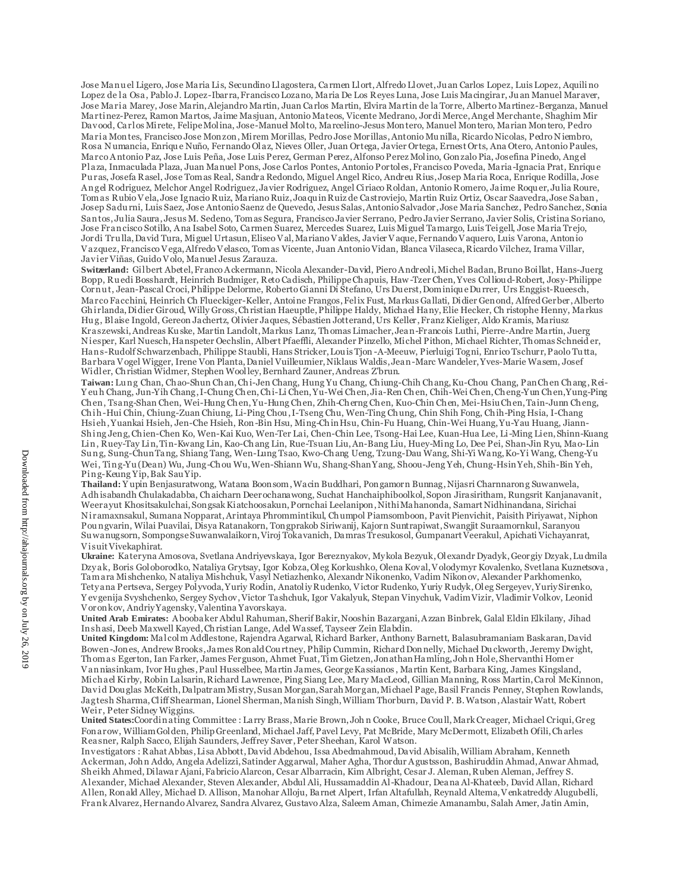Jose Manuel Ligero, Jose Maria Lis, Secundino Llagostera, Carmen Llort, Alfredo Llovet, Juan Carlos Lopez, Luis Lopez, Aquilino Lopez de la Osa, Pablo J. Lopez-Ibarra, Francisco Lozano, Maria De Los Reyes Luna, Jose Luis Macingirar, Juan Manuel Maraver, Jose Maria Marey, Jose Marin, Alejandro Martin, Juan Carlos Martin, Elvira Martin de la Torre, Alberto Martinez-Berganza, Manuel Martinez-Perez, Ramon Martos, Jaime Masjuan, Antonio Mateos, Vicente Medrano, Jordi Merce, Angel Merchante, Shaghim Mir Davood, Carlos Mirete, Felipe Molina, Jose-Manuel Molto, Marcelino-Jesus Montero, Manuel Montero, Marian Montero, Pedro Maria Montes, Francisco Jose Monzon, Mirem Morillas, Pedro Jose Morillas, Antonio Munilla, Ricardo Nicolas, Pedro Niembro, Rosa Numancia, Enrique Nuño, Fernando Olaz, Nieves Oller, Juan Ortega, Javier Ortega, Ernest Orts, Ana Otero, Antonio Paules, Marco Antonio Paz, Jose Luis Peña, Jose Luis Perez, German Perez, Alfonso Perez Molino, Gonzalo Pia, Josefina Pinedo, Angel Plaza, Inmaculada Plaza, Juan Manuel Pons, Jose Carlos Pontes, Antonio Portoles, Francisco Poveda, Maria-Ignacia Prat, Enrique Puras, Josefa Rasel, Jose Tomas Real, Sandra Redondo, Miguel Angel Rico, Andreu Rius, Josep Maria Roca, Enrique Rodilla, Jose Angel Rodriguez, Melchor Angel Rodriguez, Javier Rodriguez, Angel Ciriaco Roldan, Antonio Romero, Jaime Roquer, Julia Roure, Tomas Rubio Vela, Jose Ignacio Ruiz, Mariano Ruiz, Joaquin Ruiz de Castroviejo, Martin Ruiz Ortiz, Oscar Saavedra, Jose Saban, Josep Sadurni, Luis Saez, Jose Antonio Saenz de Quevedo, Jesus Salas, Antonio Salvador, Jose Maria Sanchez, Pedro Sanchez, Sonia Santos, Julia Saura, Jesus M. Sedeno, Tomas Segura, Francisco Javier Serrano, Pedro Javier Serrano, Javier Solis, Cristina Soriano, Jose Francisco Sotillo, Ana Isabel Soto, Carmen Suarez, Mercedes Suarez, Luis Miguel Tamargo, Luis Teigell, Jose Maria Trejo, Jordi Trulla, David Tura, Miguel Urtasun, Eliseo Val, Mariano Valdes, Javier Vaque, Fernando Vaquero, Luis Varona, Antonio Vazquez, Francisco Vega, Alfredo Velasco, Tomas Vicente, Juan Antonio Vidan, Blanca Vilaseca, Ricardo Vilchez, Irama Villar, Javier Viñas, Guido Volo, Manuel Jesus Zarauza.

**Switzerland:** Gilbert Abetel, Franco Ackermann, Nicola Alexander-David, Piero Andreoli, Michel Badan, Bruno Boillat, Hans-Juerg Bopp, Ruedi Bosshardt, Heinrich Budmiger, Reto Cadisch, Philippe Chapuis, Haw-Tzer Chen, Yves Collioud-Robert, Josy-Philippe Cornut, Jean-Pascal Croci, Philippe Delorme, Roberto Gianni Di Stefano, Urs Duerst, Dominique Durrer, Urs Enggist-Rueesch, Marco Facchini, Heinrich Ch Flueckiger-Keller, Antoine Frangos, Felix Fust, Markus Gallati, Didier Genond, Alfred Gerber, Alberto Ghirlanda, Didier Giroud, Willy Gross, Christian Haeuptle, Philippe Haldy, Michael Hany, Elie Hecker, Christophe Henny, Markus Hug, Blaise Ingold, Gereon Jachertz, Olivier Jaques, Sébastien Jotterand, Urs Keller, Franz Kieliger, Aldo Kramis, Mariusz Kraszewski, Andreas Kuske, Martin Landolt, Markus Lanz, Thomas Limacher, Jean-Francois Luthi, Pierre-Andre Martin, Juerg Niesper, Karl Nuesch, Hanspeter Oechslin, Albert Pfaeffli, Alexander Pinzello, Michel Pithon, Michael Richter, Thomas Schneider, Hans-Rudolf Schwarzenbach, Philippe Staubli, Hans Stricker, Louis Tjon-A-Meeuw, Pierluigi Togni, Enrico Tschurr, Paolo Tutta, Barbara Vogel Wigger, Irene Von Planta, Daniel Vuilleumier, Niklaus Waldis, Jean-Marc Wandeler, Yves-Marie Wasem, Josef Widler, Christian Widmer, Stephen Woolley, Bernhard Zauner, Andreas Z'brun.

**Taiwan:** Lung Chan, Chao-Shun Chan, Chi-Jen Chang, Hung Yu Chang, Chiung-Chih Chang, Ku-Chou Chang, PanChen Chang, Rei-Yeuh Chang, Jun-Yih Chang, I-Chung Chen, Chi-Li Chen, Yu-Wei Chen, Jia-Ren Chen, Chih-Wei Chen, Cheng-Yun Chen, Yung-Ping Chen, Tsang-Shan Chen, Wei-Hung Chen, Yu-Hung Chen, Zhih-Cherng Chen, Kuo-Chin Chen, Mei-Hsiu Chen, Tain-Junn Cheng, Chih-Hui Chin, Chiung-Zuan Chiung, Li-Ping Chou, I-Tseng Chu, Wen-Ting Chung, Chin Shih Fong, Chih-Ping Hsia, I-Chang Hsieh, Yuankai Hsieh, Jen-Che Hsieh, Ron-Bin Hsu, Ming-Chin Hsu, Chin-Fu Huang, Chin-Wei Huang, Yu-Yau Huang, Jiann-Shing Jeng, Chien-Chen Ko, Wen-Kai Kuo, Wen-Ter Lai, Chen-Chin Lee, Tsong-Hai Lee, Kuan-Hua Lee, Li-Ming Lien, Shinn-Kuang Lin, Ruey-Tay Lin, Tin-Kwang Lin, Kao-Chang Lin, Rue-Tsuan Liu, An-Bang Liu, Huey-Ming Lo, Dee Pei, Shan-Jin Ryu, Mao-Lin Sung, Sung-Chun Tang, Shiang Tang, Wen-Lung Tsao, Kwo-Chang Ueng, Tzung-Dau Wang, Shi-Yi Wang, Ko-Yi Wang, Cheng-Yu Wei, Ting-Yu (Dean) Wu, Jung-Chou Wu, Wen-Shiann Wu, Shang-Shan Yang, Shoou-Jeng Yeh, Chung-Hsin Yeh, Shih-Bin Yeh, Ping-Keung Yip, Bak Sau Yip.

**Thailand:** Yupin Benjasuratwong, Watana Boonsom, Wacin Buddhari, Pongamorn Bunnag, Nijasri Charnnarong Suwanwela, Adhisabandh Chulakadabba, Chaicharn Deerochanawong, Suchat Hanchaiphiboolkol, Sopon Jirasiritham, Rungsrit Kanjanavanit, Weerayut Khositsakulchai, Songsak Kiatchoosakun, Pornchai Leelanipon, Nithi Mahanonda, Samart Nidhinandana, Sirichai Niramaxnsakul, Sumana Nopparat, Arintaya Phrommintikul, Chumpol Piamsomboon, Pavit Pienvichit, Paisith Piriyawat, Niphon Poungvarin, Wilai Puavilai, Disya Ratanakorn, Tongprakob Siriwanij, Kajorn Suntrapiwat, Swangjit Suraamornkul, Saranyou Suwanugsorn, Sompongse Suwanwalaikorn, Viroj Tokavanich, Damras Tresukosol, Gumpanart Veerakul, Apichati Vichayanrat, Visuit Vivekaphirat.

**Ukraine:** Kateryna Amosova, Svetlana Andriyevskaya, Igor Bereznyakov, Mykola Bezyuk, Olexandr Dyadyk, Georgiy Dzyak, Ludmila Dzyak, Boris Goloborodko, Nataliya Grytsay, Igor Kobza, Oleg Korkushko, Olena Koval, Volodymyr Kovalenko, Svetlana Kuznetsova, Tamara Mishchenko, Nataliya Mishchuk, Vasyl Netiazhenko, Alexandr Nikonenko, Vadim Nikonov, Alexander Parkhomenko, Tetyana Pertseva, Sergey Polyvoda, Yuriy Rodin, Anatoliy Rudenko, Victor Rudenko, Yuriy Rudyk, Oleg Sergeyev, Yuriy Sirenko, Yevgenija Svyshchenko, Sergey Sychov, Victor Tashchuk, Igor Vakalyuk, Stepan Vinychuk, Vadim Vizir, Vladimir Volkov, Leonid Voronkov, Andriy Yagensky, Valentina Yavorskaya.

**United Arab Emirates:** Aboobaker Abdul Rahuman, Sherif Bakir, Nooshin Bazargani, Azzan Binbrek, Galal Eldin Elkilany, Jihad Inshasi, Deeb Maxwell Kayed, Christian Lange, Adel Wassef, Tayseer Zein Elabdin.

**United Kingdom:** Malcolm Addlestone, Rajendra Agarwal, Richard Barker, Anthony Barnett, Balasubramaniam Baskaran, David Bowen-Jones, Andrew Brooks, James Ronald Courtney, Philip Cummin, Richard Donnelly, Michael Duckworth, Jeremy Dwight, Thomas Egerton, Ian Farker, James Ferguson, Ahmet Fuat, Tim Gietzen, Jonathan Hamling, John Hole, Shervanthi Homer Vanniasinkam, Ivor Hughes, Paul Husselbee, Martin James, George Kassianos, Martin Kent, Barbara King, James Kingsland, Michael Kirby, Robin Lalsarin, Richard Lawrence, Ping Siang Lee, Mary MacLeod, Gillian Manning, Ross Martin, Carol McKinnon, David Douglas McKeith, Dalpatram Mistry, Susan Morgan, Sarah Morgan, Michael Page, Basil Francis Penney, Stephen Rowlands, Jagtesh Sharma, Cliff Shearman, Lionel Sherman, Manish Singh, William Thorburn, David P. B. Watson, Alastair Watt, Robert Weir, Peter Sidney Wiggins.

**United States:** Coordinating Committee : Larry Brass, Marie Brown, John Cooke, Bruce Coull, Mark Creager, Michael Criqui, Greg Fonarow, William Golden, Philip Greenland, Michael Jaff, Pavel Levy, Pat McBride, Mary McDermott, Elizabeth Ofili, Charles Reasner, Ralph Sacco, Elijah Saunders, Jeffrey Saver, Peter Sheehan, Karol Watson.

Investigators : Rahat Abbas, Lisa Abbott, David Abdehou, Issa Abedmahmoud, David Abisalih, William Abraham, Kenneth Ackerman, John Addo, Angela Adelizzi, Satinder Aggarwal, Maher Agha, Thordur Agustsson, Bashiruddin Ahmad, Anwar Ahmad, Sheikh Ahmed, Dilawar Ajani, Fabricio Alarcon, Cesar Albarracin, Kim Albright, Cesar J. Aleman, Ruben Aleman, Jeffrey S. Alexander, Michael Alexander, Steven Alexander, Abdul Ali, Hussamaddin Al-Khadour, Deana Al-Khateeb, David Allan, Richard Allen, Ronald Alley, Michael D. Allison, Manohar Alloju, Barnet Alpert, Irfan Altafullah, Reynald Altema, Venkatreddy Alugubelli, Frank Alvarez, Hernando Alvarez, Sandra Alvarez, Gustavo Alza, Saleem Aman, Chimezie Amanambu, Salah Amer, Jatin Amin,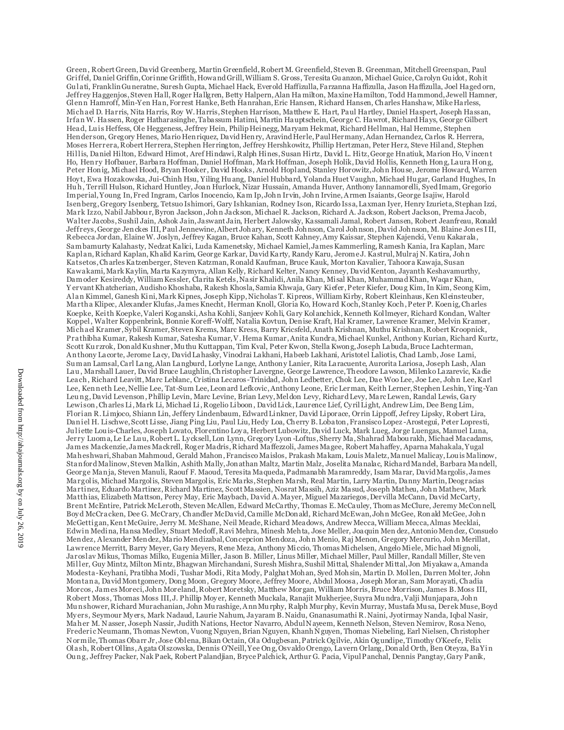Green, Robert Green, David Greenberg, Martin Greenfield, Robert M. Greenfield, Steven B. Greenman, Mitchell Greenspan, Paul Griffel, Daniel Griffin, Corinne Griffith, Howand Grill, William S. Gross, Teresita Guanzon, Michael Guice, Carolyn Guidot, Rohit Gulati, Franklin Guneratne, Suresh Gupta, Michael Hack, Everold Haffizulla, Farzanna Haffizulla, Jason Haffizulla, Joel Hagedorn, Jeffrey Haggenjos, Steven Hall, Roger Hallgren, Betty Halpern, Alan Hamilton, Maxine Hamilton, Todd Hammond, Jewell Hamner, Glenn Hamroff, Min-Yen Han, Forrest Hanke, Beth Hanrahan, Eric Hansen, Richard Hansen, Charles Hanshaw, Mike Harless, Michael D. Harris, Nita Harris, Roy W. Harris, Stephen Harrison, Matthew E. Hart, Paul Hartley, Daniel Haspert, Joseph Hassan, Irfan W. Hassen, Roger Hatharasinghe, Tabassum Hatimi, Martin Hauptschein, George C. Hawrot, Richard Hays, George Gilbert Head, Luis Heffess, Ole Heggeness, Jeffrey Hein, Philip Heinegg, Maryam Hekmat, Richard Hellman, Hal Hemme, Stephen Henderson, Gregory Henes, Mario Henriquez, David Henry, Aravind Herle, Paul Hermany, Adan Hernandez, Carlos R. Herrera, Moses Herrera, Robert Herrera, Stephen Herrington, Jeffrey Hershkowitz, Phillip Hertzman, Peter Herz, Steve Hiland, Stephen Hillis, Daniel Hilton, Edward Himot, Aref Hindawi, Ralph Hines, Susan Hirtz, David L. Hitz, George Hnatiuk, Marion Ho, Vincent Ho, Henry Hofbauer, Barbara Hoffman, Daniel Hoffman, Mark Hoffman, Joseph Holik, David Hollis, Kenneth Hong, Laura Hong, Peter Honig, Michael Hood, Bryan Hooker, David Hooks, Arnold Hopland, Stanley Horowitz, John House, Jerome Howard, Warren Hoyt, Ewa Hozakowska, Jui-Chinh Hsu, Yiling Huang, Daniel Hubbard, Yolanda Huet Vaughn, Michael Hugar, Garland Hughes, In Huh, Terrill Hulson, Richard Huntley, Joan Hurlock, Nizar Hussain, Amanda Huver, Anthony Iannamorelli, Syed Imam, Gregorio Imperial, Young In, Fred Ingram, Carlos Inocencio, Kam Ip, John Irvin, John Irvine, Armen Isaiants, George Isajiw, Harold Isenberg, Gregory Isenberg, Tetsuo Ishimori, Gary Ishkanian, Rodney Ison, Ricardo Issa, Laxman Iyer, Henry Izurieta, Stephan Izzi, Mark Izzo, Nabil Jabbour, Byron Jackson, John Jackson, Michael R. Jackson, Richard A. Jackson, Robert Jackson, Prema Jacob, Walter Jacobs, Sushil Jain, Ashok Jain, Jaswant Jain, Herbert Jalowsky, Kassamali Jamal, Robert Jansen, Robert Jeanfreau, Ronald Jeffreys, George Jenckes III, Paul Jennewine, Albert Johary, Kenneth Johnson, Carol Johnson, David Johnson, M. Blaine Jones III, Rebecca Jordan, Elaine W. Joslyn, Jeffrey Kagan, Bruce Kahan, Scott Kahney, Amy Kaissar, Stephen Kajencki, Venu Kakarala, Sambamurty Kalahasty, Nedzat Kalici, Luda Kamenetsky, Michael Kamiel, James Kammerling, Ramesh Kania, Ira Kaplan, Marc Kaplan, Richard Kaplan, Khalid Karim, George Karkar, David Karty, Randy Karu, Jerome J. Kastrul, Mulraj N. Katira, John Katsetos, Charles Katzenberger, Steven Katzman, Ronald Kaufman, Bruce Kauk, Morton Kavalier, Tahoora Kawaja, Susan Kawakami, Mark Kaylin, Marta Kazymyra, Allan Kelly, Richard Kelter, Nancy Kenney, David Kenton, Jayanth Keshavamurthy, Damoder Kesireddy, William Kessler, Clarita Ketels, Nasir Khalidi, Anila Khan, Misal Khan, Muhammad Khan, Waqar Khan, Yervant Khatcherian, Audisho Khoshaba, Rakesh Khosla, Samia Khwaja, Gary Kiefer, Peter Kiefer, Doug Kim, In Kim, Seong Kim, Alan Kimmel, Ganesh Kini, Mark Kipnes, Joseph Kipp, Nicholas T. Kipreos, William Kirby, Robert Kleinhaus, Ken Kleinsteuber, Martha Klipec, Alexander Klufas, James Knecht, Herman Knoll, Gloria Ko, Howard Koch, Stanley Koch, Peter P. Koenig, Charles Koepke, Keith Koepke, Valeri Koganski, Asha Kohli, Sanjeev Kohli, Gary Kolanchick, Kenneth Kollmeyer, Richard Kondan, Walter Koppel, Walter Koppenbrink, Bonnie Koreff-Wolff, Natalia Kovtun, Denise Kraft, Hal Kramer, Lawrence Kramer, Melvin Kramer, Michael Kramer, Sybil Kramer, Steven Krems, Marc Kress, Barry Kricsfeld, Anath Krishnan, Muthu Krishnan, Robert Kroopnick, Prathibha Kumar, Rakesh Kumar, Satesha Kumar, V. Hema Kumar, Anita Kundra, Michael Kunkel, Anthony Kurian, Richard Kurtz, Scott Kurzrok, Donald Kushner, Muthu Kuttappan, Tim Kval, Peter Kwon, Stella Kwong, Joseph Labuda, Bruce Lachterman, Anthony Lacorte, Jerome Lacy, David Lahasky, Vinodrai Lakhani, Habeeb Lakhani, Aristotel Laliotis, Chad Lamb, Jose Lami, Suman Lamsal, Carl Lang, Alan Langburd, Lorlyne Lange, Anthony Lanier, Rita Laracuente, Aurorita Lariosa, Joseph Lash, Alan Lau, Marshall Lauer, David Bruce Laughlin, Christopher Lavergne, George Lawrence, Theodore Lawson, Milenko Lazarevic, Kadie Leach, Richard Leavitt, Marc Leblanc, Cristina Lecaros-Trinidad, John Ledbetter, Chok Lee, Dae Woo Lee, Joe Lee, John Lee, Karl Lee, Kenneth Lee, Nellie Lee, Tat-Sum Lee, Leonard Lefkovic, Anthony Leone, Eric Lerman, Keith Lerner, Stephen Leshin, Ying-Yan Leung, David Levenson, Phillip Levin, Marc Levine, Brian Levy, Meldon Levy, Richard Levy, Marc Lewen, Randal Lewis, Gary Lewison, Charles Li, Mark Li, Michael Li, Rogelio Liboon, David Lick, Laurence Lief, Cyril Light, Andrew Lim, Dee Beng Lim, Florian R. Limjoco, Shiann Lin, Jeffery Lindenbaum, Edward Linkner, David Liporace, Orrin Lippoff, Jefrey Lipsky, Robert Lira, Daniel H. Lischwe, Scott Lisse, Jiang Ping Liu, Paul Liu, Hedy Loa, Cherry B. Lobaton, Fransisco Lopez-Arostegui, Peter Lopresti, Juliette Louis-Charles, Joseph Lovato, Florentino Loya, Herbert Lubowitz, David Luck, Mark Lueg, Jorge Luengas, Manuel Luna, Jerry Luoma, Le Le Luu, Robert L. Lycksell, Lon Lynn, Gregory Lyon-Loftus, Sherry Ma, Shahrad Mabourakh, Michael Macadams, James Mackenzie, James Mackrell, Roger Madris, Richard Maffezzoli, James Magee, Robert Mahaffey, Aparna Mahakala, Yugal Maheshwari, Shaban Mahmoud, Gerald Mahon, Francisco Maislos, Prakash Makam, Louis Maletz, Manuel Malicay, Louis Malinow, Stanford Malinow, Steven Malkin, Ashith Mally, Jonathan Maltz, Martin Malz, Joselita Manalac, Richard Mandel, Barbara Mandell, George Manja, Steven Manuli, Raouf F. Maoud, Teresita Maqueda, Padmanabh Maramreddy, Isam Marar, David Margolis, James Margolis, Michael Margolis, Steven Margolis, Eric Marks, Stephen Marsh, Real Martin, Larry Martin, Danny Martin, Deogracias Martinez, Eduardo Martinez, Richard Martinez, Scott Massien, Nosrat Massih, Aziz Masud, Joseph Matheu, John Mathew, Mark Matthias, Elizabeth Mattson, Percy May, Eric Maybach, David A. Mayer, Miguel Mazariegos, Dervilla McCann, David McCarty, Brent McEntire, Patrick McLeroth, Steven McAllen, Edward McCarthy, Thomas E. McCauley, Thomas McClure, Jeremy McConnell, Boyd McCracken, Dee G. McCrary, Chandler McDavid, Camille McDonald, Richard McEwan, John McGee, Ronald McGee, John McGettigan, Kent McGuire, Jerry M. McShane, Neil Meade, Richard Meadows, Andrew Mecca, William Mecca, Almas Mecklai, Edwin Medina, Hansa Medley, Stuart Medoff, Ravi Mehra, Minesh Mehta, Jose Meller, Joaquin Mendez, Antonio Mendez, Consuelo Mendez, Alexander Mendez, Mario Mendizabal, Concepcion Mendoza, John Menio, Raj Menon, Gregory Mercurio, John Merillat, Lawrence Merritt, Barry Meyer, Gary Meyers, Rene Meza, Anthony Miccio, Thomas Michelsen, Angelo Miele, Michael Mignoli, Jaroslav Mikus, Thomas Milko, Eugenia Miller, Jason B. Miller, Linus Miller, Michael Miller, Paul Miller, Randall Miller, Steven Miller, Guy Mintz, Milton Mintz, Bhagwan Mirchandani, Suresh Mishra, Sushil Mittal, Shalender Mittal, Jon Miyakawa, Amanda Modesta-Keyhani, Pratibha Modi, Tushar Modi, Rita Mody, Palghat Mohan, Syed Mohsin, Martin D. Mollen, Darren Molter, John Montana, David Montgomery, Dong Moon, Gregory Moore, Jeffrey Moore, Abdul Moosa, Joseph Moran, Sam Morayati, Chadia Morcos, James Moreci, John Moreland, Robert Moretsky, Matthew Morgan, William Morris, Bruce Morrison, James B. Moss III, Robert Moss, Thomas Moss III, J. Phillip Moyer, Kenneth Muckala, Ranajit Mukherjee, Suyra Mundra, Valji Munjapara, John Munshower, Richard Murachanian, John Murashige, Ann Murphy, Ralph Murphy, Kevin Murray, Mustafa Musa, Derek Muse, Boyd Myers, Seymour Myers, Mark Nadaud, Laurie Nahum, Jayaram B. Naidu, Gnanasumathi R. Naini, Jyotirmay Nanda, Iqbal Nasir, Maher M. Nasser, Joseph Nassir, Judith Nations, Hector Navarro, Abdul Nayeem, Kenneth Nelson, Steven Nemirov, Rosa Neno, Frederic Neumann, Thomas Newton, Vuong Nguyen, Brian Nguyen, Khanh Nguyen, Thomas Niebeling, Earl Nielsen, Christopher Normile, Thomas Obarr Jr, Jose Oblena, Bikan Octain, Ola Odugbesan, Patrick Ogilvie, Akin Ogundipe, Timothy O'Keefe, Felix Olash, Robert Ollins, Agata Olszowska, Dennis O'Neill, Yee Ong, Osvaldo Orengo, Lavern Orlang, Donald Orth, Ben Oteyza, Ba Yin Oung, Jeffrey Packer, Nak Paek, Robert Palandjian, Bryce Palchick, Arthur G. Pacia, Vipul Panchal, Dennis Pangtay, Gary Panik,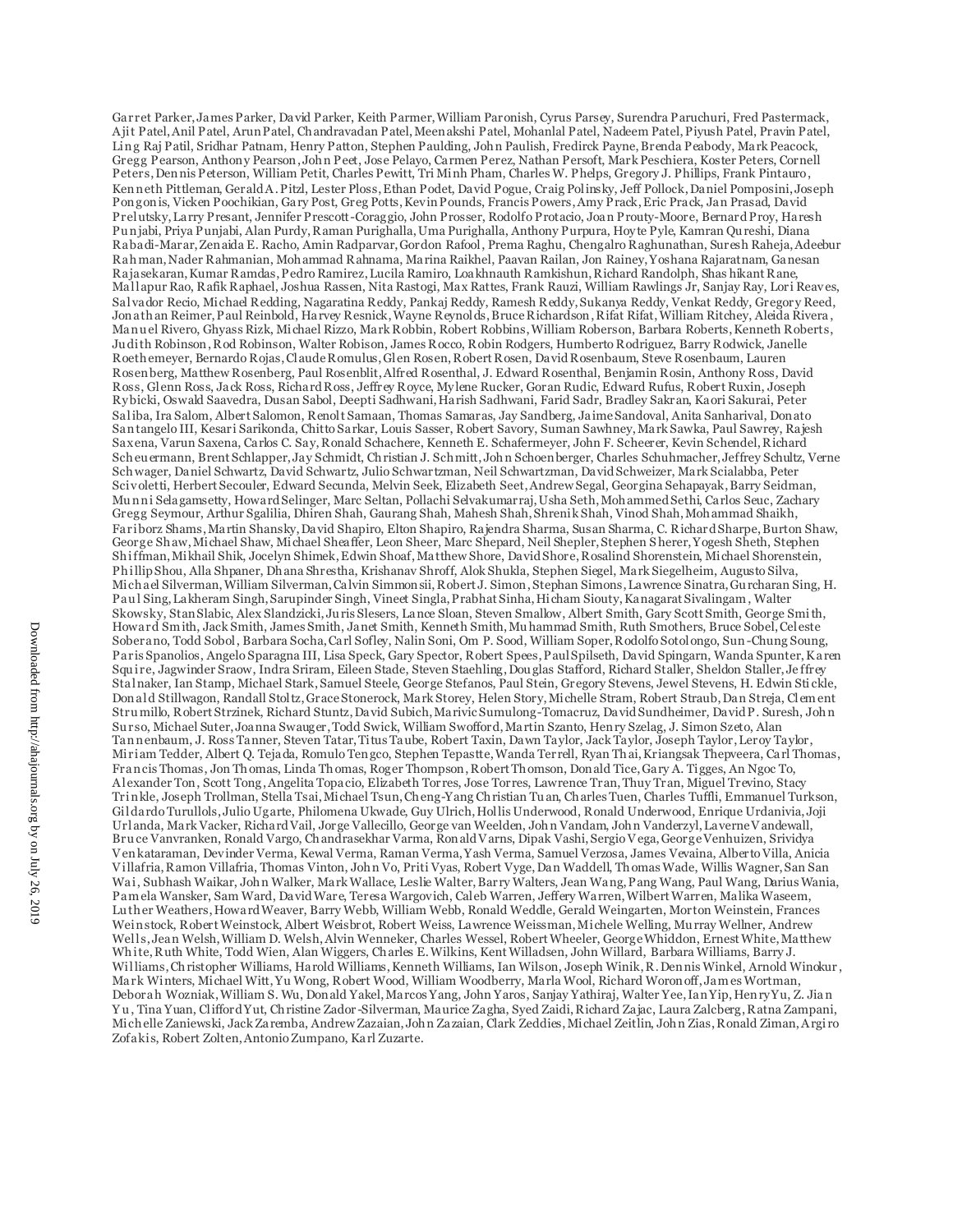Garret Parker, James Parker, David Parker, Keith Parmer, William Paronish, Cyrus Parsey, Surendra Paruchuri, Fred Pastermack, Ajit Patel, Anil Patel, Arun Patel, Chandravadan Patel, Meenakshi Patel, Mohanlal Patel, Nadeem Patel, Piyush Patel, Pravin Patel, Ling Raj Patil, Sridhar Patnam, Henry Patton, Stephen Paulding, John Paulish, Fredirck Payne, Brenda Peabody, Mark Peacock, Gregg Pearson, Anthony Pearson, John Peet, Jose Pelayo, Carmen Perez, Nathan Persoft, Mark Peschiera, Koster Peters, Cornell Peters, Dennis Peterson, William Petit, Charles Pewitt, Tri Minh Pham, Charles W. Phelps, Gregory J. Phillips, Frank Pintauro, Kenneth Pittleman, Gerald A. Pitzl, Lester Ploss, Ethan Podet, David Pogue, Craig Polinsky, Jeff Pollock, Daniel Pomposini, Joseph Pongonis, Vicken Poochikian, Gary Post, Greg Potts, Kevin Pounds, Francis Powers, Amy Prack, Eric Prack, Jan Prasad, David Prelutsky, Larry Presant, Jennifer Prescott-Coraggio, John Prosser, Rodolfo Protacio, Joan Prouty-Moore, Bernard Proy, Haresh Punjabi, Priya Punjabi, Alan Purdy, Raman Purighalla, Uma Purighalla, Anthony Purpura, Hoyte Pyle, Kamran Qureshi, Diana Rabadi-Marar, Zenaida E. Racho, Amin Radparvar, Gordon Rafool, Prema Raghu, Chengalro Raghunathan, Suresh Raheja, Adeebur Rahman, Nader Rahmanian, Mohammad Rahnama, Marina Raikhel, Paavan Railan, Jon Rainey, Yoshana Rajaratnam, Ganesan Rajasekaran, Kumar Ramdas, Pedro Ramirez, Lucila Ramiro, Loakhnauth Ramkishun, Richard Randolph, Shashikant Rane, Mallapur Rao, Rafik Raphael, Joshua Rassen, Nita Rastogi, Max Rattes, Frank Rauzi, William Rawlings Jr, Sanjay Ray, Lori Reaves, Salvador Recio, Michael Redding, Nagaratina Reddy, Pankaj Reddy, Ramesh Reddy, Sukanya Reddy, Venkat Reddy, Gregory Reed, Jonathan Reimer, Paul Reinbold, Harvey Resnick, Wayne Reynolds, Bruce Richardson, Rifat Rifat, William Ritchey, Aleida Rivera, Manuel Rivero, Ghyass Rizk, Michael Rizzo, Mark Robbin, Robert Robbins, William Roberson, Barbara Roberts, Kenneth Roberts, Judith Robinson, Rod Robinson, Walter Robison, James Rocco, Robin Rodgers, Humberto Rodriguez, Barry Rodwick, Janelle Roethemeyer, Bernardo Rojas, Claude Romulus, Glen Rosen, Robert Rosen, David Rosenbaum, Steve Rosenbaum, Lauren Rosenberg, Matthew Rosenberg, Paul Rosenblit, Alfred Rosenthal, J. Edward Rosenthal, Benjamin Rosin, Anthony Ross, David Ross, Glenn Ross, Jack Ross, Richard Ross, Jeffrey Royce, Mylene Rucker, Goran Rudic, Edward Rufus, Robert Ruxin, Joseph Rybicki, Oswald Saavedra, Dusan Sabol, Deepti Sadhwani, Harish Sadhwani, Farid Sadr, Bradley Sakran, Kaori Sakurai, Peter Saliba, Ira Salom, Albert Salomon, Renolt Samaan, Thomas Samaras, Jay Sandberg, Jaime Sandoval, Anita Sanharival, Donato Santangelo III, Kesari Sarikonda, Chitto Sarkar, Louis Sasser, Robert Savory, Suman Sawhney, Mark Sawka, Paul Sawrey, Rajesh Saxena, Varun Saxena, Carlos C. Say, Ronald Schachere, Kenneth E. Schafermeyer, John F. Scheerer, Kevin Schendel, Richard Scheuermann, Brent Schlapper, Jay Schmidt, Christian J. Schmitt, John Schoenberger, Charles Schuhmacher, Jeffrey Schultz, Verne Schwager, Daniel Schwartz, David Schwartz, Julio Schwartzman, Neil Schwartzman, David Schweizer, Mark Scialabba, Peter Scivoletti, Herbert Secouler, Edward Secunda, Melvin Seek, Elizabeth Seet, Andrew Segal, Georgina Sehapayak, Barry Seidman, Munni Selagamsetty, Howard Selinger, Marc Seltan, Pollachi Selvakumarraj, Usha Seth, Mohammed Sethi, Carlos Seuc, Zachary Gregg Seymour, Arthur Sgalilia, Dhiren Shah, Gaurang Shah, Mahesh Shah, Shrenik Shah, Vinod Shah, Mohammad Shaikh, Fariborz Shams, Martin Shansky, David Shapiro, Elton Shapiro, Rajendra Sharma, Susan Sharma, C. Richard Sharpe, Burton Shaw, George Shaw, Michael Shaw, Michael Sheaffer, Leon Sheer, Marc Shepard, Neil Shepler, Stephen Sherer, Yogesh Sheth, Stephen Shiffman, Mikhail Shik, Jocelyn Shimek, Edwin Shoaf, Matthew Shore, David Shore, Rosalind Shorenstein, Michael Shorenstein, Phillip Shou, Alla Shpaner, Dhana Shrestha, Krishanav Shroff, Alok Shukla, Stephen Siegel, Mark Siegelheim, Augusto Silva, Michael Silverman, William Silverman, Calvin Simmonsii, Robert J. Simon, Stephan Simons, Lawrence Sinatra, Gurcharan Sing, H. Paul Sing, Lakheram Singh, Sarupinder Singh, Vineet Singla, Prabhat Sinha, Hicham Siouty, Kanagarat Sivalingam, Walter Skowsky, Stan Slabic, Alex Slandzicki, Juris Slesers, Lance Sloan, Steven Smallow, Albert Smith, Gary Scott Smith, George Smith, Howard Smith, Jack Smith, James Smith, Janet Smith, Kenneth Smith, Muhammad Smith, Ruth Smothers, Bruce Sobel, Celeste Soberano, Todd Sobol, Barbara Socha, Carl Sofley, Nalin Soni, Om P. Sood, William Soper, Rodolfo Sotolongo, Sun-Chung Soung, Paris Spanolios, Angelo Sparagna III, Lisa Speck, Gary Spector, Robert Spees, Paul Spilseth, David Spingarn, Wanda Spunter, Karen Squire, Jagwinder Sraow, Indra Sriram, Eileen Stade, Steven Staehling, Douglas Stafford, Richard Staller, Sheldon Staller, Jeffrey Stalnaker, Ian Stamp, Michael Stark, Samuel Steele, George Stefanos, Paul Stein, Gregory Stevens, Jewel Stevens, H. Edwin Stickle, Donald Stillwagon, Randall Stoltz, Grace Stonerock, Mark Storey, Helen Story, Michelle Stram, Robert Straub, Dan Streja, Clement Strumillo, Robert Strzinek, Richard Stuntz, David Subich, Marivic Sumulong-Tomacruz, David Sundheimer, David P. Suresh, John Surso, Michael Suter, Joanna Swauger, Todd Swick, William Swofford, Martin Szanto, Henry Szelag, J. Simon Szeto, Alan Tannenbaum, J. Ross Tanner, Steven Tatar, Titus Taube, Robert Taxin, Dawn Taylor, Jack Taylor, Joseph Taylor, Leroy Taylor, Miriam Tedder, Albert Q. Tejada, Romulo Tengco, Stephen Tepastte, Wanda Terrell, Ryan Thai, Kriangsak Thepveera, Carl Thomas, Francis Thomas, Jon Thomas, Linda Thomas, Roger Thompson, Robert Thomson, Donald Tice, Gary A. Tigges, An Ngoc To, Alexander Ton, Scott Tong, Angelita Topacio, Elizabeth Torres, Jose Torres, Lawrence Tran, Thuy Tran, Miguel Trevino, Stacy Trinkle, Joseph Trollman, Stella Tsai, Michael Tsun, Cheng-Yang Christian Tuan, Charles Tuen, Charles Tuffli, Emmanuel Turkson, Gildardo Turullols, Julio Ugarte, Philomena Ukwade, Guy Ulrich, Hollis Underwood, Ronald Underwood, Enrique Urdanivia, Joji Urlanda, Mark Vacker, Richard Vail, Jorge Vallecillo, George van Weelden, John Vandam, John Vanderzyl, Laverne Vandewall, Bruce Vanvranken, Ronald Vargo, Chandrasekhar Varma, Ronald Varns, Dipak Vashi, Sergio Vega, George Venhuizen, Srividya Venkataraman, Devinder Verma, Kewal Verma, Raman Verma, Yash Verma, Samuel Verzosa, James Vevaina, Alberto Villa, Anicia Villafria, Ramon Villafria, Thomas Vinton, John Vo, Priti Vyas, Robert Vyge, Dan Waddell, Thomas Wade, Willis Wagner, San San Wai, Subhash Waikar, John Walker, Mark Wallace, Leslie Walter, Barry Walters, Jean Wang, Pang Wang, Paul Wang, Darius Wania, Pamela Wansker, Sam Ward, David Ware, Teresa Wargovich, Caleb Warren, Jeffery Warren, Wilbert Warren, Malika Waseem, Luther Weathers, Howard Weaver, Barry Webb, William Webb, Ronald Weddle, Gerald Weingarten, Morton Weinstein, Frances Weinstock, Robert Weinstock, Albert Weisbrot, Robert Weiss, Lawrence Weissman, Michele Welling, Murray Wellner, Andrew Wells, Jean Welsh, William D. Welsh, Alvin Wenneker, Charles Wessel, Robert Wheeler, George Whiddon, Ernest White, Matthew White, Ruth White, Todd Wien, Alan Wiggers, Charles E. Wilkins, Kent Willadsen, John Willard, Barbara Williams, Barry J. Williams, Christopher Williams, Harold Williams, Kenneth Williams, Ian Wilson, Joseph Winik, R. Dennis Winkel, Arnold Winokur, Mark Winters, Michael Witt, Yu Wong, Robert Wood, William Woodberry, Marla Wool, Richard Woronoff, James Wortman, Deborah Wozniak, William S. Wu, Donald Yakel, Marcos Yang, John Yaros, Sanjay Yathiraj, Walter Yee, Ian Yip, Henry Yu, Z. Jian Yu, Tina Yuan, Clifford Yut, Christine Zador-Silverman, Maurice Zagha, Syed Zaidi, Richard Zajac, Laura Zalcberg, Ratna Zampani, Michelle Zaniewski, Jack Zaremba, Andrew Zazaian, John Zazaian, Clark Zeddies, Michael Zeitlin, John Zias, Ronald Ziman, Argiro Zofakis, Robert Zolten, Antonio Zumpano, Karl Zuzarte.